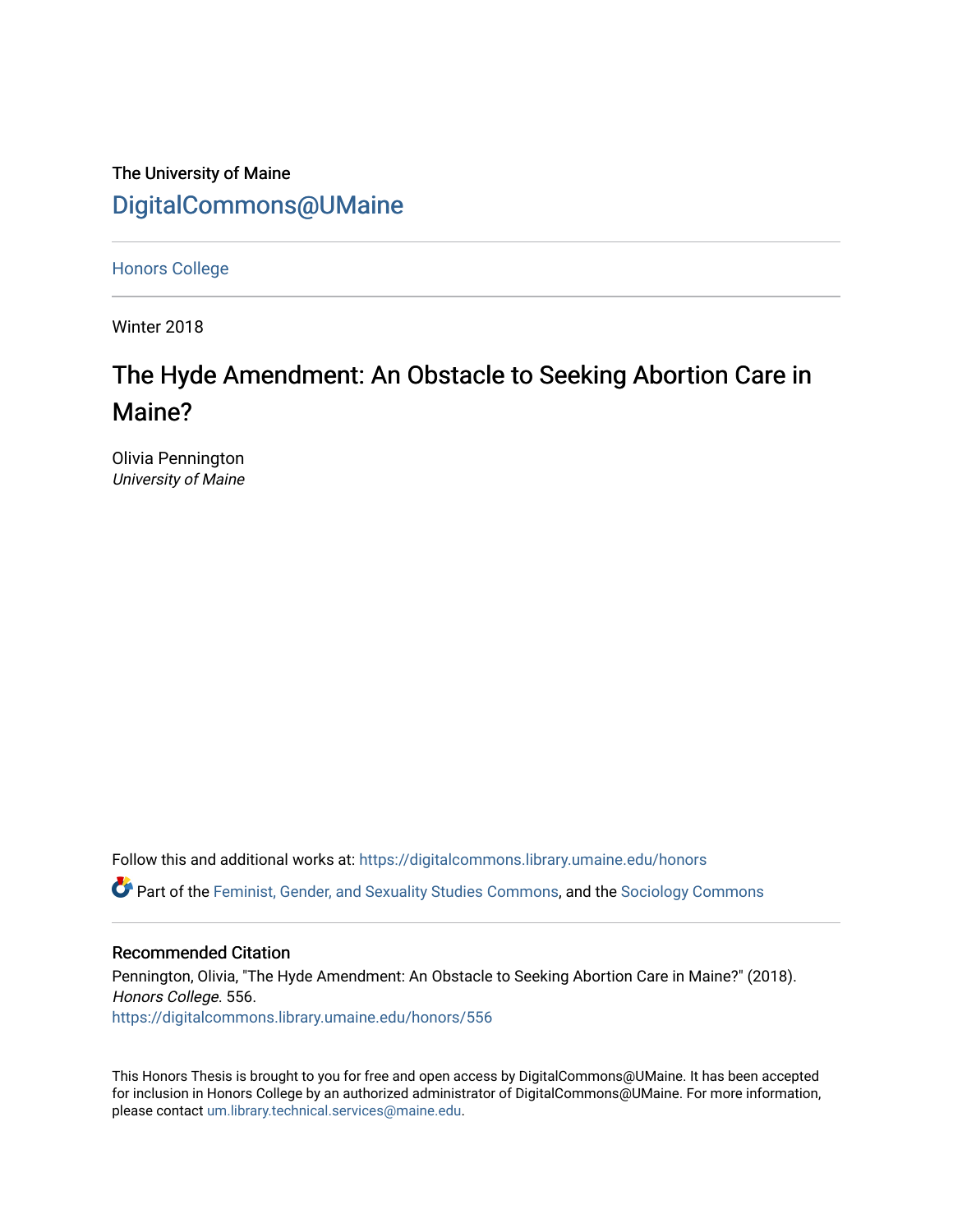The University of Maine

[DigitalCommons@UMaine](https://digitalcommons.library.umaine.edu/)

---

Honors College

---

Winter 2018

# The Hyde Amendment: An Obstacle to Seeking Abortion Care in Maine?

Olivia Pennington
*University of Maine*

Follow this and additional works at: https://digitalcommons.library.umaine.edu/honors

Part of the Feminist, Gender, and Sexuality Studies Commons, and the Sociology Commons

---

### Recommended Citation

Pennington, Olivia, "The Hyde Amendment: An Obstacle to Seeking Abortion Care in Maine?" (2018). *Honors College*. 556.
https://digitalcommons.library.umaine.edu/honors/556

---

This Honors Thesis is brought to you for free and open access by DigitalCommons@UMaine. It has been accepted for inclusion in Honors College by an authorized administrator of DigitalCommons@UMaine. For more information, please contact um.library.technical.services@maine.edu.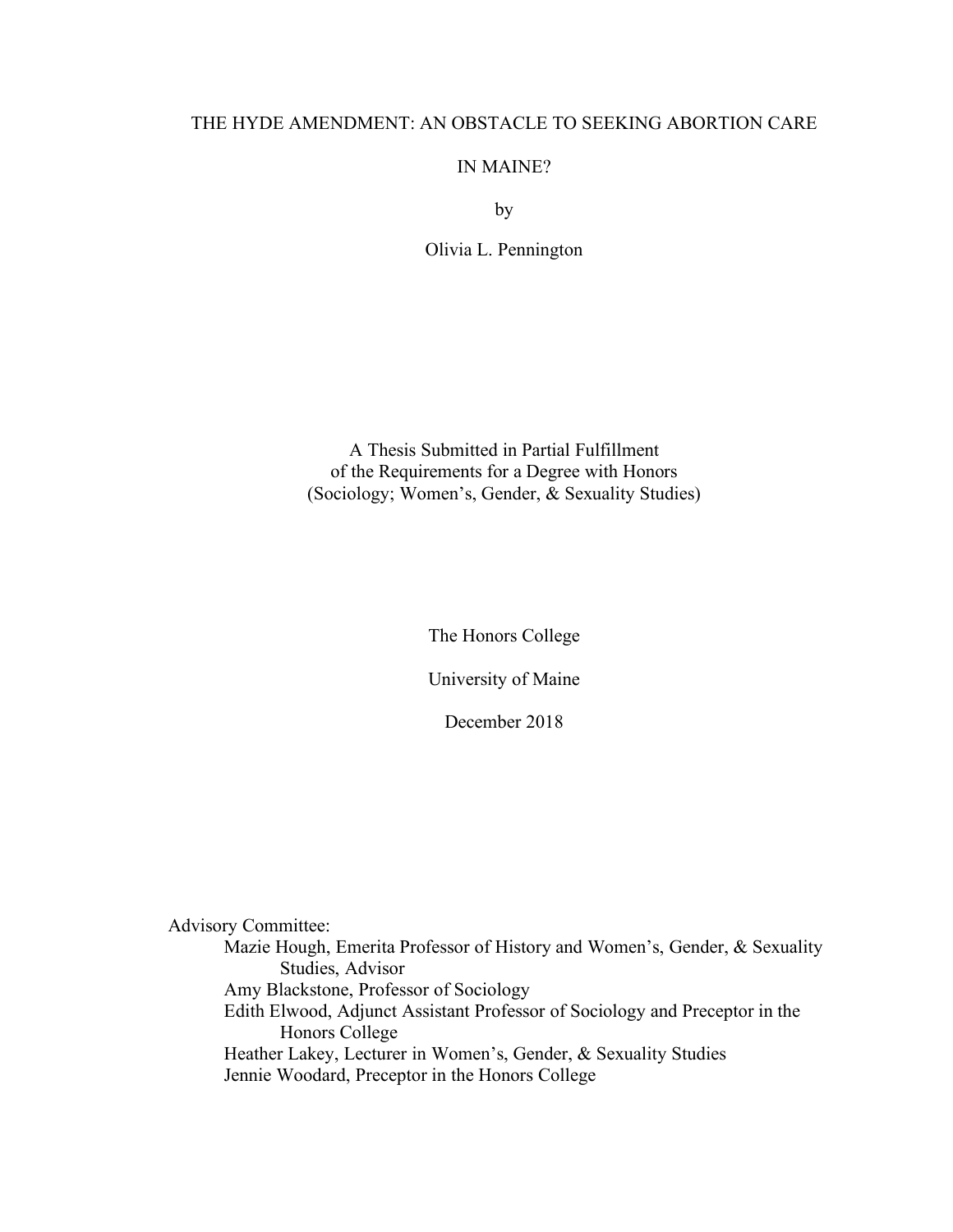# THE HYDE AMENDMENT: AN OBSTACLE TO SEEKING ABORTION CARE IN MAINE?

by

Olivia L. Pennington

A Thesis Submitted in Partial Fulfillment
of the Requirements for a Degree with Honors
(Sociology; Women's, Gender, & Sexuality Studies)

The Honors College

University of Maine

December 2018

Advisory Committee:

- Mazie Hough, Emerita Professor of History and Women's, Gender, & Sexuality Studies, Advisor
- Amy Blackstone, Professor of Sociology
- Edith Elwood, Adjunct Assistant Professor of Sociology and Preceptor in the Honors College
- Heather Lakey, Lecturer in Women's, Gender, & Sexuality Studies
- Jennie Woodard, Preceptor in the Honors College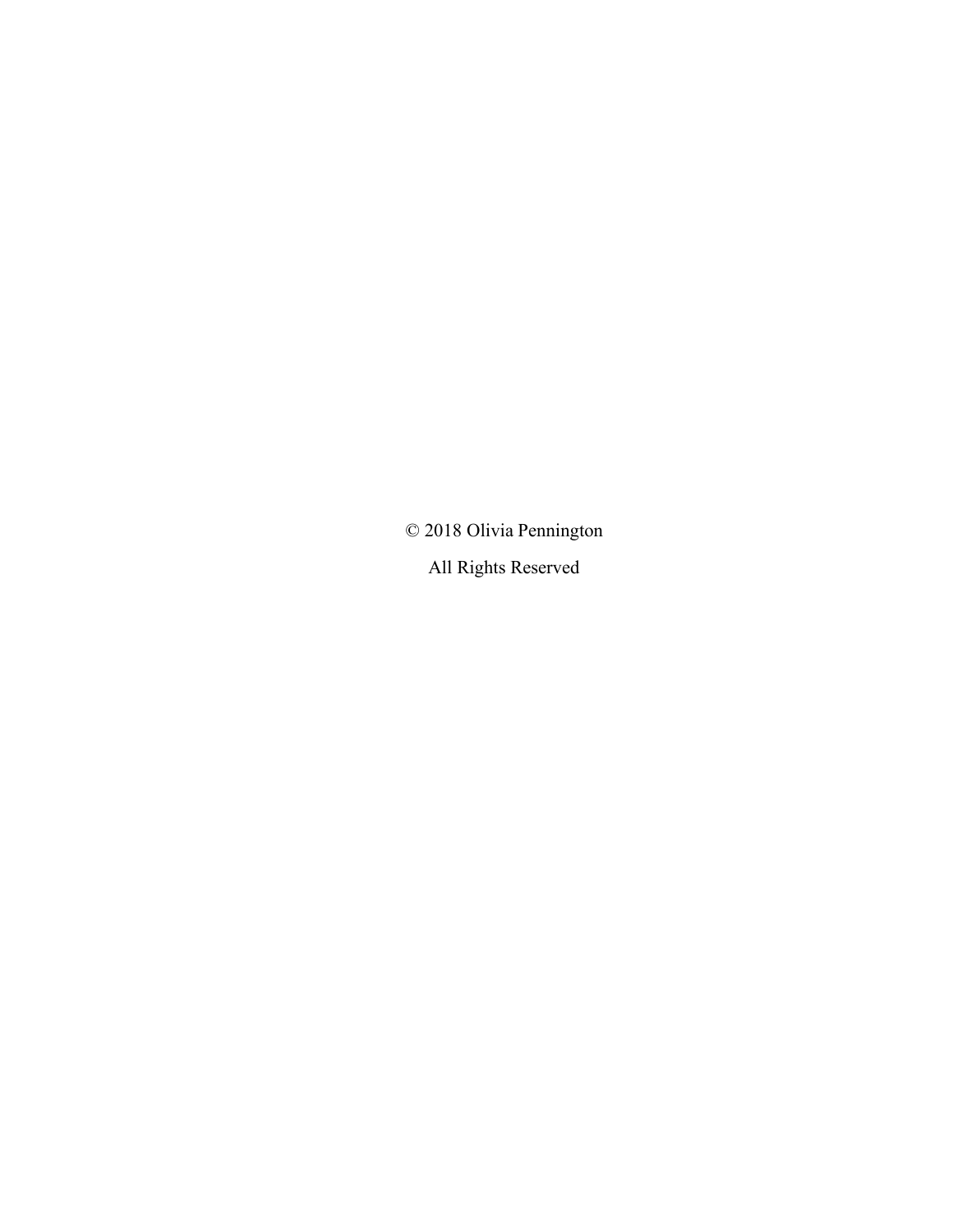© 2018 Olivia Pennington

All Rights Reserved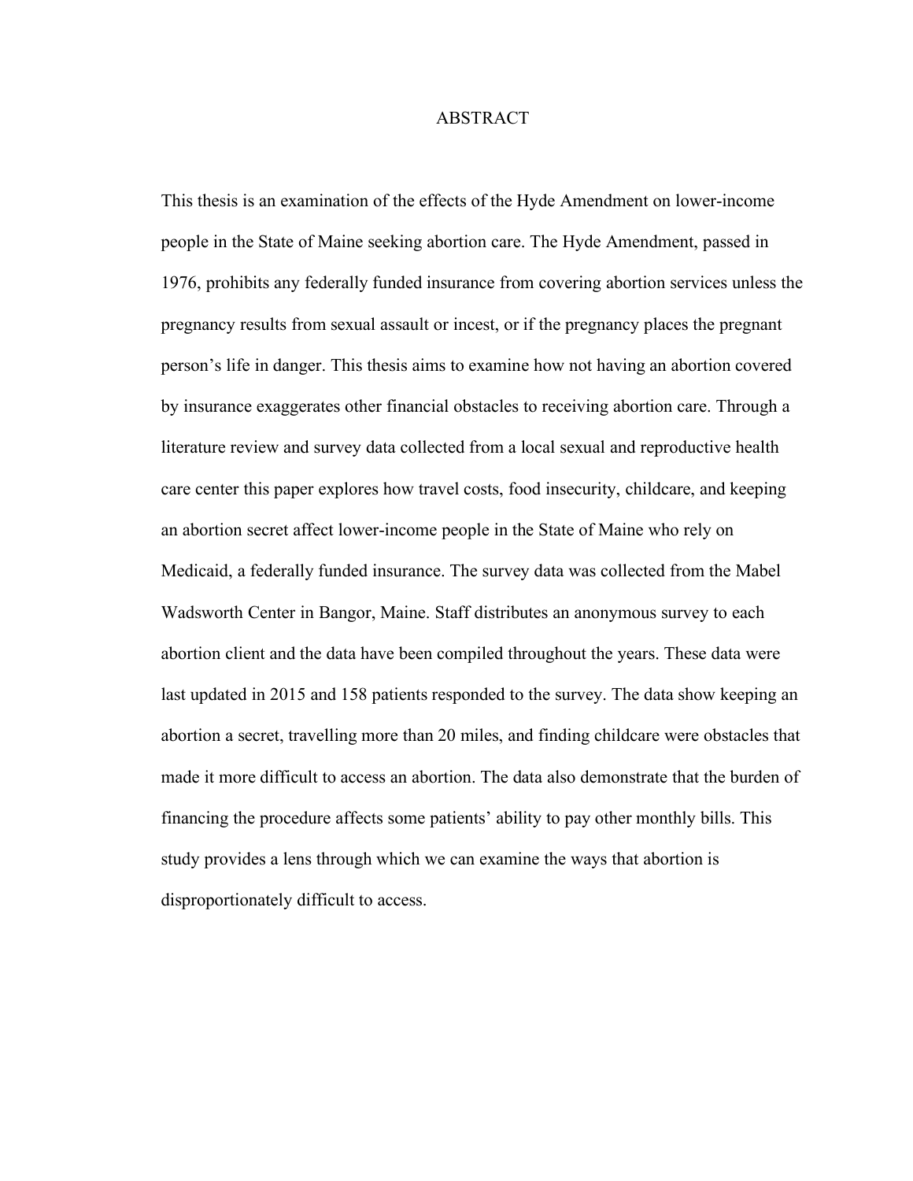# ABSTRACT

This thesis is an examination of the effects of the Hyde Amendment on lower-income people in the State of Maine seeking abortion care. The Hyde Amendment, passed in 1976, prohibits any federally funded insurance from covering abortion services unless the pregnancy results from sexual assault or incest, or if the pregnancy places the pregnant person's life in danger. This thesis aims to examine how not having an abortion covered by insurance exaggerates other financial obstacles to receiving abortion care. Through a literature review and survey data collected from a local sexual and reproductive health care center this paper explores how travel costs, food insecurity, childcare, and keeping an abortion secret affect lower-income people in the State of Maine who rely on Medicaid, a federally funded insurance. The survey data was collected from the Mabel Wadsworth Center in Bangor, Maine. Staff distributes an anonymous survey to each abortion client and the data have been compiled throughout the years. These data were last updated in 2015 and 158 patients responded to the survey. The data show keeping an abortion a secret, travelling more than 20 miles, and finding childcare were obstacles that made it more difficult to access an abortion. The data also demonstrate that the burden of financing the procedure affects some patients' ability to pay other monthly bills. This study provides a lens through which we can examine the ways that abortion is disproportionately difficult to access.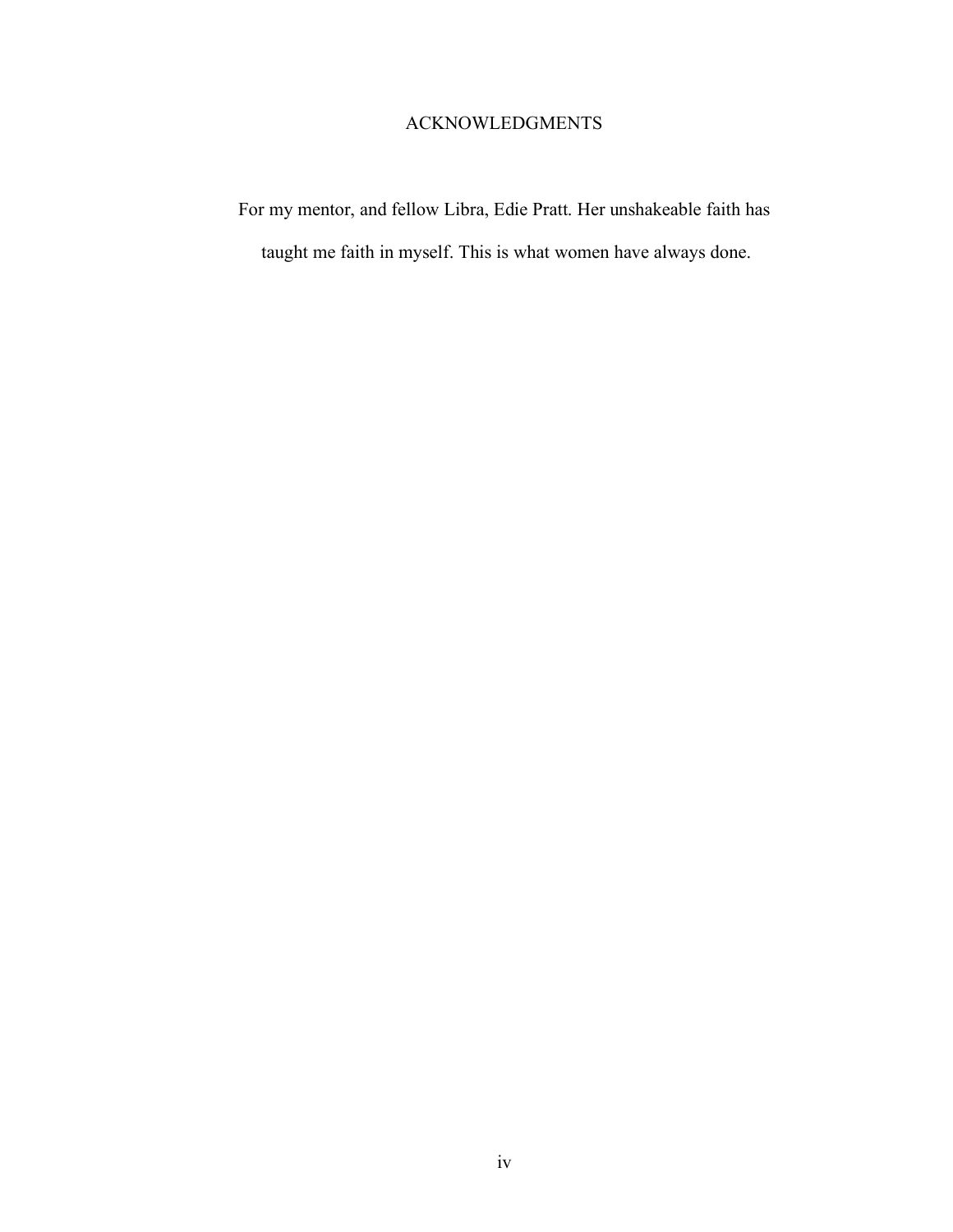# ACKNOWLEDGMENTS

For my mentor, and fellow Libra, Edie Pratt. Her unshakeable faith has taught me faith in myself. This is what women have always done.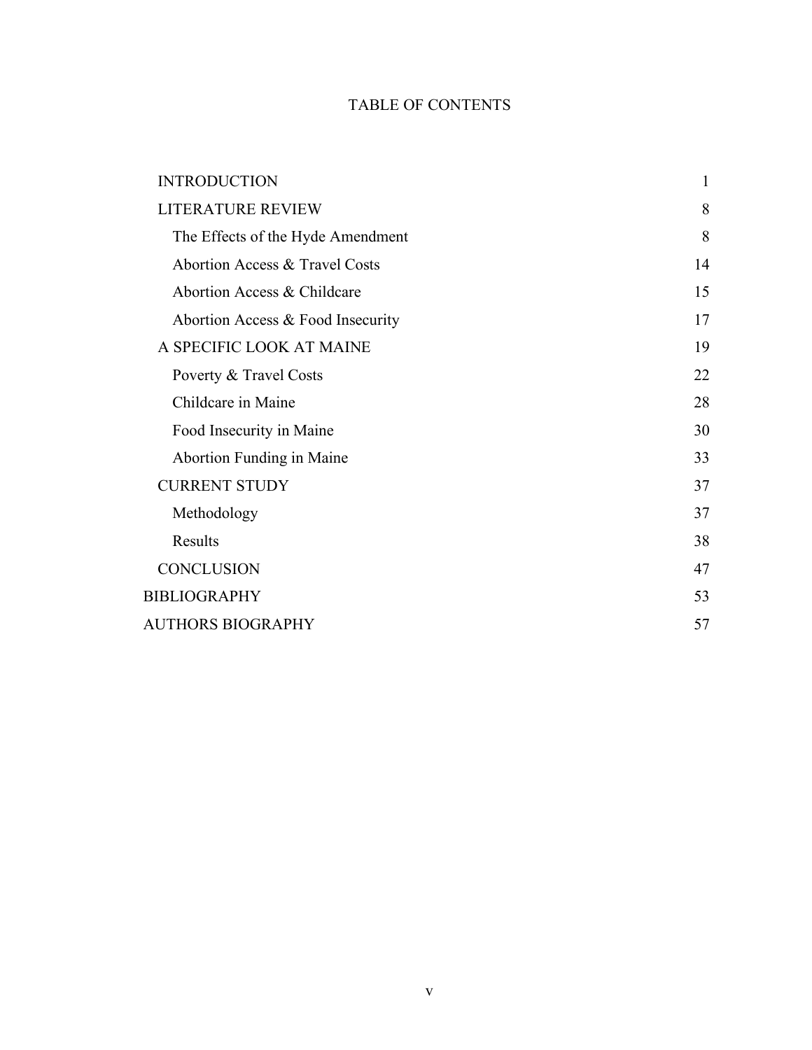# TABLE OF CONTENTS

| | |
|---|---|
| INTRODUCTION | 1 |
| LITERATURE REVIEW | 8 |
| The Effects of the Hyde Amendment | 8 |
| Abortion Access & Travel Costs | 14 |
| Abortion Access & Childcare | 15 |
| Abortion Access & Food Insecurity | 17 |
| A SPECIFIC LOOK AT MAINE | 19 |
| Poverty & Travel Costs | 22 |
| Childcare in Maine | 28 |
| Food Insecurity in Maine | 30 |
| Abortion Funding in Maine | 33 |
| CURRENT STUDY | 37 |
| Methodology | 37 |
| Results | 38 |
| CONCLUSION | 47 |
| BIBLIOGRAPHY | 53 |
| AUTHORS BIOGRAPHY | 57 |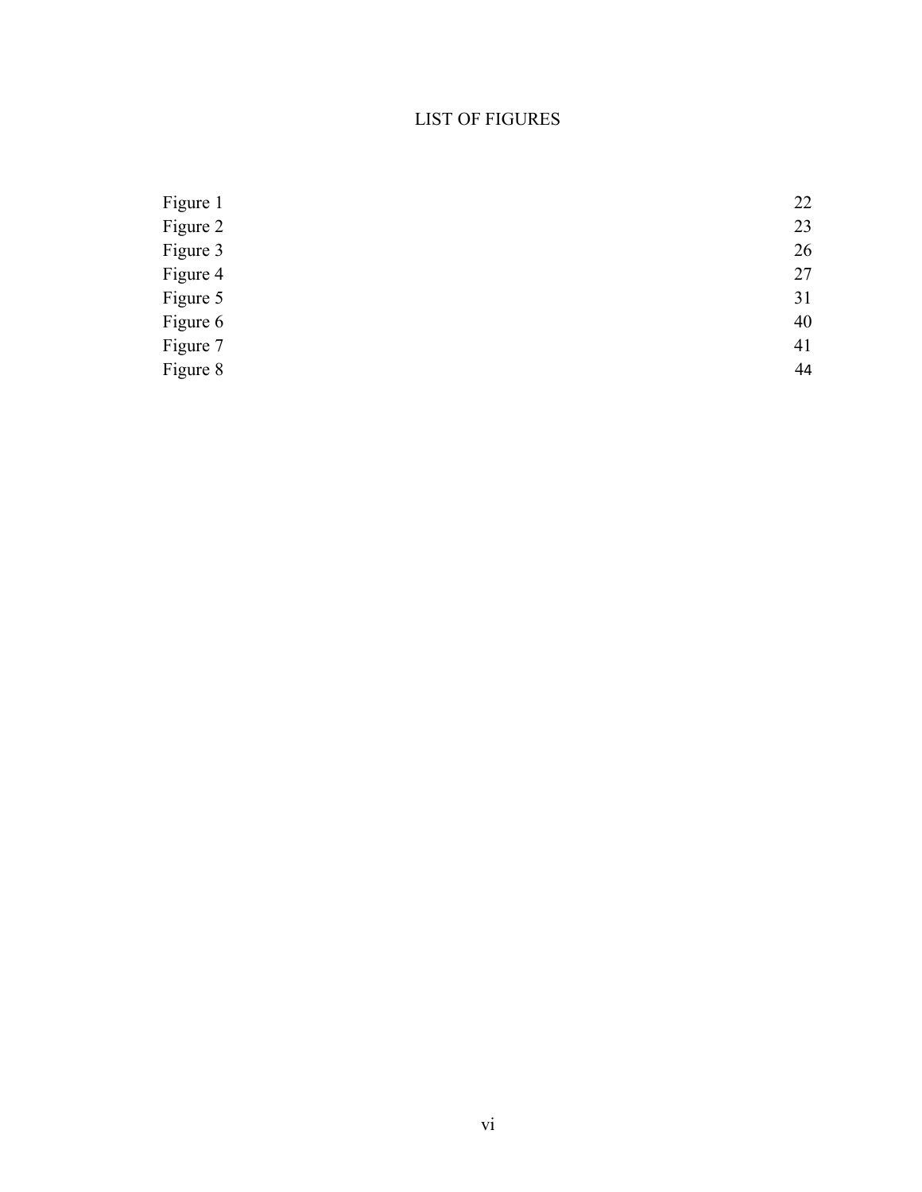# LIST OF FIGURES

| | |
|---|---|
| Figure 1 | 22 |
| Figure 2 | 23 |
| Figure 3 | 26 |
| Figure 4 | 27 |
| Figure 5 | 31 |
| Figure 6 | 40 |
| Figure 7 | 41 |
| Figure 8 | 44 |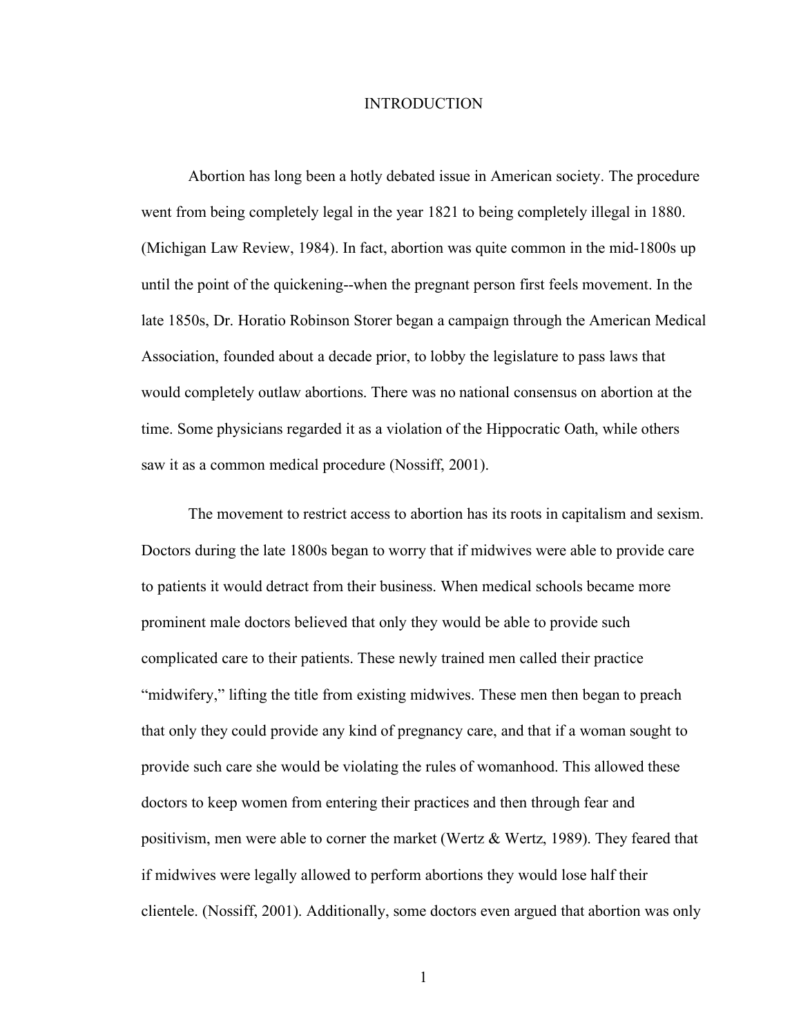# INTRODUCTION

Abortion has long been a hotly debated issue in American society. The procedure went from being completely legal in the year 1821 to being completely illegal in 1880. (Michigan Law Review, 1984). In fact, abortion was quite common in the mid-1800s up until the point of the quickening--when the pregnant person first feels movement. In the late 1850s, Dr. Horatio Robinson Storer began a campaign through the American Medical Association, founded about a decade prior, to lobby the legislature to pass laws that would completely outlaw abortions. There was no national consensus on abortion at the time. Some physicians regarded it as a violation of the Hippocratic Oath, while others saw it as a common medical procedure (Nossiff, 2001).

The movement to restrict access to abortion has its roots in capitalism and sexism. Doctors during the late 1800s began to worry that if midwives were able to provide care to patients it would detract from their business. When medical schools became more prominent male doctors believed that only they would be able to provide such complicated care to their patients. These newly trained men called their practice "midwifery," lifting the title from existing midwives. These men then began to preach that only they could provide any kind of pregnancy care, and that if a woman sought to provide such care she would be violating the rules of womanhood. This allowed these doctors to keep women from entering their practices and then through fear and positivism, men were able to corner the market (Wertz & Wertz, 1989). They feared that if midwives were legally allowed to perform abortions they would lose half their clientele. (Nossiff, 2001). Additionally, some doctors even argued that abortion was only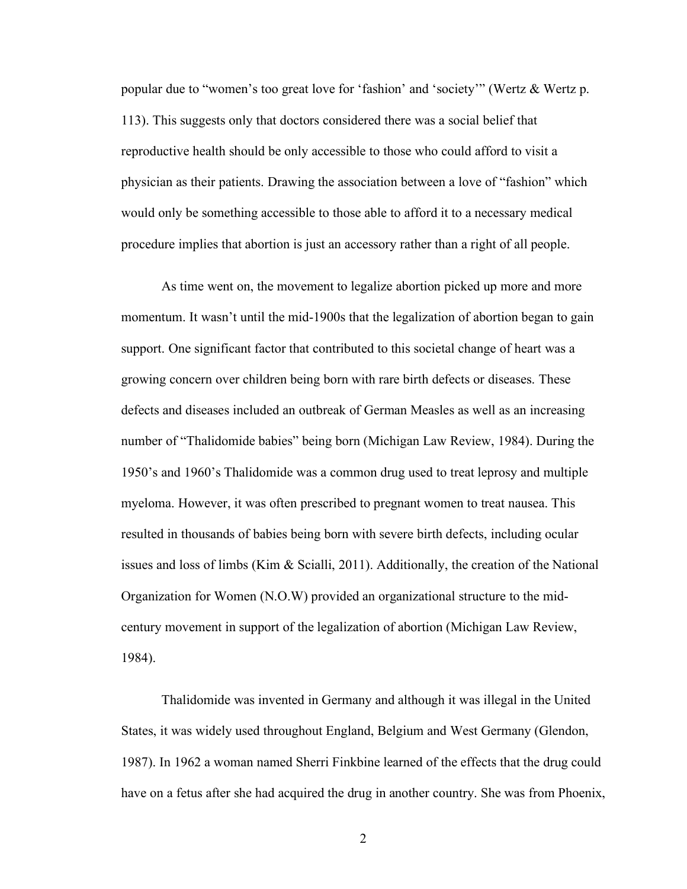popular due to "women's too great love for 'fashion' and 'society'" (Wertz & Wertz p. 113). This suggests only that doctors considered there was a social belief that reproductive health should be only accessible to those who could afford to visit a physician as their patients. Drawing the association between a love of "fashion" which would only be something accessible to those able to afford it to a necessary medical procedure implies that abortion is just an accessory rather than a right of all people.

As time went on, the movement to legalize abortion picked up more and more momentum. It wasn't until the mid-1900s that the legalization of abortion began to gain support. One significant factor that contributed to this societal change of heart was a growing concern over children being born with rare birth defects or diseases. These defects and diseases included an outbreak of German Measles as well as an increasing number of "Thalidomide babies" being born (Michigan Law Review, 1984). During the 1950's and 1960's Thalidomide was a common drug used to treat leprosy and multiple myeloma. However, it was often prescribed to pregnant women to treat nausea. This resulted in thousands of babies being born with severe birth defects, including ocular issues and loss of limbs (Kim & Scialli, 2011). Additionally, the creation of the National Organization for Women (N.O.W) provided an organizational structure to the mid-century movement in support of the legalization of abortion (Michigan Law Review, 1984).

Thalidomide was invented in Germany and although it was illegal in the United States, it was widely used throughout England, Belgium and West Germany (Glendon, 1987). In 1962 a woman named Sherri Finkbine learned of the effects that the drug could have on a fetus after she had acquired the drug in another country. She was from Phoenix,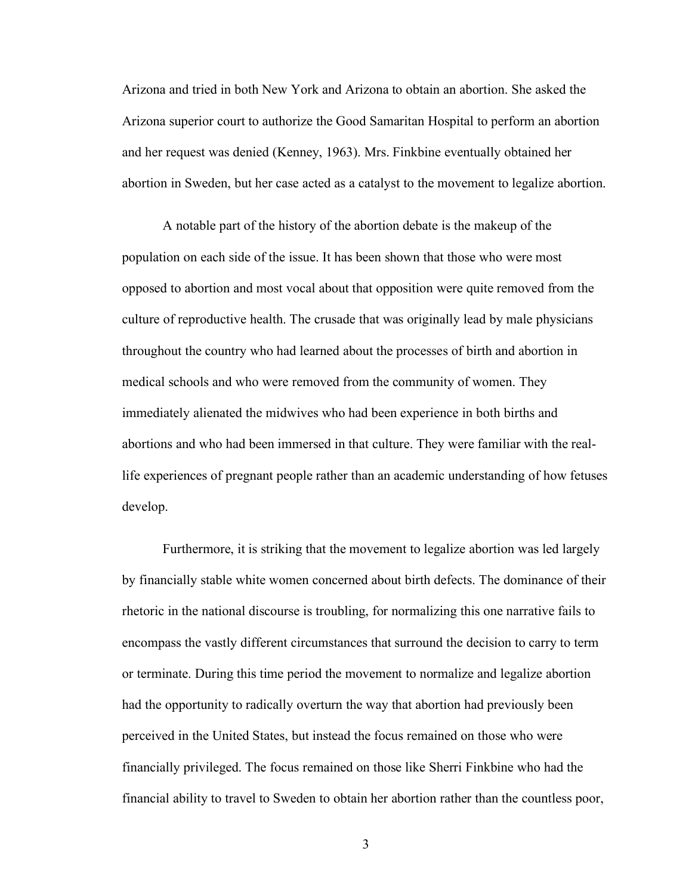Arizona and tried in both New York and Arizona to obtain an abortion. She asked the Arizona superior court to authorize the Good Samaritan Hospital to perform an abortion and her request was denied (Kenney, 1963). Mrs. Finkbine eventually obtained her abortion in Sweden, but her case acted as a catalyst to the movement to legalize abortion.

A notable part of the history of the abortion debate is the makeup of the population on each side of the issue. It has been shown that those who were most opposed to abortion and most vocal about that opposition were quite removed from the culture of reproductive health. The crusade that was originally lead by male physicians throughout the country who had learned about the processes of birth and abortion in medical schools and who were removed from the community of women. They immediately alienated the midwives who had been experience in both births and abortions and who had been immersed in that culture. They were familiar with the real-life experiences of pregnant people rather than an academic understanding of how fetuses develop.

Furthermore, it is striking that the movement to legalize abortion was led largely by financially stable white women concerned about birth defects. The dominance of their rhetoric in the national discourse is troubling, for normalizing this one narrative fails to encompass the vastly different circumstances that surround the decision to carry to term or terminate. During this time period the movement to normalize and legalize abortion had the opportunity to radically overturn the way that abortion had previously been perceived in the United States, but instead the focus remained on those who were financially privileged. The focus remained on those like Sherri Finkbine who had the financial ability to travel to Sweden to obtain her abortion rather than the countless poor,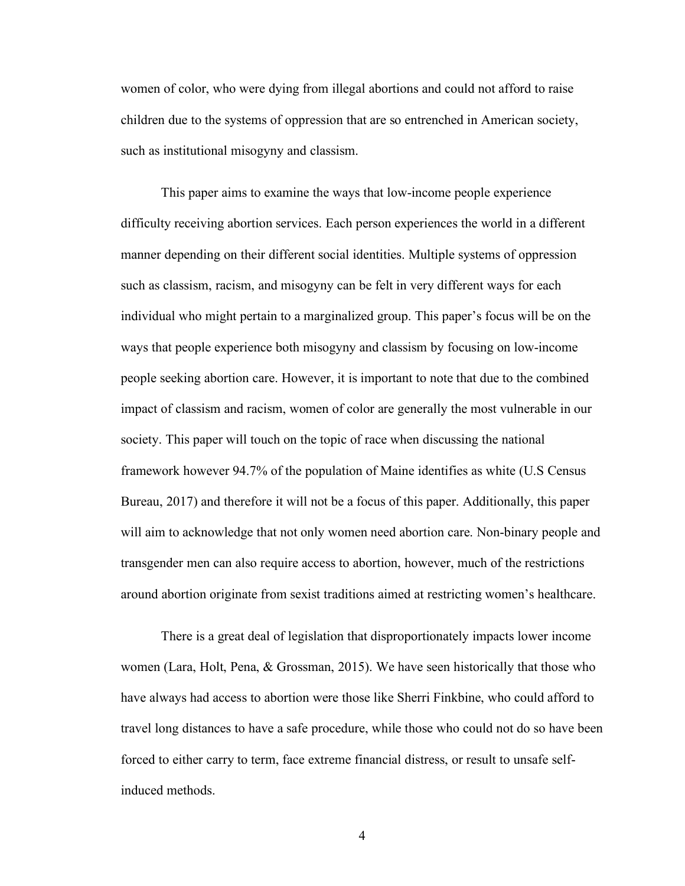women of color, who were dying from illegal abortions and could not afford to raise children due to the systems of oppression that are so entrenched in American society, such as institutional misogyny and classism.

This paper aims to examine the ways that low-income people experience difficulty receiving abortion services. Each person experiences the world in a different manner depending on their different social identities. Multiple systems of oppression such as classism, racism, and misogyny can be felt in very different ways for each individual who might pertain to a marginalized group. This paper's focus will be on the ways that people experience both misogyny and classism by focusing on low-income people seeking abortion care. However, it is important to note that due to the combined impact of classism and racism, women of color are generally the most vulnerable in our society. This paper will touch on the topic of race when discussing the national framework however 94.7% of the population of Maine identifies as white (U.S Census Bureau, 2017) and therefore it will not be a focus of this paper. Additionally, this paper will aim to acknowledge that not only women need abortion care. Non-binary people and transgender men can also require access to abortion, however, much of the restrictions around abortion originate from sexist traditions aimed at restricting women's healthcare.

There is a great deal of legislation that disproportionately impacts lower income women (Lara, Holt, Pena, & Grossman, 2015). We have seen historically that those who have always had access to abortion were those like Sherri Finkbine, who could afford to travel long distances to have a safe procedure, while those who could not do so have been forced to either carry to term, face extreme financial distress, or result to unsafe self-induced methods.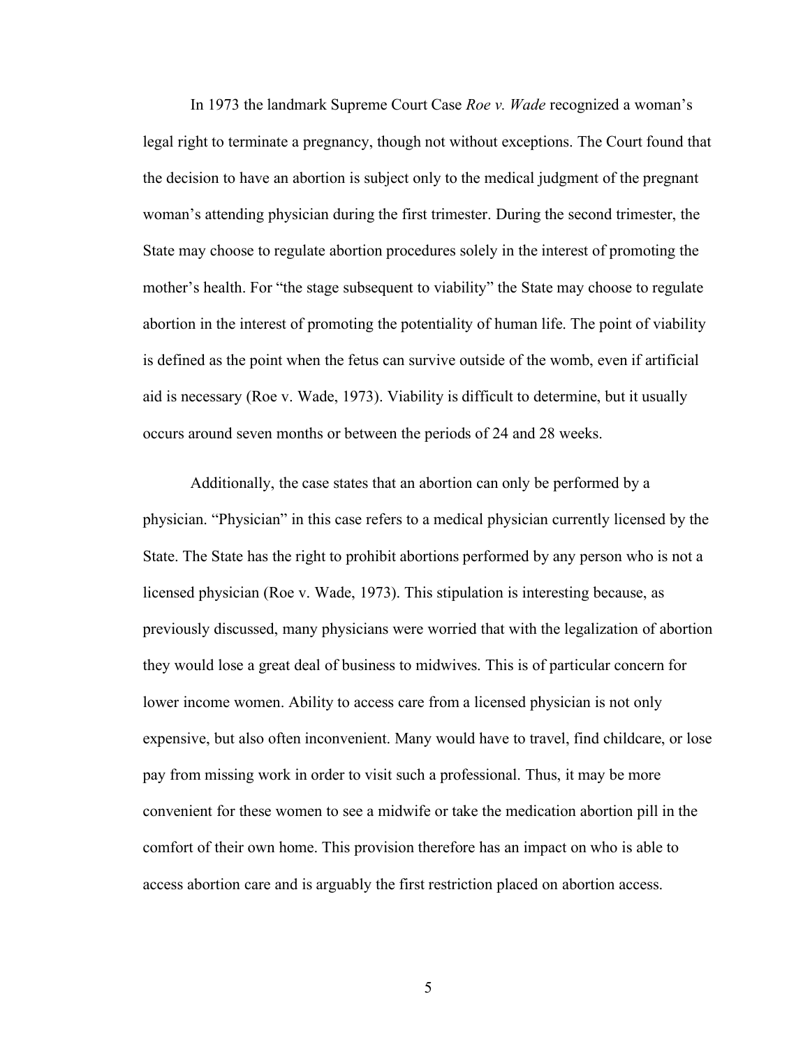In 1973 the landmark Supreme Court Case *Roe v. Wade* recognized a woman's legal right to terminate a pregnancy, though not without exceptions. The Court found that the decision to have an abortion is subject only to the medical judgment of the pregnant woman's attending physician during the first trimester. During the second trimester, the State may choose to regulate abortion procedures solely in the interest of promoting the mother's health. For "the stage subsequent to viability" the State may choose to regulate abortion in the interest of promoting the potentiality of human life. The point of viability is defined as the point when the fetus can survive outside of the womb, even if artificial aid is necessary (Roe v. Wade, 1973). Viability is difficult to determine, but it usually occurs around seven months or between the periods of 24 and 28 weeks.

Additionally, the case states that an abortion can only be performed by a physician. "Physician" in this case refers to a medical physician currently licensed by the State. The State has the right to prohibit abortions performed by any person who is not a licensed physician (Roe v. Wade, 1973). This stipulation is interesting because, as previously discussed, many physicians were worried that with the legalization of abortion they would lose a great deal of business to midwives. This is of particular concern for lower income women. Ability to access care from a licensed physician is not only expensive, but also often inconvenient. Many would have to travel, find childcare, or lose pay from missing work in order to visit such a professional. Thus, it may be more convenient for these women to see a midwife or take the medication abortion pill in the comfort of their own home. This provision therefore has an impact on who is able to access abortion care and is arguably the first restriction placed on abortion access.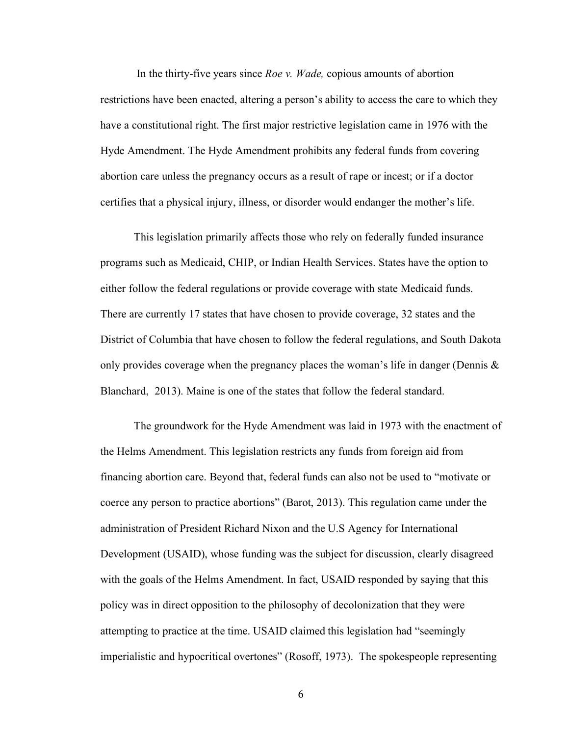In the thirty-five years since *Roe v. Wade,* copious amounts of abortion restrictions have been enacted, altering a person's ability to access the care to which they have a constitutional right. The first major restrictive legislation came in 1976 with the Hyde Amendment. The Hyde Amendment prohibits any federal funds from covering abortion care unless the pregnancy occurs as a result of rape or incest; or if a doctor certifies that a physical injury, illness, or disorder would endanger the mother's life.

This legislation primarily affects those who rely on federally funded insurance programs such as Medicaid, CHIP, or Indian Health Services. States have the option to either follow the federal regulations or provide coverage with state Medicaid funds. There are currently 17 states that have chosen to provide coverage, 32 states and the District of Columbia that have chosen to follow the federal regulations, and South Dakota only provides coverage when the pregnancy places the woman's life in danger (Dennis & Blanchard, 2013). Maine is one of the states that follow the federal standard.

The groundwork for the Hyde Amendment was laid in 1973 with the enactment of the Helms Amendment. This legislation restricts any funds from foreign aid from financing abortion care. Beyond that, federal funds can also not be used to "motivate or coerce any person to practice abortions" (Barot, 2013). This regulation came under the administration of President Richard Nixon and the U.S Agency for International Development (USAID), whose funding was the subject for discussion, clearly disagreed with the goals of the Helms Amendment. In fact, USAID responded by saying that this policy was in direct opposition to the philosophy of decolonization that they were attempting to practice at the time. USAID claimed this legislation had "seemingly imperialistic and hypocritical overtones" (Rosoff, 1973). The spokespeople representing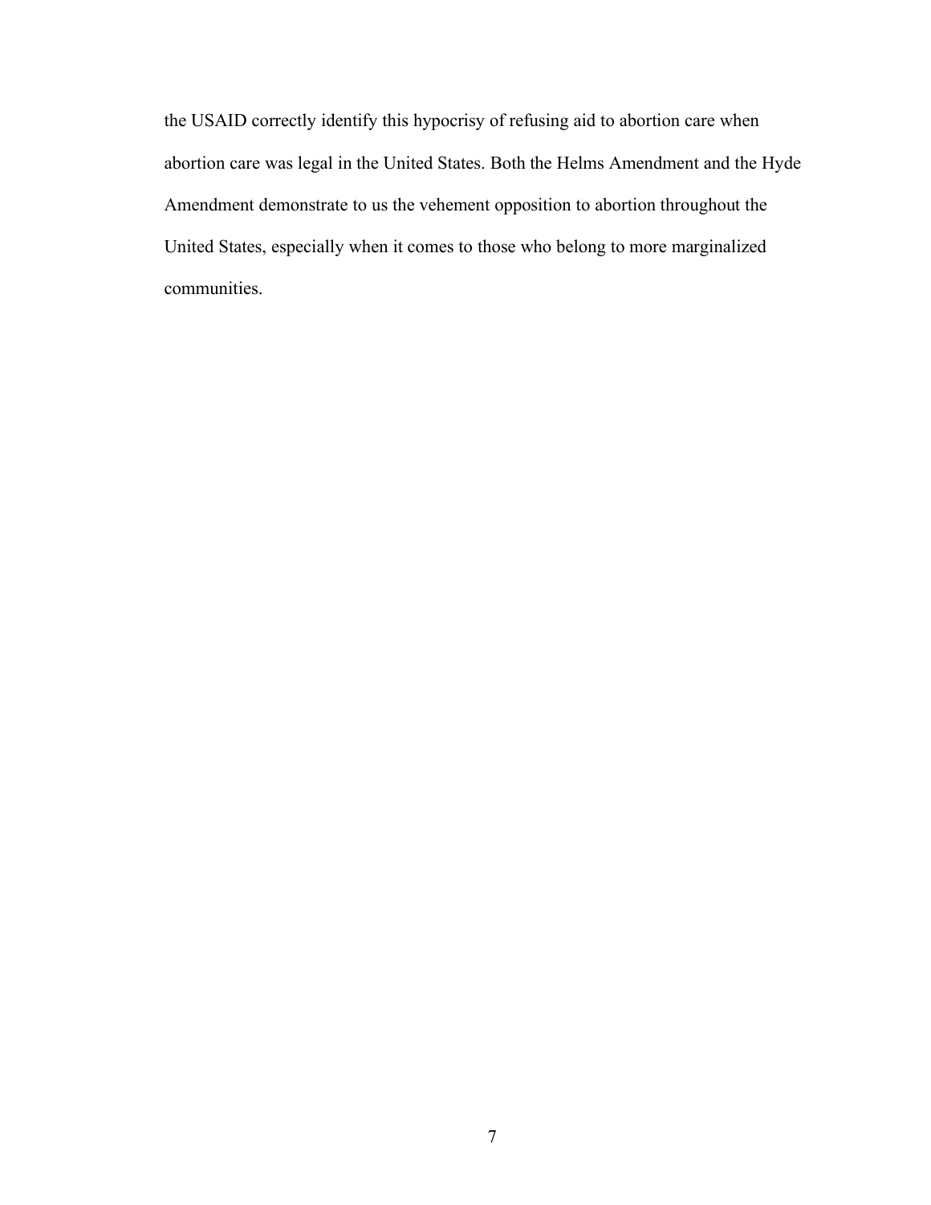the USAID correctly identify this hypocrisy of refusing aid to abortion care when abortion care was legal in the United States. Both the Helms Amendment and the Hyde Amendment demonstrate to us the vehement opposition to abortion throughout the United States, especially when it comes to those who belong to more marginalized communities.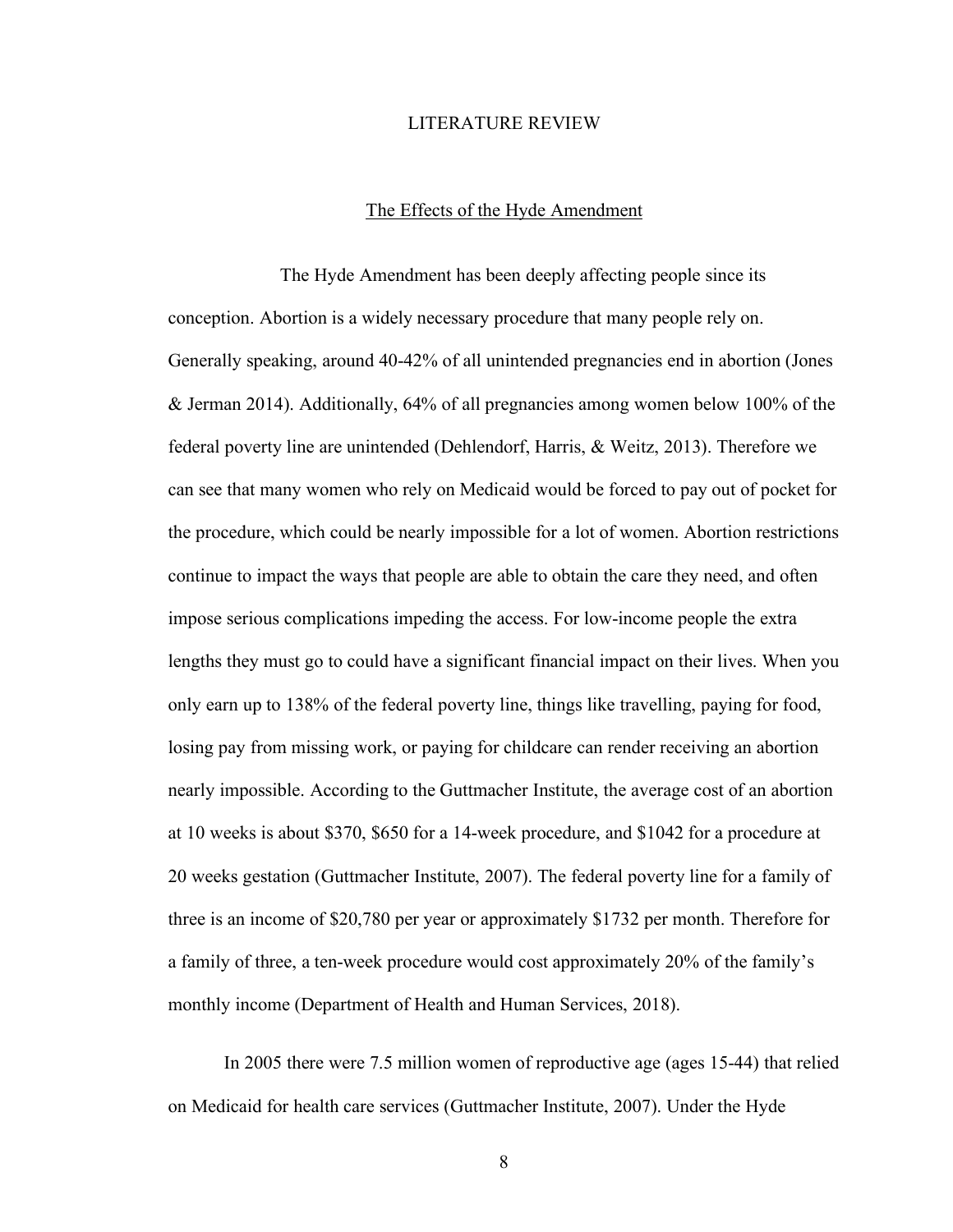# LITERATURE REVIEW

## The Effects of the Hyde Amendment

The Hyde Amendment has been deeply affecting people since its conception. Abortion is a widely necessary procedure that many people rely on. Generally speaking, around 40-42% of all unintended pregnancies end in abortion (Jones & Jerman 2014). Additionally, 64% of all pregnancies among women below 100% of the federal poverty line are unintended (Dehlendorf, Harris, & Weitz, 2013). Therefore we can see that many women who rely on Medicaid would be forced to pay out of pocket for the procedure, which could be nearly impossible for a lot of women. Abortion restrictions continue to impact the ways that people are able to obtain the care they need, and often impose serious complications impeding the access. For low-income people the extra lengths they must go to could have a significant financial impact on their lives. When you only earn up to 138% of the federal poverty line, things like travelling, paying for food, losing pay from missing work, or paying for childcare can render receiving an abortion nearly impossible. According to the Guttmacher Institute, the average cost of an abortion at 10 weeks is about $370, $650 for a 14-week procedure, and $1042 for a procedure at 20 weeks gestation (Guttmacher Institute, 2007). The federal poverty line for a family of three is an income of $20,780 per year or approximately $1732 per month. Therefore for a family of three, a ten-week procedure would cost approximately 20% of the family's monthly income (Department of Health and Human Services, 2018).

In 2005 there were 7.5 million women of reproductive age (ages 15-44) that relied on Medicaid for health care services (Guttmacher Institute, 2007). Under the Hyde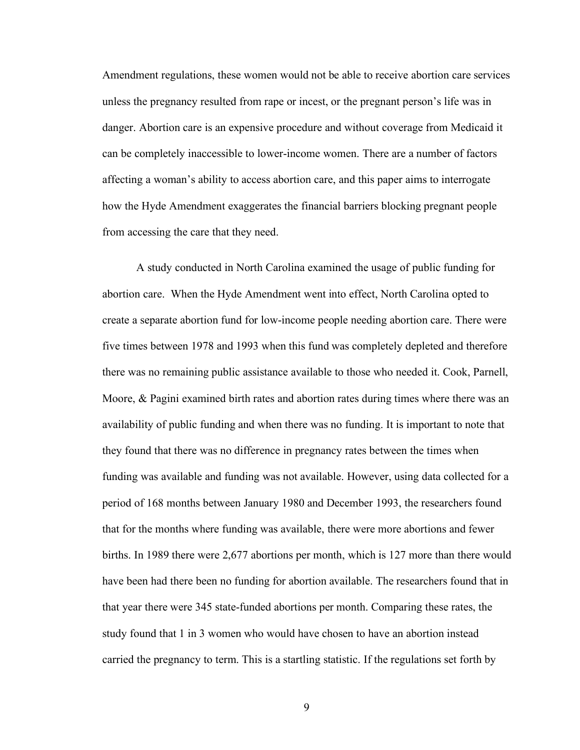Amendment regulations, these women would not be able to receive abortion care services unless the pregnancy resulted from rape or incest, or the pregnant person's life was in danger. Abortion care is an expensive procedure and without coverage from Medicaid it can be completely inaccessible to lower-income women. There are a number of factors affecting a woman's ability to access abortion care, and this paper aims to interrogate how the Hyde Amendment exaggerates the financial barriers blocking pregnant people from accessing the care that they need.

A study conducted in North Carolina examined the usage of public funding for abortion care. When the Hyde Amendment went into effect, North Carolina opted to create a separate abortion fund for low-income people needing abortion care. There were five times between 1978 and 1993 when this fund was completely depleted and therefore there was no remaining public assistance available to those who needed it. Cook, Parnell, Moore, & Pagini examined birth rates and abortion rates during times where there was an availability of public funding and when there was no funding. It is important to note that they found that there was no difference in pregnancy rates between the times when funding was available and funding was not available. However, using data collected for a period of 168 months between January 1980 and December 1993, the researchers found that for the months where funding was available, there were more abortions and fewer births. In 1989 there were 2,677 abortions per month, which is 127 more than there would have been had there been no funding for abortion available. The researchers found that in that year there were 345 state-funded abortions per month. Comparing these rates, the study found that 1 in 3 women who would have chosen to have an abortion instead carried the pregnancy to term. This is a startling statistic. If the regulations set forth by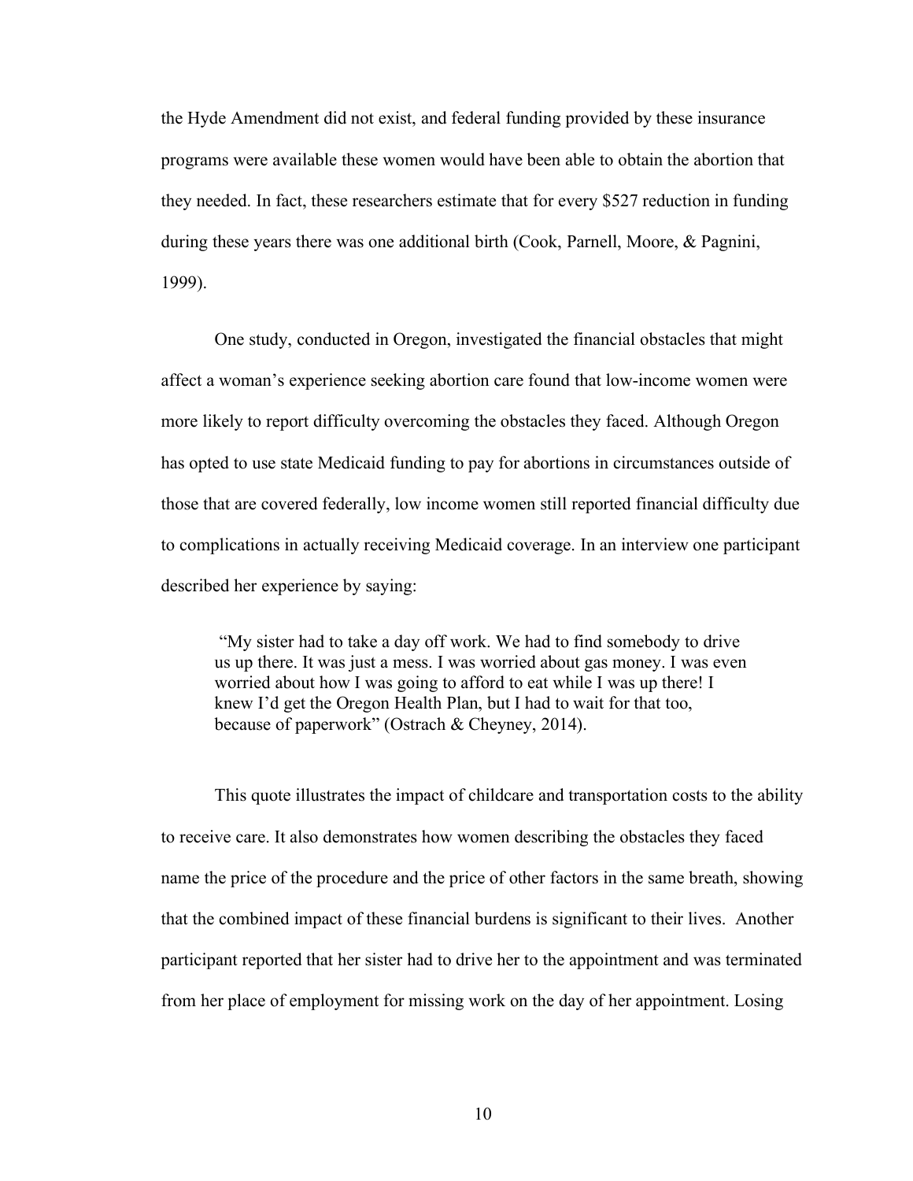the Hyde Amendment did not exist, and federal funding provided by these insurance programs were available these women would have been able to obtain the abortion that they needed. In fact, these researchers estimate that for every $527 reduction in funding during these years there was one additional birth (Cook, Parnell, Moore, & Pagnini, 1999).

One study, conducted in Oregon, investigated the financial obstacles that might affect a woman's experience seeking abortion care found that low-income women were more likely to report difficulty overcoming the obstacles they faced. Although Oregon has opted to use state Medicaid funding to pay for abortions in circumstances outside of those that are covered federally, low income women still reported financial difficulty due to complications in actually receiving Medicaid coverage. In an interview one participant described her experience by saying:

> "My sister had to take a day off work. We had to find somebody to drive us up there. It was just a mess. I was worried about gas money. I was even worried about how I was going to afford to eat while I was up there! I knew I'd get the Oregon Health Plan, but I had to wait for that too, because of paperwork" (Ostrach & Cheyney, 2014).

This quote illustrates the impact of childcare and transportation costs to the ability to receive care. It also demonstrates how women describing the obstacles they faced name the price of the procedure and the price of other factors in the same breath, showing that the combined impact of these financial burdens is significant to their lives. Another participant reported that her sister had to drive her to the appointment and was terminated from her place of employment for missing work on the day of her appointment. Losing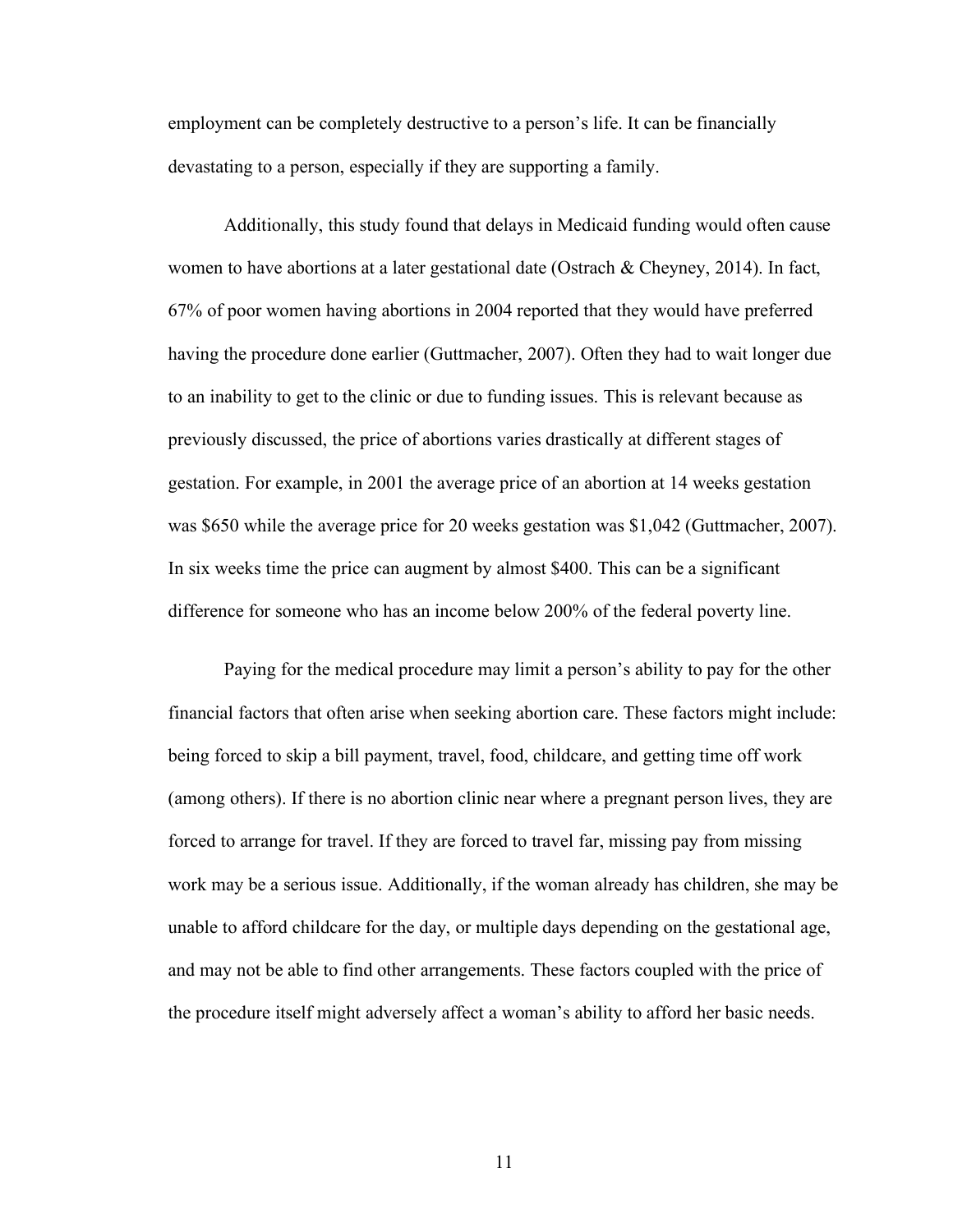employment can be completely destructive to a person's life. It can be financially devastating to a person, especially if they are supporting a family.

Additionally, this study found that delays in Medicaid funding would often cause women to have abortions at a later gestational date (Ostrach & Cheyney, 2014). In fact, 67% of poor women having abortions in 2004 reported that they would have preferred having the procedure done earlier (Guttmacher, 2007). Often they had to wait longer due to an inability to get to the clinic or due to funding issues. This is relevant because as previously discussed, the price of abortions varies drastically at different stages of gestation. For example, in 2001 the average price of an abortion at 14 weeks gestation was $650 while the average price for 20 weeks gestation was $1,042 (Guttmacher, 2007). In six weeks time the price can augment by almost $400. This can be a significant difference for someone who has an income below 200% of the federal poverty line.

Paying for the medical procedure may limit a person's ability to pay for the other financial factors that often arise when seeking abortion care. These factors might include: being forced to skip a bill payment, travel, food, childcare, and getting time off work (among others). If there is no abortion clinic near where a pregnant person lives, they are forced to arrange for travel. If they are forced to travel far, missing pay from missing work may be a serious issue. Additionally, if the woman already has children, she may be unable to afford childcare for the day, or multiple days depending on the gestational age, and may not be able to find other arrangements. These factors coupled with the price of the procedure itself might adversely affect a woman's ability to afford her basic needs.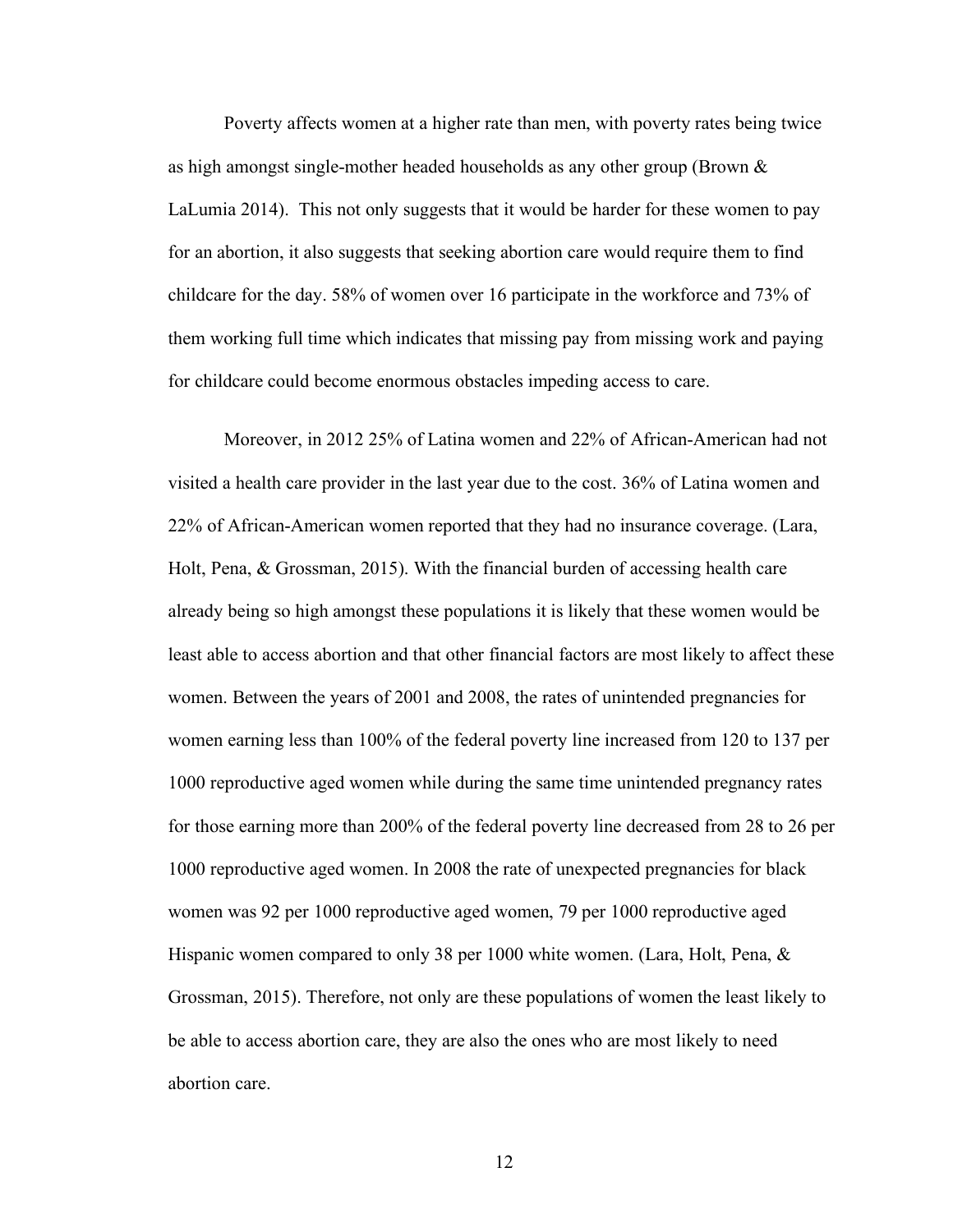Poverty affects women at a higher rate than men, with poverty rates being twice as high amongst single-mother headed households as any other group (Brown & LaLumia 2014).  This not only suggests that it would be harder for these women to pay for an abortion, it also suggests that seeking abortion care would require them to find childcare for the day. 58% of women over 16 participate in the workforce and 73% of them working full time which indicates that missing pay from missing work and paying for childcare could become enormous obstacles impeding access to care.

Moreover, in 2012 25% of Latina women and 22% of African-American had not visited a health care provider in the last year due to the cost. 36% of Latina women and 22% of African-American women reported that they had no insurance coverage. (Lara, Holt, Pena, & Grossman, 2015). With the financial burden of accessing health care already being so high amongst these populations it is likely that these women would be least able to access abortion and that other financial factors are most likely to affect these women. Between the years of 2001 and 2008, the rates of unintended pregnancies for women earning less than 100% of the federal poverty line increased from 120 to 137 per 1000 reproductive aged women while during the same time unintended pregnancy rates for those earning more than 200% of the federal poverty line decreased from 28 to 26 per 1000 reproductive aged women. In 2008 the rate of unexpected pregnancies for black women was 92 per 1000 reproductive aged women, 79 per 1000 reproductive aged Hispanic women compared to only 38 per 1000 white women. (Lara, Holt, Pena, & Grossman, 2015). Therefore, not only are these populations of women the least likely to be able to access abortion care, they are also the ones who are most likely to need abortion care.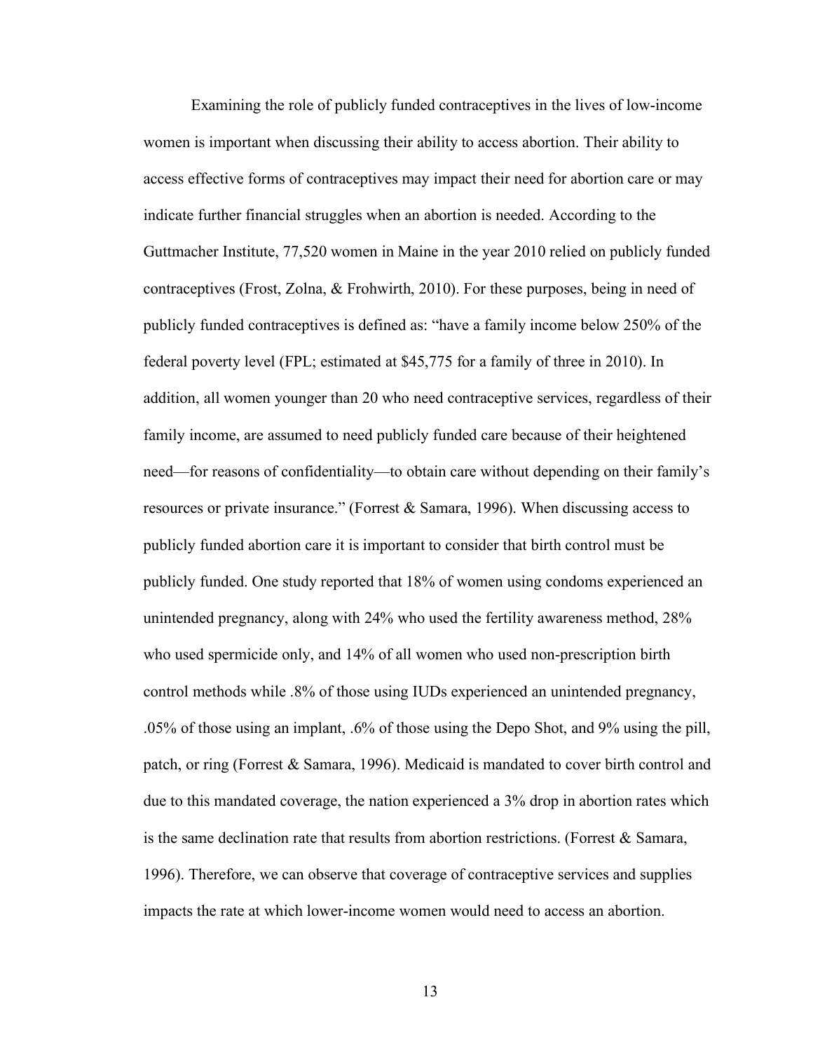Examining the role of publicly funded contraceptives in the lives of low-income women is important when discussing their ability to access abortion. Their ability to access effective forms of contraceptives may impact their need for abortion care or may indicate further financial struggles when an abortion is needed. According to the Guttmacher Institute, 77,520 women in Maine in the year 2010 relied on publicly funded contraceptives (Frost, Zolna, & Frohwirth, 2010). For these purposes, being in need of publicly funded contraceptives is defined as: "have a family income below 250% of the federal poverty level (FPL; estimated at $45,775 for a family of three in 2010). In addition, all women younger than 20 who need contraceptive services, regardless of their family income, are assumed to need publicly funded care because of their heightened need—for reasons of confidentiality—to obtain care without depending on their family's resources or private insurance." (Forrest & Samara, 1996). When discussing access to publicly funded abortion care it is important to consider that birth control must be publicly funded. One study reported that 18% of women using condoms experienced an unintended pregnancy, along with 24% who used the fertility awareness method, 28% who used spermicide only, and 14% of all women who used non-prescription birth control methods while .8% of those using IUDs experienced an unintended pregnancy, .05% of those using an implant, .6% of those using the Depo Shot, and 9% using the pill, patch, or ring (Forrest & Samara, 1996). Medicaid is mandated to cover birth control and due to this mandated coverage, the nation experienced a 3% drop in abortion rates which is the same declination rate that results from abortion restrictions. (Forrest & Samara, 1996). Therefore, we can observe that coverage of contraceptive services and supplies impacts the rate at which lower-income women would need to access an abortion.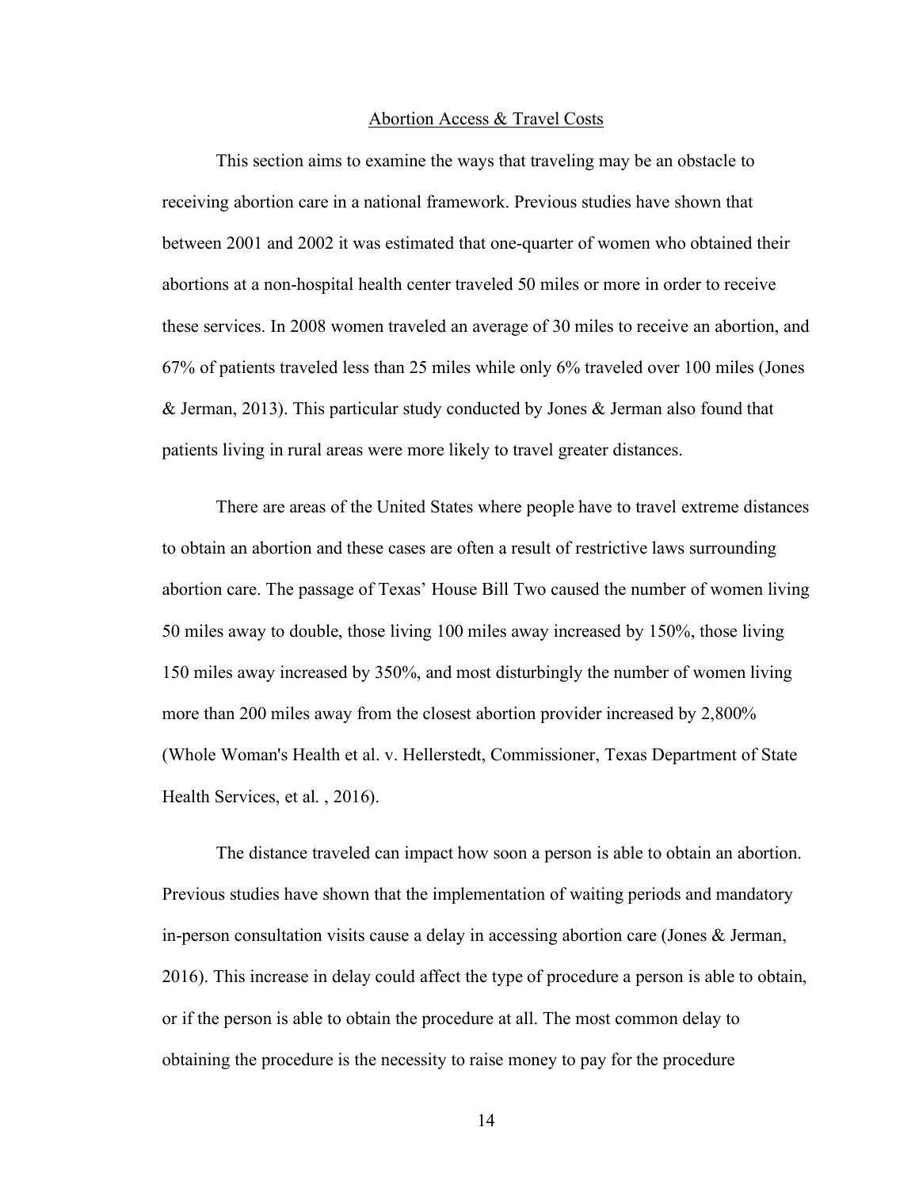## Abortion Access & Travel Costs

This section aims to examine the ways that traveling may be an obstacle to receiving abortion care in a national framework. Previous studies have shown that between 2001 and 2002 it was estimated that one-quarter of women who obtained their abortions at a non-hospital health center traveled 50 miles or more in order to receive these services. In 2008 women traveled an average of 30 miles to receive an abortion, and 67% of patients traveled less than 25 miles while only 6% traveled over 100 miles (Jones & Jerman, 2013). This particular study conducted by Jones & Jerman also found that patients living in rural areas were more likely to travel greater distances.

There are areas of the United States where people have to travel extreme distances to obtain an abortion and these cases are often a result of restrictive laws surrounding abortion care. The passage of Texas' House Bill Two caused the number of women living 50 miles away to double, those living 100 miles away increased by 150%, those living 150 miles away increased by 350%, and most disturbingly the number of women living more than 200 miles away from the closest abortion provider increased by 2,800% (Whole Woman's Health et al. v. Hellerstedt, Commissioner, Texas Department of State Health Services, et al. , 2016).

The distance traveled can impact how soon a person is able to obtain an abortion. Previous studies have shown that the implementation of waiting periods and mandatory in-person consultation visits cause a delay in accessing abortion care (Jones & Jerman, 2016). This increase in delay could affect the type of procedure a person is able to obtain, or if the person is able to obtain the procedure at all. The most common delay to obtaining the procedure is the necessity to raise money to pay for the procedure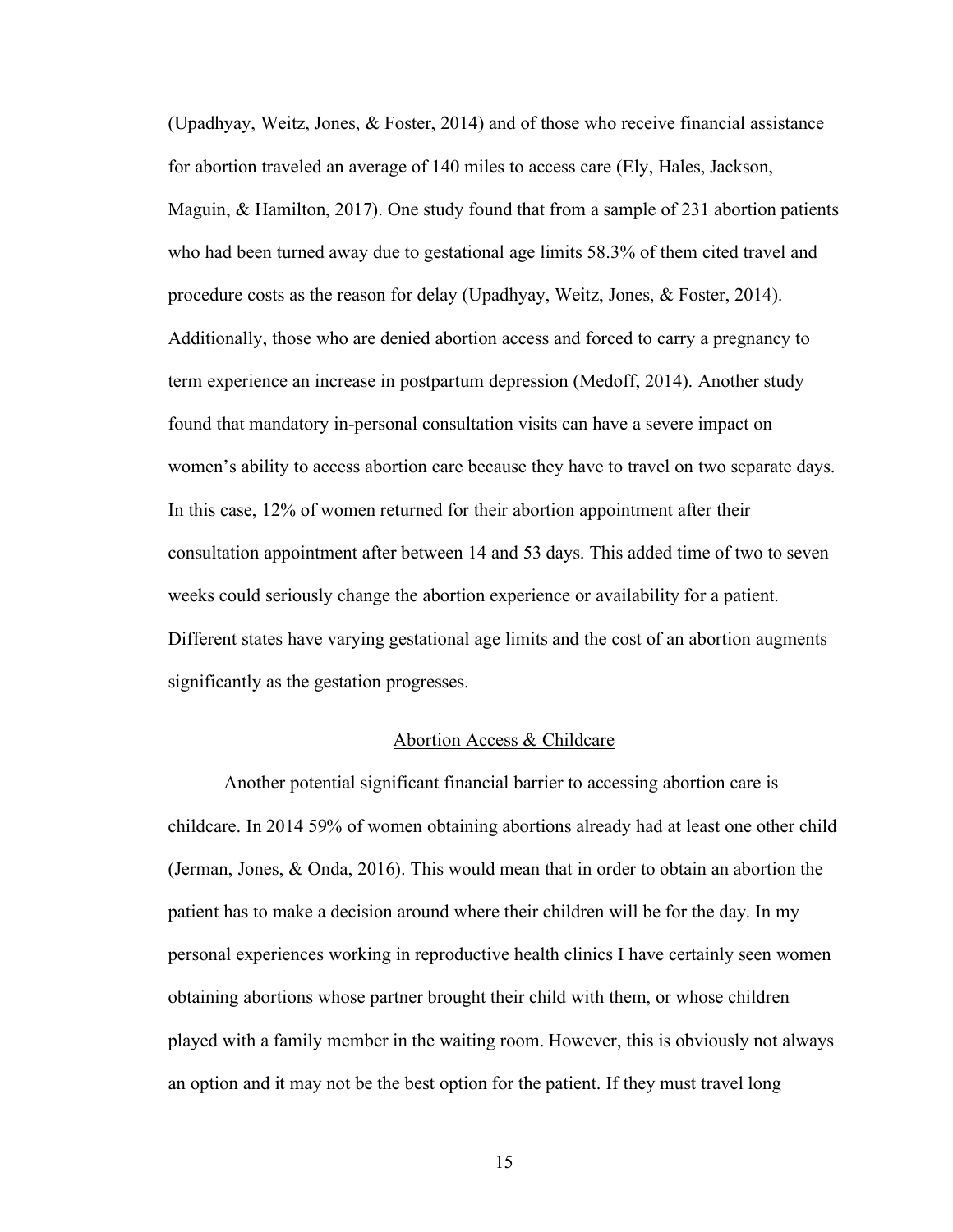(Upadhyay, Weitz, Jones, & Foster, 2014) and of those who receive financial assistance for abortion traveled an average of 140 miles to access care (Ely, Hales, Jackson, Maguin, & Hamilton, 2017). One study found that from a sample of 231 abortion patients who had been turned away due to gestational age limits 58.3% of them cited travel and procedure costs as the reason for delay (Upadhyay, Weitz, Jones, & Foster, 2014). Additionally, those who are denied abortion access and forced to carry a pregnancy to term experience an increase in postpartum depression (Medoff, 2014). Another study found that mandatory in-personal consultation visits can have a severe impact on women's ability to access abortion care because they have to travel on two separate days. In this case, 12% of women returned for their abortion appointment after their consultation appointment after between 14 and 53 days. This added time of two to seven weeks could seriously change the abortion experience or availability for a patient. Different states have varying gestational age limits and the cost of an abortion augments significantly as the gestation progresses.

## Abortion Access & Childcare

Another potential significant financial barrier to accessing abortion care is childcare. In 2014 59% of women obtaining abortions already had at least one other child (Jerman, Jones, & Onda, 2016). This would mean that in order to obtain an abortion the patient has to make a decision around where their children will be for the day. In my personal experiences working in reproductive health clinics I have certainly seen women obtaining abortions whose partner brought their child with them, or whose children played with a family member in the waiting room. However, this is obviously not always an option and it may not be the best option for the patient. If they must travel long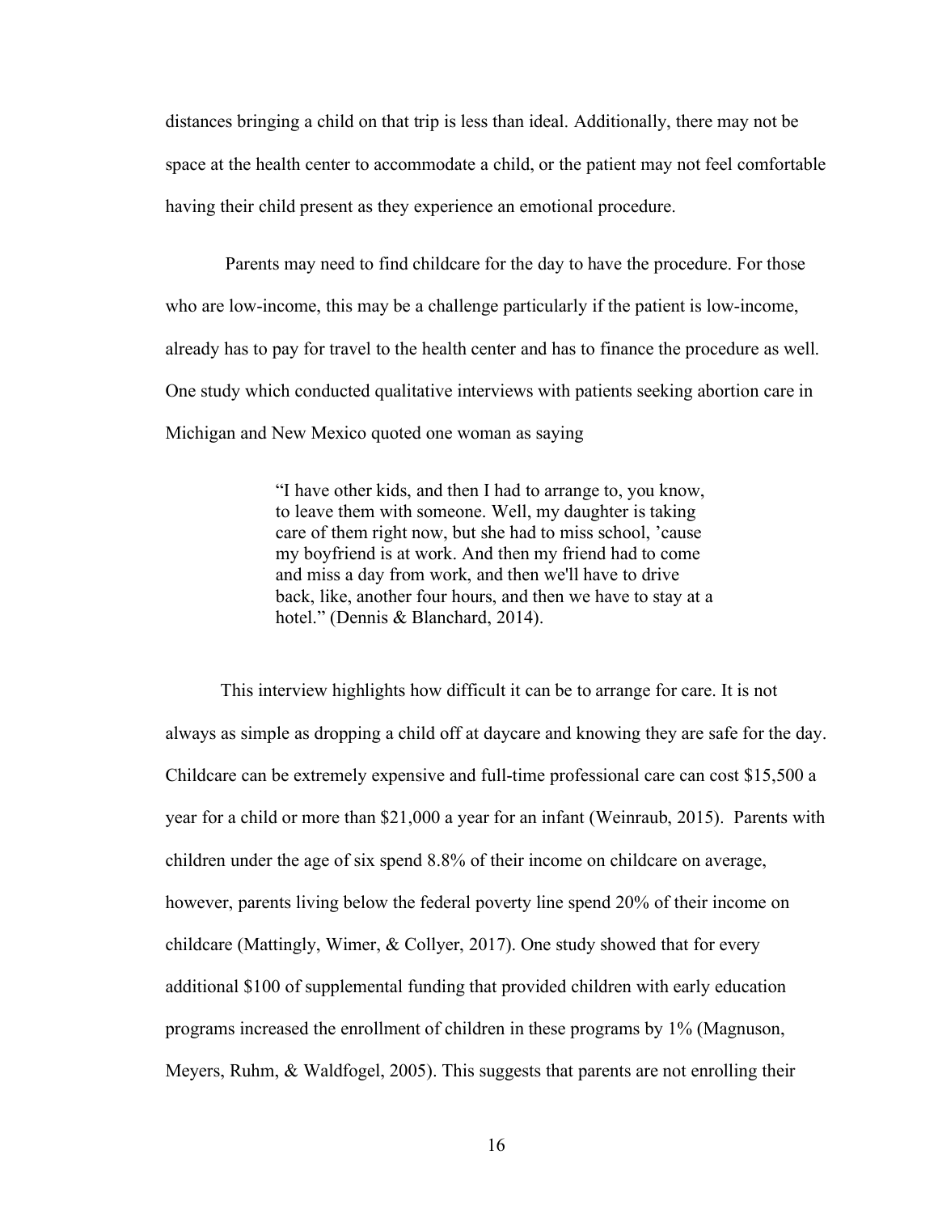distances bringing a child on that trip is less than ideal. Additionally, there may not be space at the health center to accommodate a child, or the patient may not feel comfortable having their child present as they experience an emotional procedure.

Parents may need to find childcare for the day to have the procedure. For those who are low-income, this may be a challenge particularly if the patient is low-income, already has to pay for travel to the health center and has to finance the procedure as well. One study which conducted qualitative interviews with patients seeking abortion care in Michigan and New Mexico quoted one woman as saying

> "I have other kids, and then I had to arrange to, you know, to leave them with someone. Well, my daughter is taking care of them right now, but she had to miss school, 'cause my boyfriend is at work. And then my friend had to come and miss a day from work, and then we'll have to drive back, like, another four hours, and then we have to stay at a hotel." (Dennis & Blanchard, 2014).

This interview highlights how difficult it can be to arrange for care. It is not always as simple as dropping a child off at daycare and knowing they are safe for the day. Childcare can be extremely expensive and full-time professional care can cost $15,500 a year for a child or more than $21,000 a year for an infant (Weinraub, 2015). Parents with children under the age of six spend 8.8% of their income on childcare on average, however, parents living below the federal poverty line spend 20% of their income on childcare (Mattingly, Wimer, & Collyer, 2017). One study showed that for every additional $100 of supplemental funding that provided children with early education programs increased the enrollment of children in these programs by 1% (Magnuson, Meyers, Ruhm, & Waldfogel, 2005). This suggests that parents are not enrolling their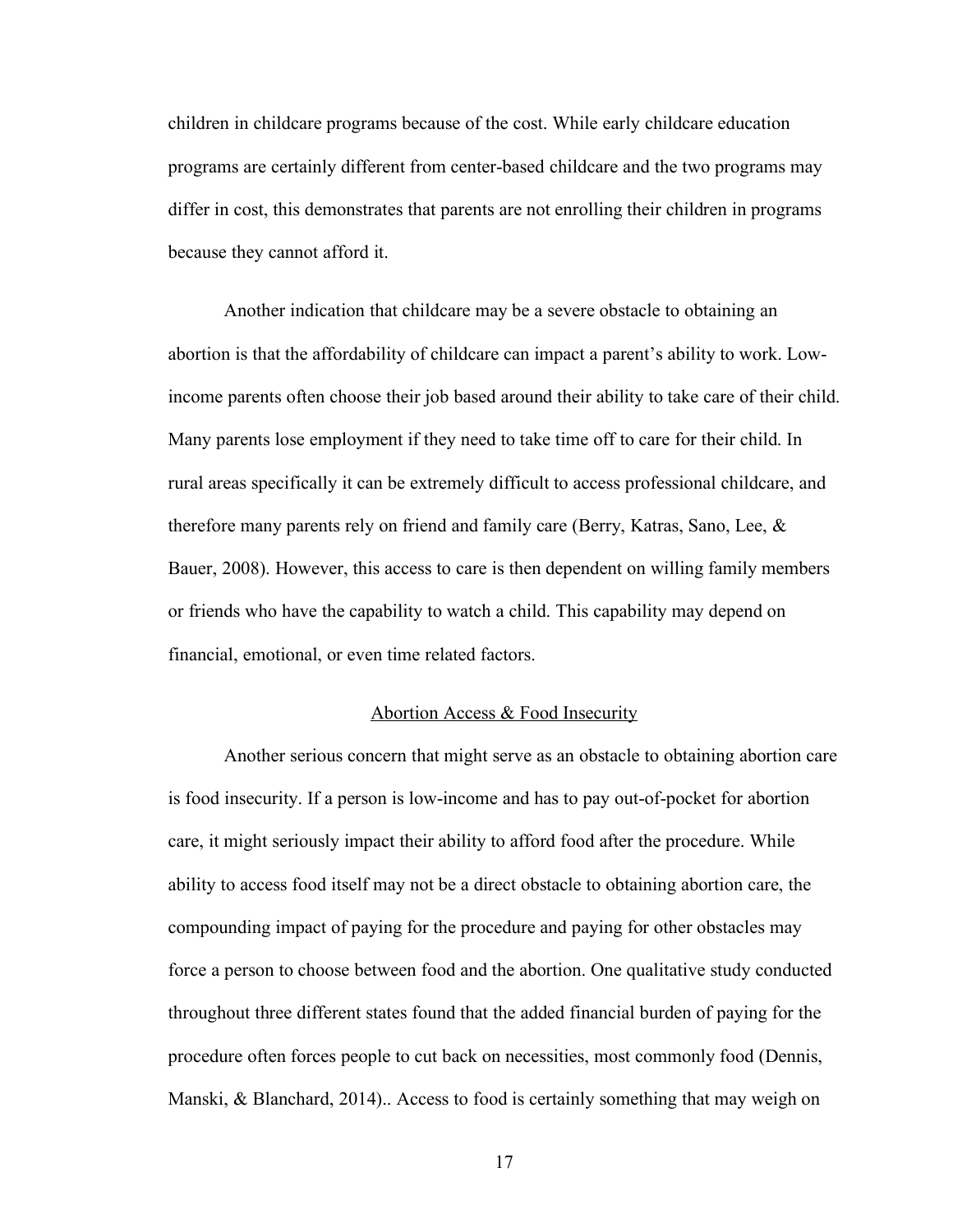children in childcare programs because of the cost. While early childcare education programs are certainly different from center-based childcare and the two programs may differ in cost, this demonstrates that parents are not enrolling their children in programs because they cannot afford it.

Another indication that childcare may be a severe obstacle to obtaining an abortion is that the affordability of childcare can impact a parent's ability to work. Low-income parents often choose their job based around their ability to take care of their child. Many parents lose employment if they need to take time off to care for their child. In rural areas specifically it can be extremely difficult to access professional childcare, and therefore many parents rely on friend and family care (Berry, Katras, Sano, Lee, & Bauer, 2008). However, this access to care is then dependent on willing family members or friends who have the capability to watch a child. This capability may depend on financial, emotional, or even time related factors.

## Abortion Access & Food Insecurity

Another serious concern that might serve as an obstacle to obtaining abortion care is food insecurity. If a person is low-income and has to pay out-of-pocket for abortion care, it might seriously impact their ability to afford food after the procedure. While ability to access food itself may not be a direct obstacle to obtaining abortion care, the compounding impact of paying for the procedure and paying for other obstacles may force a person to choose between food and the abortion. One qualitative study conducted throughout three different states found that the added financial burden of paying for the procedure often forces people to cut back on necessities, most commonly food (Dennis, Manski, & Blanchard, 2014).. Access to food is certainly something that may weigh on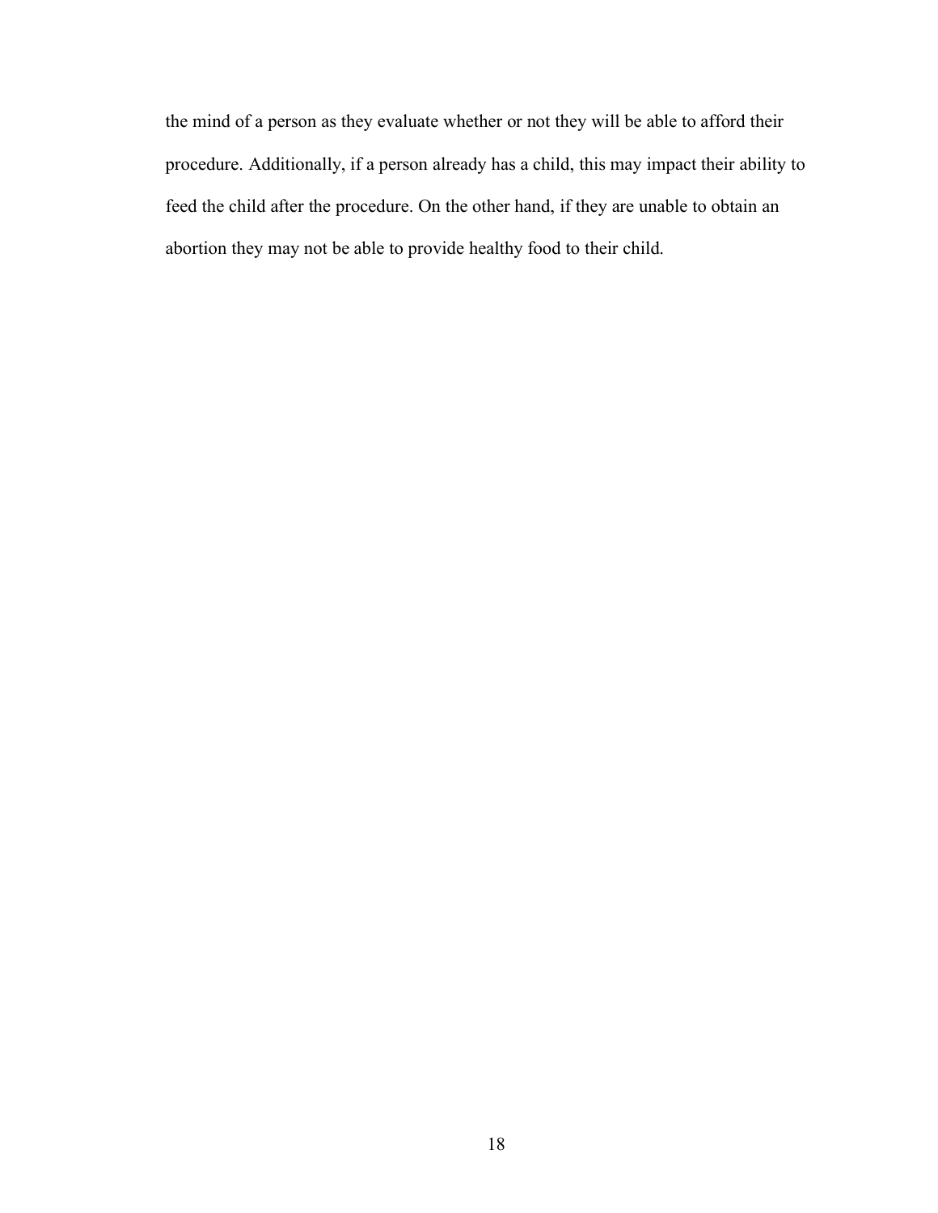the mind of a person as they evaluate whether or not they will be able to afford their procedure. Additionally, if a person already has a child, this may impact their ability to feed the child after the procedure. On the other hand, if they are unable to obtain an abortion they may not be able to provide healthy food to their child.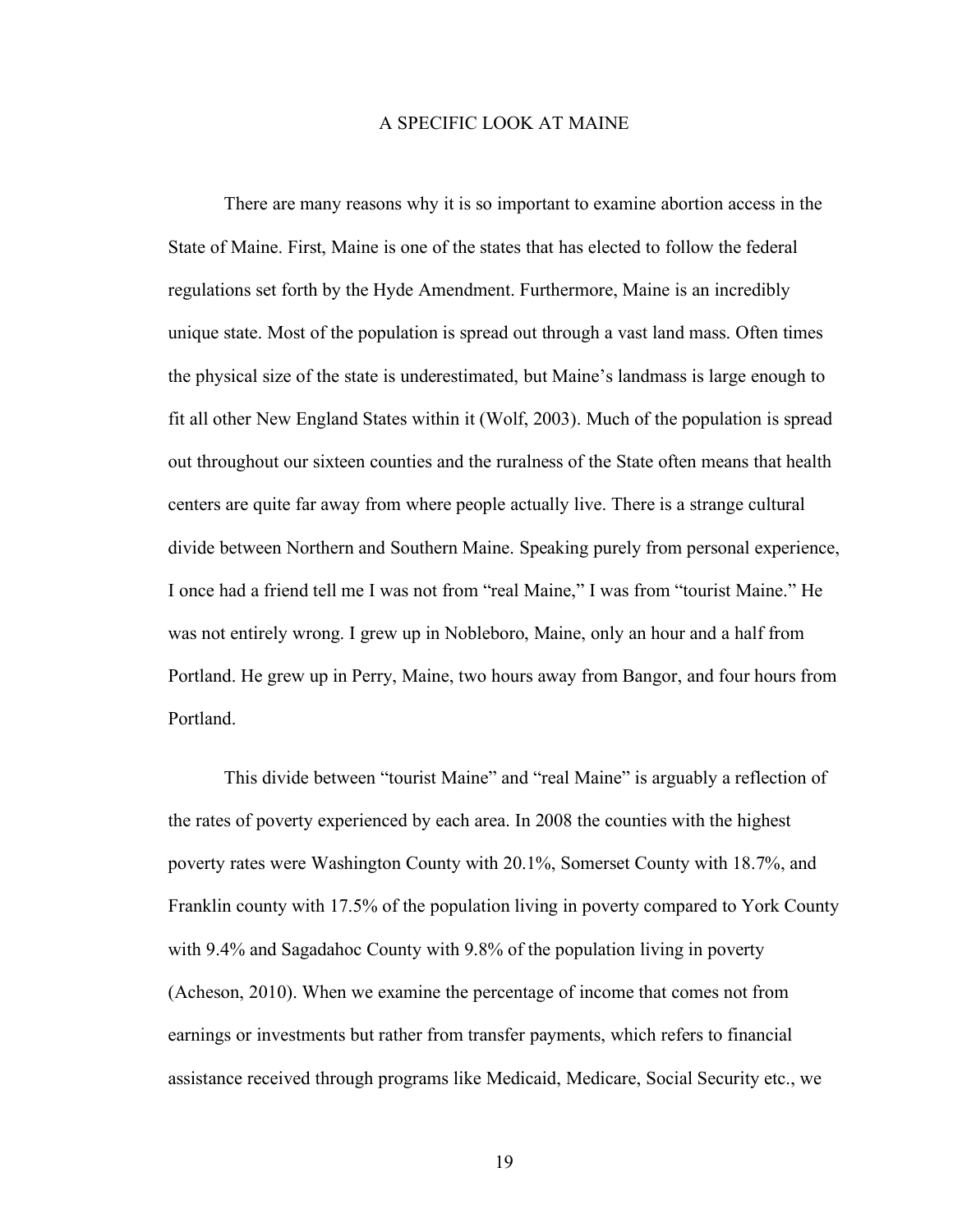# A SPECIFIC LOOK AT MAINE

There are many reasons why it is so important to examine abortion access in the State of Maine. First, Maine is one of the states that has elected to follow the federal regulations set forth by the Hyde Amendment. Furthermore, Maine is an incredibly unique state. Most of the population is spread out through a vast land mass. Often times the physical size of the state is underestimated, but Maine's landmass is large enough to fit all other New England States within it (Wolf, 2003). Much of the population is spread out throughout our sixteen counties and the ruralness of the State often means that health centers are quite far away from where people actually live. There is a strange cultural divide between Northern and Southern Maine. Speaking purely from personal experience, I once had a friend tell me I was not from "real Maine," I was from "tourist Maine." He was not entirely wrong. I grew up in Nobleboro, Maine, only an hour and a half from Portland. He grew up in Perry, Maine, two hours away from Bangor, and four hours from Portland.

This divide between "tourist Maine" and "real Maine" is arguably a reflection of the rates of poverty experienced by each area. In 2008 the counties with the highest poverty rates were Washington County with 20.1%, Somerset County with 18.7%, and Franklin county with 17.5% of the population living in poverty compared to York County with 9.4% and Sagadahoc County with 9.8% of the population living in poverty (Acheson, 2010). When we examine the percentage of income that comes not from earnings or investments but rather from transfer payments, which refers to financial assistance received through programs like Medicaid, Medicare, Social Security etc., we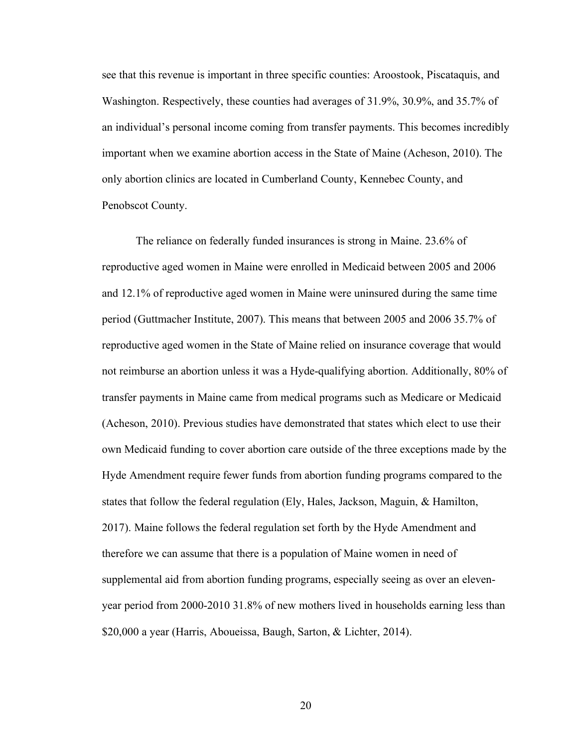see that this revenue is important in three specific counties: Aroostook, Piscataquis, and Washington. Respectively, these counties had averages of 31.9%, 30.9%, and 35.7% of an individual's personal income coming from transfer payments. This becomes incredibly important when we examine abortion access in the State of Maine (Acheson, 2010). The only abortion clinics are located in Cumberland County, Kennebec County, and Penobscot County.

The reliance on federally funded insurances is strong in Maine. 23.6% of reproductive aged women in Maine were enrolled in Medicaid between 2005 and 2006 and 12.1% of reproductive aged women in Maine were uninsured during the same time period (Guttmacher Institute, 2007). This means that between 2005 and 2006 35.7% of reproductive aged women in the State of Maine relied on insurance coverage that would not reimburse an abortion unless it was a Hyde-qualifying abortion. Additionally, 80% of transfer payments in Maine came from medical programs such as Medicare or Medicaid (Acheson, 2010). Previous studies have demonstrated that states which elect to use their own Medicaid funding to cover abortion care outside of the three exceptions made by the Hyde Amendment require fewer funds from abortion funding programs compared to the states that follow the federal regulation (Ely, Hales, Jackson, Maguin, & Hamilton, 2017). Maine follows the federal regulation set forth by the Hyde Amendment and therefore we can assume that there is a population of Maine women in need of supplemental aid from abortion funding programs, especially seeing as over an eleven-year period from 2000-2010 31.8% of new mothers lived in households earning less than $20,000 a year (Harris, Aboueissa, Baugh, Sarton, & Lichter, 2014).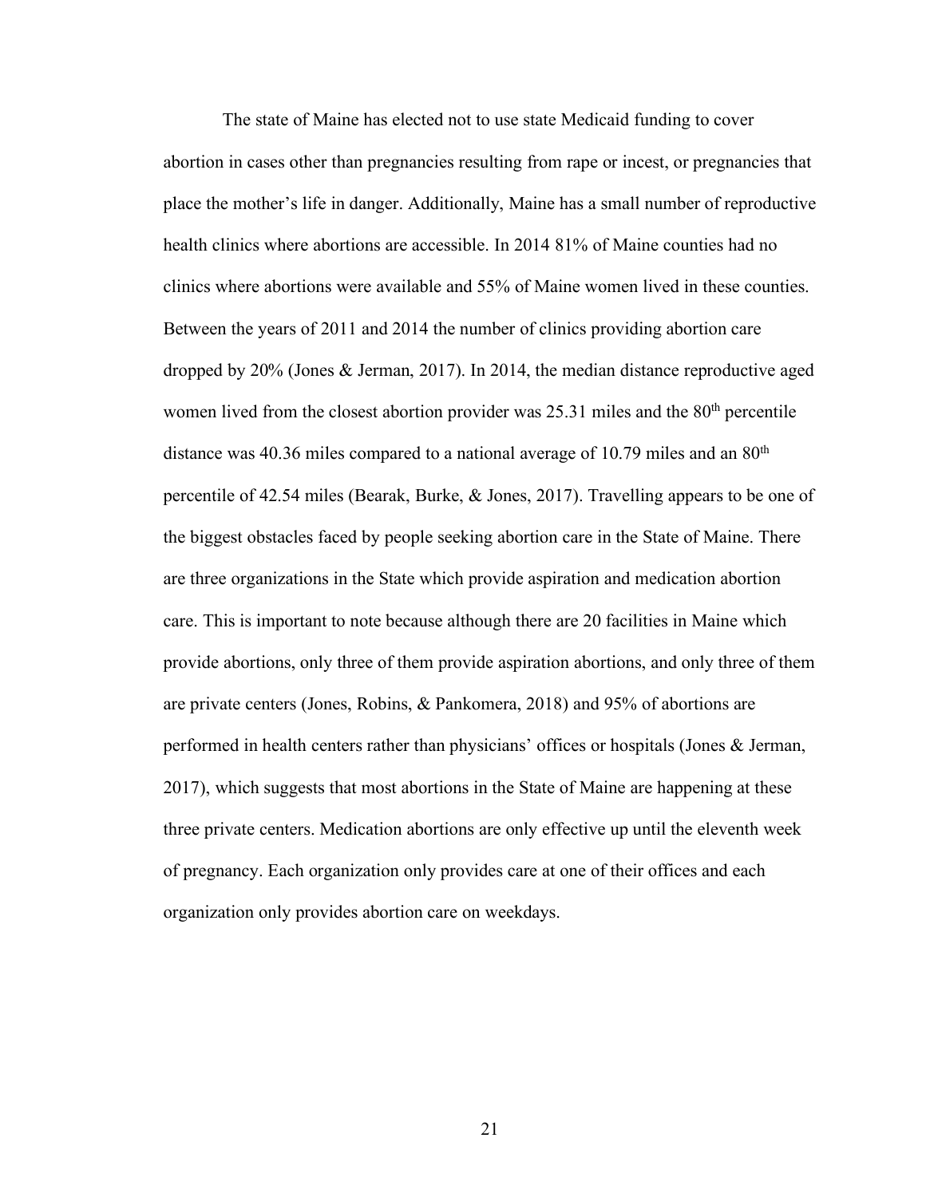The state of Maine has elected not to use state Medicaid funding to cover abortion in cases other than pregnancies resulting from rape or incest, or pregnancies that place the mother's life in danger. Additionally, Maine has a small number of reproductive health clinics where abortions are accessible. In 2014 81% of Maine counties had no clinics where abortions were available and 55% of Maine women lived in these counties. Between the years of 2011 and 2014 the number of clinics providing abortion care dropped by 20% (Jones & Jerman, 2017). In 2014, the median distance reproductive aged women lived from the closest abortion provider was 25.31 miles and the 80th percentile distance was 40.36 miles compared to a national average of 10.79 miles and an 80th percentile of 42.54 miles (Bearak, Burke, & Jones, 2017). Travelling appears to be one of the biggest obstacles faced by people seeking abortion care in the State of Maine. There are three organizations in the State which provide aspiration and medication abortion care. This is important to note because although there are 20 facilities in Maine which provide abortions, only three of them provide aspiration abortions, and only three of them are private centers (Jones, Robins, & Pankomera, 2018) and 95% of abortions are performed in health centers rather than physicians' offices or hospitals (Jones & Jerman, 2017), which suggests that most abortions in the State of Maine are happening at these three private centers. Medication abortions are only effective up until the eleventh week of pregnancy. Each organization only provides care at one of their offices and each organization only provides abortion care on weekdays.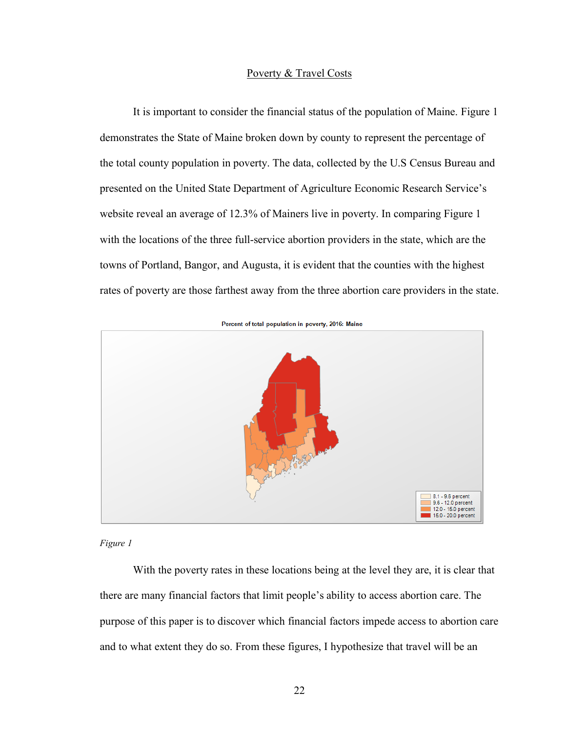Poverty & Travel Costs

It is important to consider the financial status of the population of Maine. Figure 1 demonstrates the State of Maine broken down by county to represent the percentage of the total county population in poverty. The data, collected by the U.S Census Bureau and presented on the United State Department of Agriculture Economic Research Service's website reveal an average of 12.3% of Mainers live in poverty. In comparing Figure 1 with the locations of the three full-service abortion providers in the state, which are the towns of Portland, Bangor, and Augusta, it is evident that the counties with the highest rates of poverty are those farthest away from the three abortion care providers in the state.

Percent of total population in poverty, 2016: Maine

8.1 - 9.6 percent
9.6 - 12.0 percent
12.0 - 15.0 percent
15.0 - 20.0 percent

*Figure 1*

With the poverty rates in these locations being at the level they are, it is clear that there are many financial factors that limit people's ability to access abortion care. The purpose of this paper is to discover which financial factors impede access to abortion care and to what extent they do so. From these figures, I hypothesize that travel will be an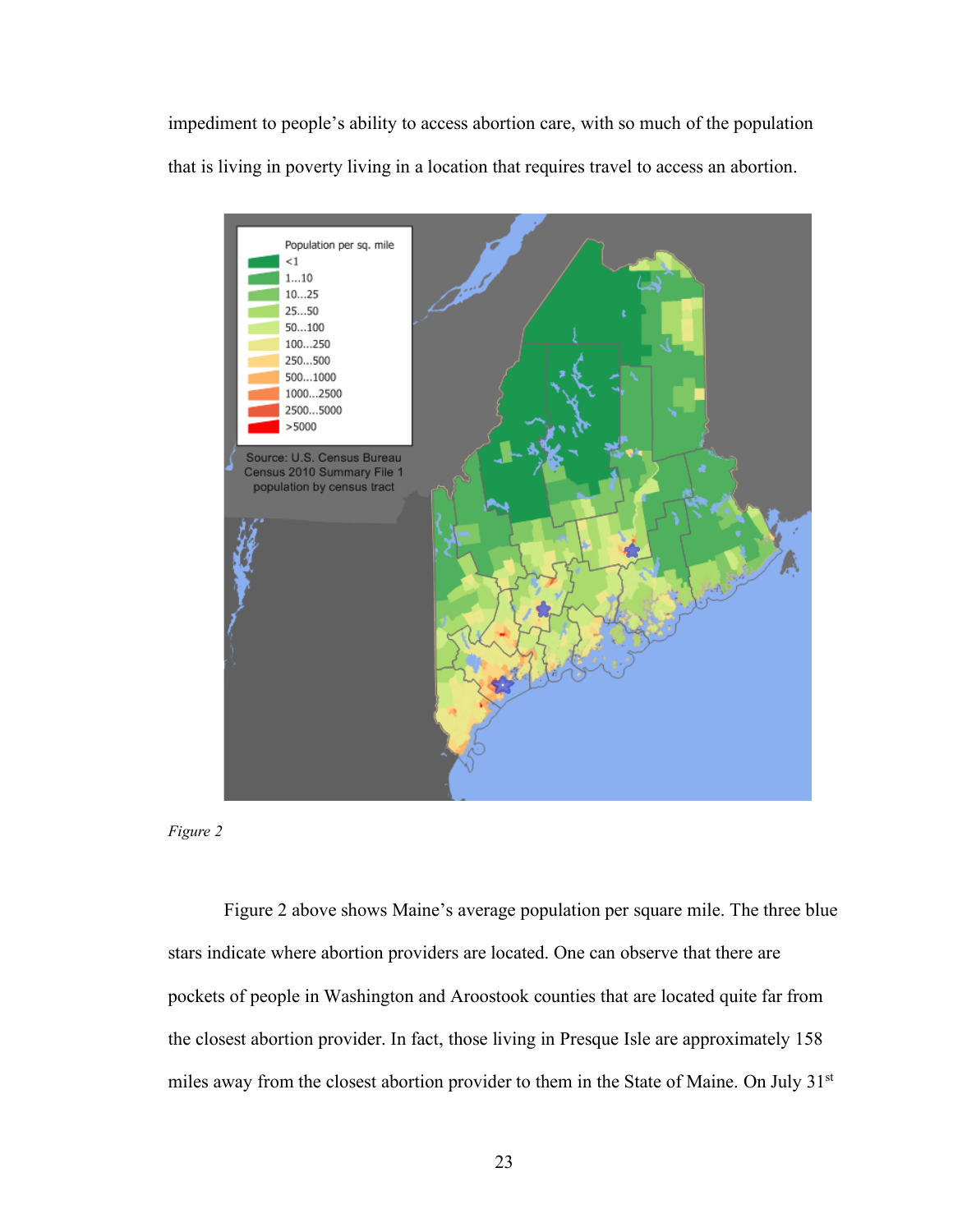impediment to people's ability to access abortion care, with so much of the population that is living in poverty living in a location that requires travel to access an abortion.

*Figure 2*

Figure 2 above shows Maine's average population per square mile. The three blue stars indicate where abortion providers are located. One can observe that there are pockets of people in Washington and Aroostook counties that are located quite far from the closest abortion provider. In fact, those living in Presque Isle are approximately 158 miles away from the closest abortion provider to them in the State of Maine. On July 31st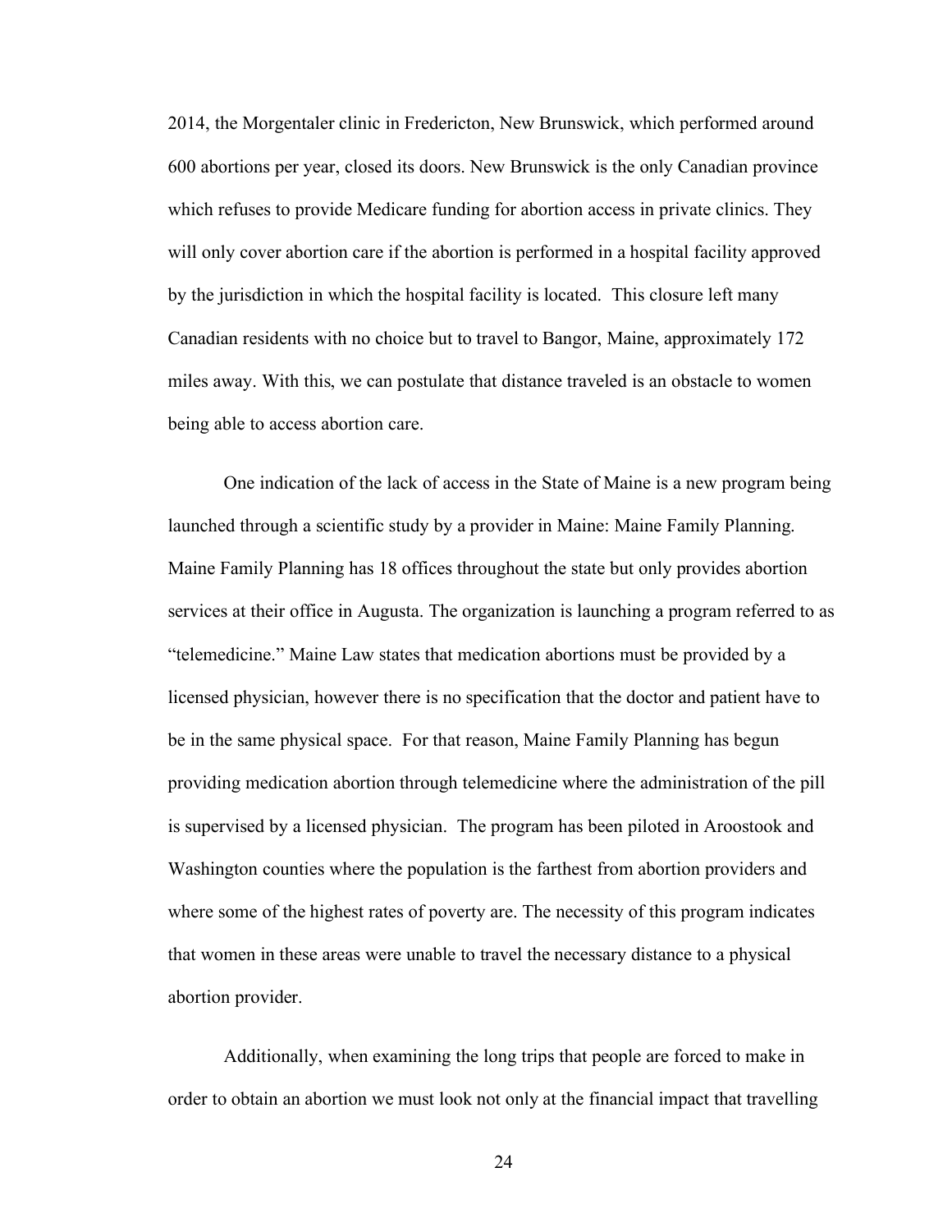2014, the Morgentaler clinic in Fredericton, New Brunswick, which performed around 600 abortions per year, closed its doors. New Brunswick is the only Canadian province which refuses to provide Medicare funding for abortion access in private clinics. They will only cover abortion care if the abortion is performed in a hospital facility approved by the jurisdiction in which the hospital facility is located. This closure left many Canadian residents with no choice but to travel to Bangor, Maine, approximately 172 miles away. With this, we can postulate that distance traveled is an obstacle to women being able to access abortion care.

One indication of the lack of access in the State of Maine is a new program being launched through a scientific study by a provider in Maine: Maine Family Planning. Maine Family Planning has 18 offices throughout the state but only provides abortion services at their office in Augusta. The organization is launching a program referred to as "telemedicine." Maine Law states that medication abortions must be provided by a licensed physician, however there is no specification that the doctor and patient have to be in the same physical space. For that reason, Maine Family Planning has begun providing medication abortion through telemedicine where the administration of the pill is supervised by a licensed physician. The program has been piloted in Aroostook and Washington counties where the population is the farthest from abortion providers and where some of the highest rates of poverty are. The necessity of this program indicates that women in these areas were unable to travel the necessary distance to a physical abortion provider.

Additionally, when examining the long trips that people are forced to make in order to obtain an abortion we must look not only at the financial impact that travelling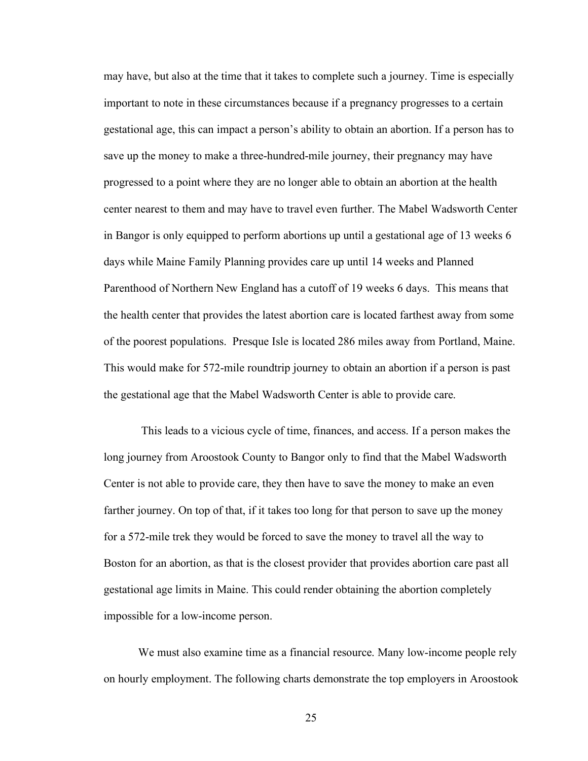may have, but also at the time that it takes to complete such a journey. Time is especially important to note in these circumstances because if a pregnancy progresses to a certain gestational age, this can impact a person's ability to obtain an abortion. If a person has to save up the money to make a three-hundred-mile journey, their pregnancy may have progressed to a point where they are no longer able to obtain an abortion at the health center nearest to them and may have to travel even further. The Mabel Wadsworth Center in Bangor is only equipped to perform abortions up until a gestational age of 13 weeks 6 days while Maine Family Planning provides care up until 14 weeks and Planned Parenthood of Northern New England has a cutoff of 19 weeks 6 days. This means that the health center that provides the latest abortion care is located farthest away from some of the poorest populations. Presque Isle is located 286 miles away from Portland, Maine. This would make for 572-mile roundtrip journey to obtain an abortion if a person is past the gestational age that the Mabel Wadsworth Center is able to provide care.

This leads to a vicious cycle of time, finances, and access. If a person makes the long journey from Aroostook County to Bangor only to find that the Mabel Wadsworth Center is not able to provide care, they then have to save the money to make an even farther journey. On top of that, if it takes too long for that person to save up the money for a 572-mile trek they would be forced to save the money to travel all the way to Boston for an abortion, as that is the closest provider that provides abortion care past all gestational age limits in Maine. This could render obtaining the abortion completely impossible for a low-income person.

We must also examine time as a financial resource. Many low-income people rely on hourly employment. The following charts demonstrate the top employers in Aroostook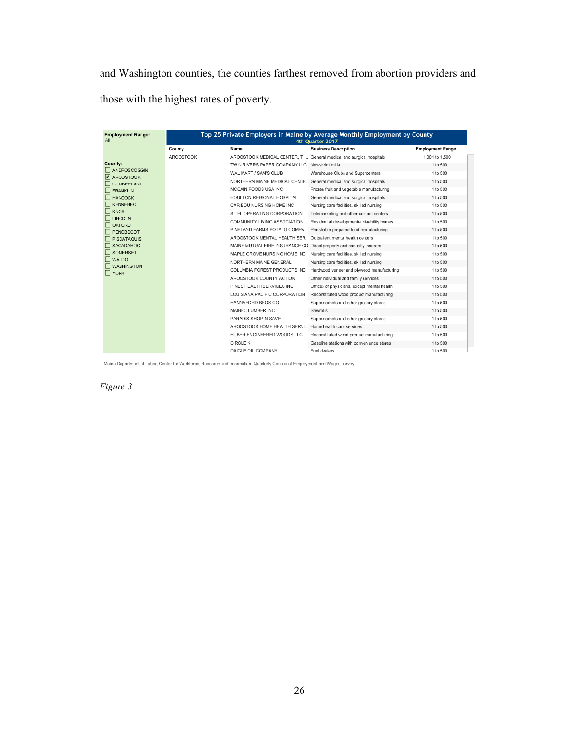and Washington counties, the counties farthest removed from abortion providers and those with the highest rates of poverty.

**Employment Range:** All

**County:**
- ☐ ANDROSCOGGIN
- ☑ AROOSTOOK
- ☐ CUMBERLAND
- ☐ FRANKLIN
- ☐ HANCOCK
- ☐ KENNEBEC
- ☐ KNOX
- ☐ LINCOLN
- ☐ OXFORD
- ☐ PENOBSCOT
- ☐ PISCATAQUIS
- ☐ SAGADAHOC
- ☐ SOMERSET
- ☐ WALDO
- ☐ WASHINGTON
- ☐ YORK

**Top 25 Private Employers in Maine by Average Monthly Employment by County**
4th Quarter 2017

| County | Name | Business Description | Employment Range |
|---|---|---|---|
| AROOSTOOK | AROOSTOOK MEDICAL CENTER, TH.. | General medical and surgical hospitals | 1,001 to 1,500 |
| | TWIN RIVERS PAPER COMPANY LLC | Newsprint mills | 1 to 500 |
| | WAL MART / SAM'S CLUB | Warehouse Clubs and Supercenters | 1 to 500 |
| | NORTHERN MAINE MEDICAL CENTE.. | General medical and surgical hospitals | 1 to 500 |
| | MCCAIN FOODS USA INC | Frozen fruit and vegetable manufacturing | 1 to 500 |
| | HOULTON REGIONAL HOSPITAL | General medical and surgical hospitals | 1 to 500 |
| | CARIBOU NURSING HOME INC | Nursing care facilities, skilled nursing | 1 to 500 |
| | SITEL OPERATING CORPORATION | Telemarketing and other contact centers | 1 to 500 |
| | COMMUNITY LIVING ASSOCIATION | Residential developmental disability homes | 1 to 500 |
| | PINELAND FARMS POTATO COMPA.. | Perishable prepared food manufacturing | 1 to 500 |
| | AROOSTOOK MENTAL HEALTH SER.. | Outpatient mental health centers | 1 to 500 |
| | MAINE MUTUAL FIRE INSURANCE CO | Direct property and casualty insurers | 1 to 500 |
| | MAPLE GROVE NURSING HOME INC | Nursing care facilities, skilled nursing | 1 to 500 |
| | NORTHERN MAINE GENERAL | Nursing care facilities, skilled nursing | 1 to 500 |
| | COLUMBIA FOREST PRODUCTS INC | Hardwood veneer and plywood manufacturing | 1 to 500 |
| | AROOSTOOK COUNTY ACTION | Other individual and family services | 1 to 500 |
| | PINES HEALTH SERVICES INC | Offices of physicians, except mental health | 1 to 500 |
| | LOUISIANA PACIFIC CORPORATION | Reconstituted wood product manufacturing | 1 to 500 |
| | HANNAFORD BROS CO | Supermarkets and other grocery stores | 1 to 500 |
| | MAIBEC LUMBER INC | Sawmills | 1 to 500 |
| | PARADIS SHOP 'N SAVE | Supermarkets and other grocery stores | 1 to 500 |
| | AROOSTOOK HOME HEALTH SERVI.. | Home health care services | 1 to 500 |
| | HUBER ENGINEERED WOODS LLC | Reconstituted wood product manufacturing | 1 to 500 |
| | CIRCLE K | Gasoline stations with convenience stores | 1 to 500 |
| | DAIGLE OIL COMPANY | Fuel dealers | 1 to 500 |

Maine Department of Labor, Center for Workforce, Research and Information, Quarterly Census of Employment and Wages survey.

*Figure 3*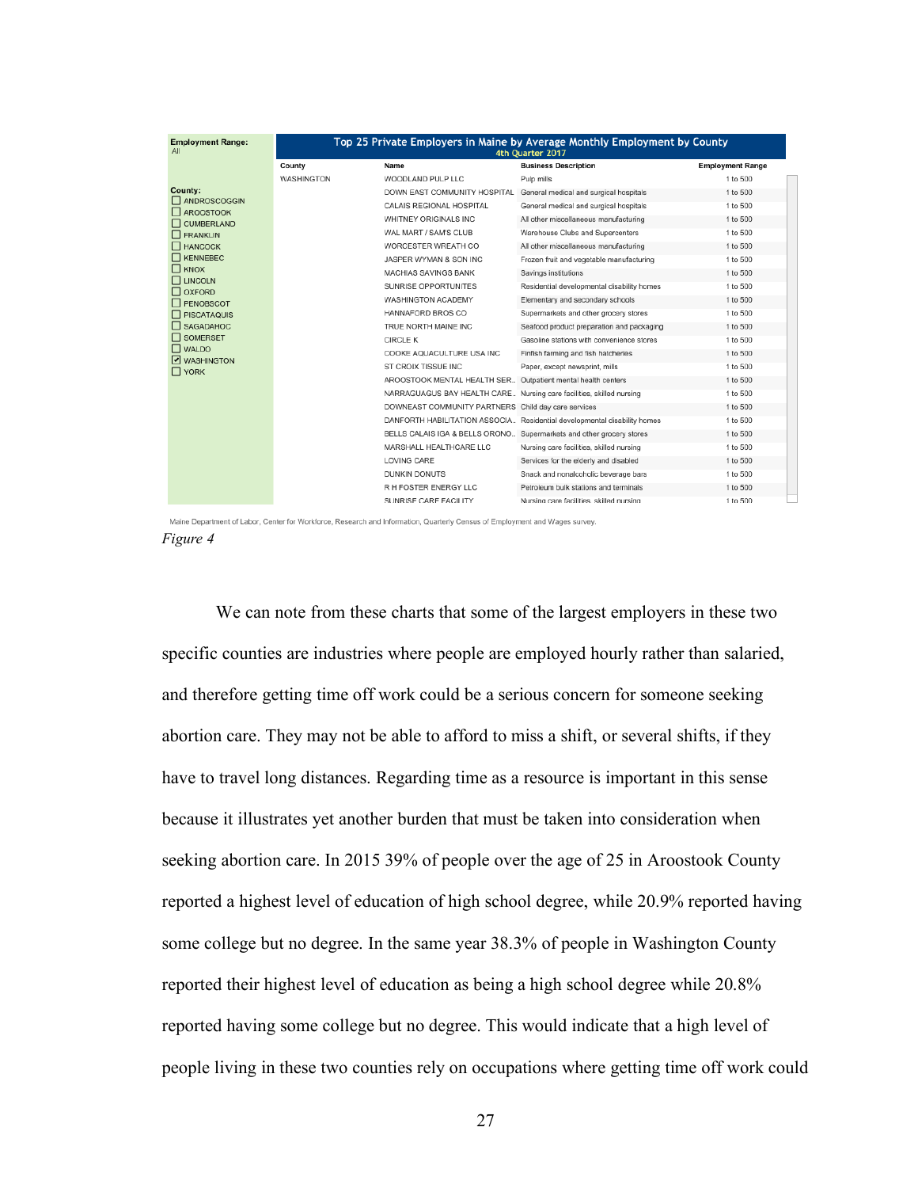| County | Name | Business Description | Employment Range |
|---|---|---|---|
| WASHINGTON | WOODLAND PULP LLC | Pulp mills | 1 to 500 |
| | DOWN EAST COMMUNITY HOSPITAL | General medical and surgical hospitals | 1 to 500 |
| | CALAIS REGIONAL HOSPITAL | General medical and surgical hospitals | 1 to 500 |
| | WHITNEY ORIGINALS INC | All other miscellaneous manufacturing | 1 to 500 |
| | WAL MART / SAM'S CLUB | Warehouse Clubs and Supercenters | 1 to 500 |
| | WORCESTER WREATH CO | All other miscellaneous manufacturing | 1 to 500 |
| | JASPER WYMAN & SON INC | Frozen fruit and vegetable manufacturing | 1 to 500 |
| | MACHIAS SAVINGS BANK | Savings institutions | 1 to 500 |
| | SUNRISE OPPORTUNITES | Residential developmental disability homes | 1 to 500 |
| | WASHINGTON ACADEMY | Elementary and secondary schools | 1 to 500 |
| | HANNAFORD BROS CO | Supermarkets and other grocery stores | 1 to 500 |
| | TRUE NORTH MAINE INC | Seafood product preparation and packaging | 1 to 500 |
| | CIRCLE K | Gasoline stations with convenience stores | 1 to 500 |
| | COOKE AQUACULTURE USA INC | Finfish farming and fish hatcheries | 1 to 500 |
| | ST CROIX TISSUE INC | Paper, except newsprint, mills | 1 to 500 |
| | AROOSTOOK MENTAL HEALTH SER.. | Outpatient mental health centers | 1 to 500 |
| | NARRAGUAGUS BAY HEALTH CARE.. | Nursing care facilities, skilled nursing | 1 to 500 |
| | DOWNEAST COMMUNITY PARTNERS | Child day care services | 1 to 500 |
| | DANFORTH HABILITATION ASSOCIA.. | Residential developmental disability homes | 1 to 500 |
| | BELLS CALAIS IGA & BELLS ORONO.. | Supermarkets and other grocery stores | 1 to 500 |
| | MARSHALL HEALTHCARE LLC | Nursing care facilities, skilled nursing | 1 to 500 |
| | LOVING CARE | Services for the elderly and disabled | 1 to 500 |
| | DUNKIN DONUTS | Snack and nonalcoholic beverage bars | 1 to 500 |
| | R H FOSTER ENERGY LLC | Petroleum bulk stations and terminals | 1 to 500 |
| | SUNRISE CARE FACILITY | Nursing care facilities, skilled nursing | 1 to 500 |

Top 25 Private Employers in Maine by Average Monthly Employment by County, 4th Quarter 2017. Employment Range: All. County: WASHINGTON.

Maine Department of Labor, Center for Workforce, Research and Information, Quarterly Census of Employment and Wages survey.

*Figure 4*

We can note from these charts that some of the largest employers in these two specific counties are industries where people are employed hourly rather than salaried, and therefore getting time off work could be a serious concern for someone seeking abortion care. They may not be able to afford to miss a shift, or several shifts, if they have to travel long distances. Regarding time as a resource is important in this sense because it illustrates yet another burden that must be taken into consideration when seeking abortion care. In 2015 39% of people over the age of 25 in Aroostook County reported a highest level of education of high school degree, while 20.9% reported having some college but no degree. In the same year 38.3% of people in Washington County reported their highest level of education as being a high school degree while 20.8% reported having some college but no degree. This would indicate that a high level of people living in these two counties rely on occupations where getting time off work could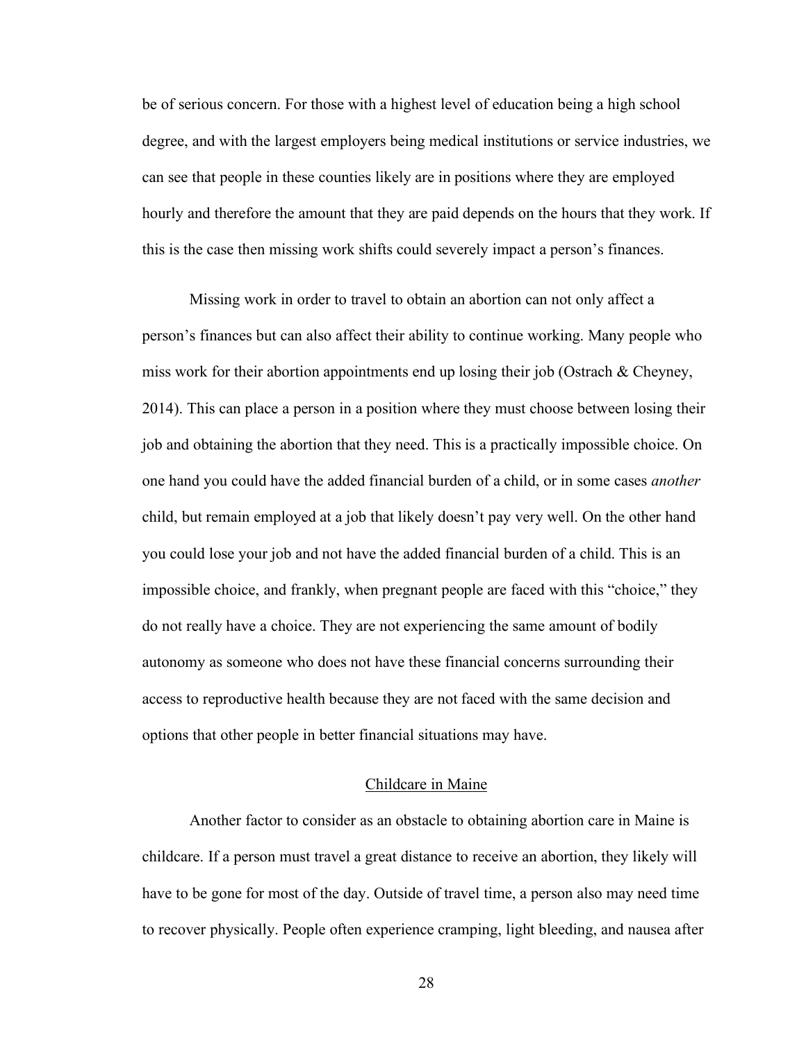be of serious concern. For those with a highest level of education being a high school degree, and with the largest employers being medical institutions or service industries, we can see that people in these counties likely are in positions where they are employed hourly and therefore the amount that they are paid depends on the hours that they work. If this is the case then missing work shifts could severely impact a person's finances.

Missing work in order to travel to obtain an abortion can not only affect a person's finances but can also affect their ability to continue working. Many people who miss work for their abortion appointments end up losing their job (Ostrach & Cheyney, 2014). This can place a person in a position where they must choose between losing their job and obtaining the abortion that they need. This is a practically impossible choice. On one hand you could have the added financial burden of a child, or in some cases *another* child, but remain employed at a job that likely doesn't pay very well. On the other hand you could lose your job and not have the added financial burden of a child. This is an impossible choice, and frankly, when pregnant people are faced with this "choice," they do not really have a choice. They are not experiencing the same amount of bodily autonomy as someone who does not have these financial concerns surrounding their access to reproductive health because they are not faced with the same decision and options that other people in better financial situations may have.

## Childcare in Maine

Another factor to consider as an obstacle to obtaining abortion care in Maine is childcare. If a person must travel a great distance to receive an abortion, they likely will have to be gone for most of the day. Outside of travel time, a person also may need time to recover physically. People often experience cramping, light bleeding, and nausea after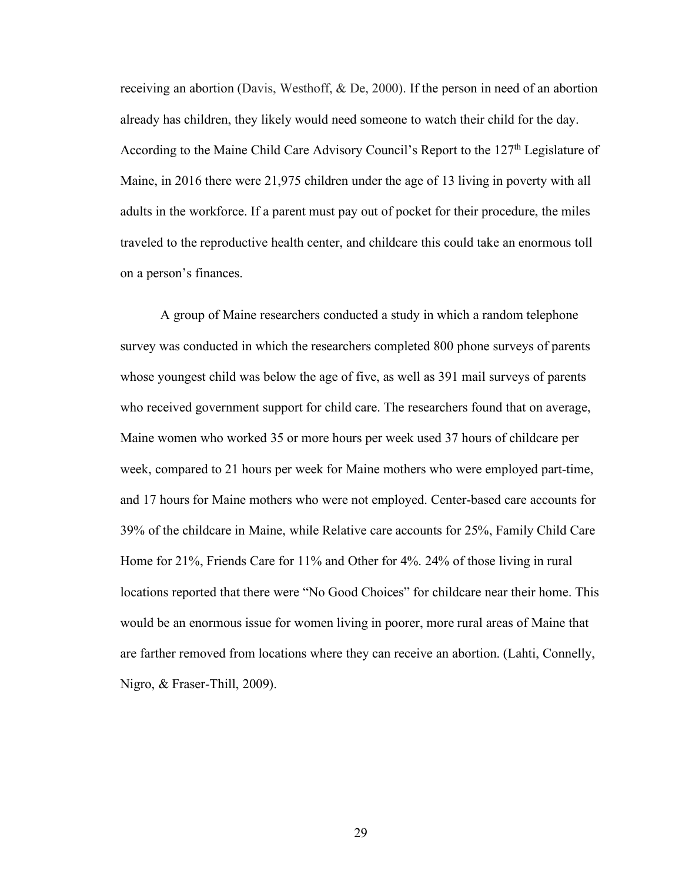receiving an abortion (Davis, Westhoff, & De, 2000). If the person in need of an abortion already has children, they likely would need someone to watch their child for the day. According to the Maine Child Care Advisory Council's Report to the 127th Legislature of Maine, in 2016 there were 21,975 children under the age of 13 living in poverty with all adults in the workforce. If a parent must pay out of pocket for their procedure, the miles traveled to the reproductive health center, and childcare this could take an enormous toll on a person's finances.

A group of Maine researchers conducted a study in which a random telephone survey was conducted in which the researchers completed 800 phone surveys of parents whose youngest child was below the age of five, as well as 391 mail surveys of parents who received government support for child care. The researchers found that on average, Maine women who worked 35 or more hours per week used 37 hours of childcare per week, compared to 21 hours per week for Maine mothers who were employed part-time, and 17 hours for Maine mothers who were not employed. Center-based care accounts for 39% of the childcare in Maine, while Relative care accounts for 25%, Family Child Care Home for 21%, Friends Care for 11% and Other for 4%. 24% of those living in rural locations reported that there were "No Good Choices" for childcare near their home. This would be an enormous issue for women living in poorer, more rural areas of Maine that are farther removed from locations where they can receive an abortion. (Lahti, Connelly, Nigro, & Fraser-Thill, 2009).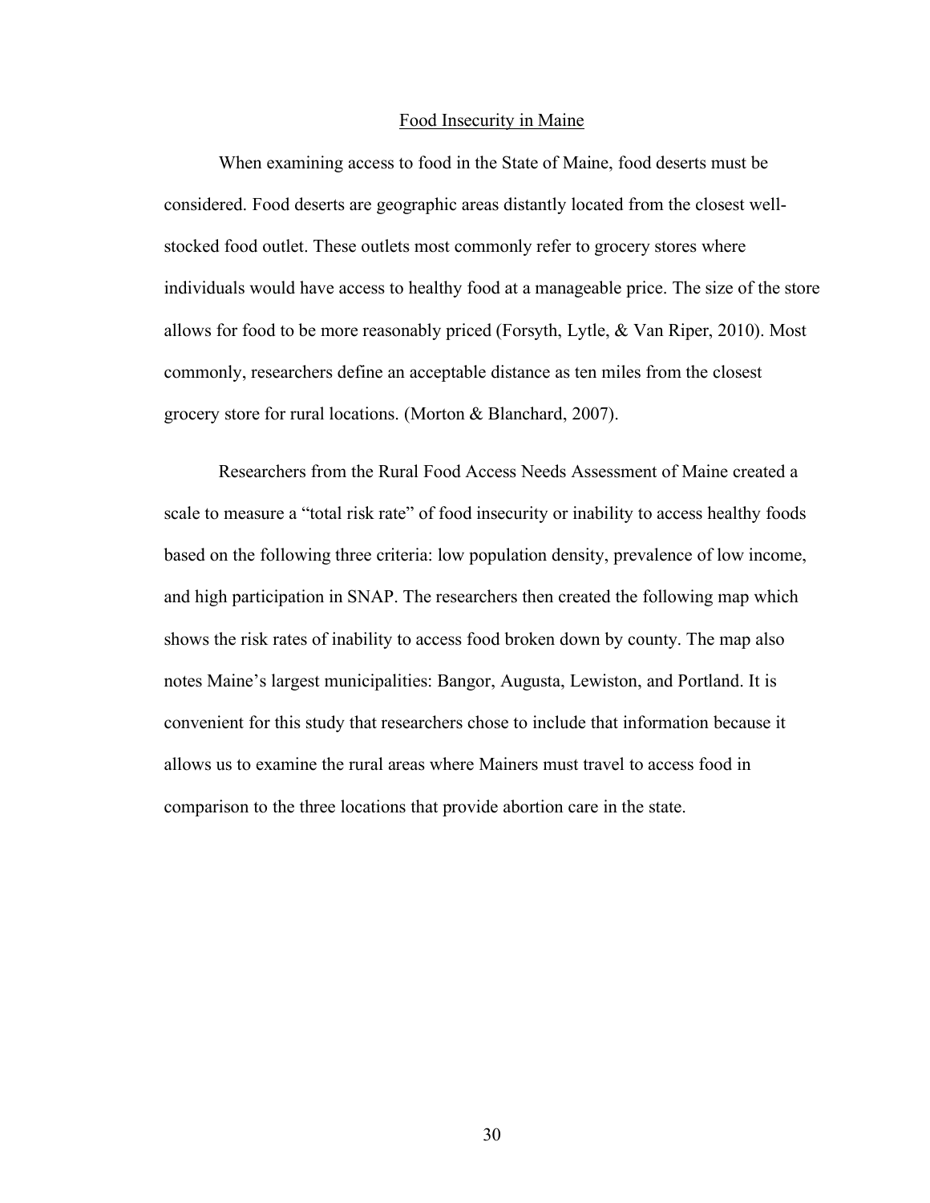## Food Insecurity in Maine

When examining access to food in the State of Maine, food deserts must be considered. Food deserts are geographic areas distantly located from the closest well-stocked food outlet. These outlets most commonly refer to grocery stores where individuals would have access to healthy food at a manageable price. The size of the store allows for food to be more reasonably priced (Forsyth, Lytle, & Van Riper, 2010). Most commonly, researchers define an acceptable distance as ten miles from the closest grocery store for rural locations. (Morton & Blanchard, 2007).

Researchers from the Rural Food Access Needs Assessment of Maine created a scale to measure a "total risk rate" of food insecurity or inability to access healthy foods based on the following three criteria: low population density, prevalence of low income, and high participation in SNAP. The researchers then created the following map which shows the risk rates of inability to access food broken down by county. The map also notes Maine's largest municipalities: Bangor, Augusta, Lewiston, and Portland. It is convenient for this study that researchers chose to include that information because it allows us to examine the rural areas where Mainers must travel to access food in comparison to the three locations that provide abortion care in the state.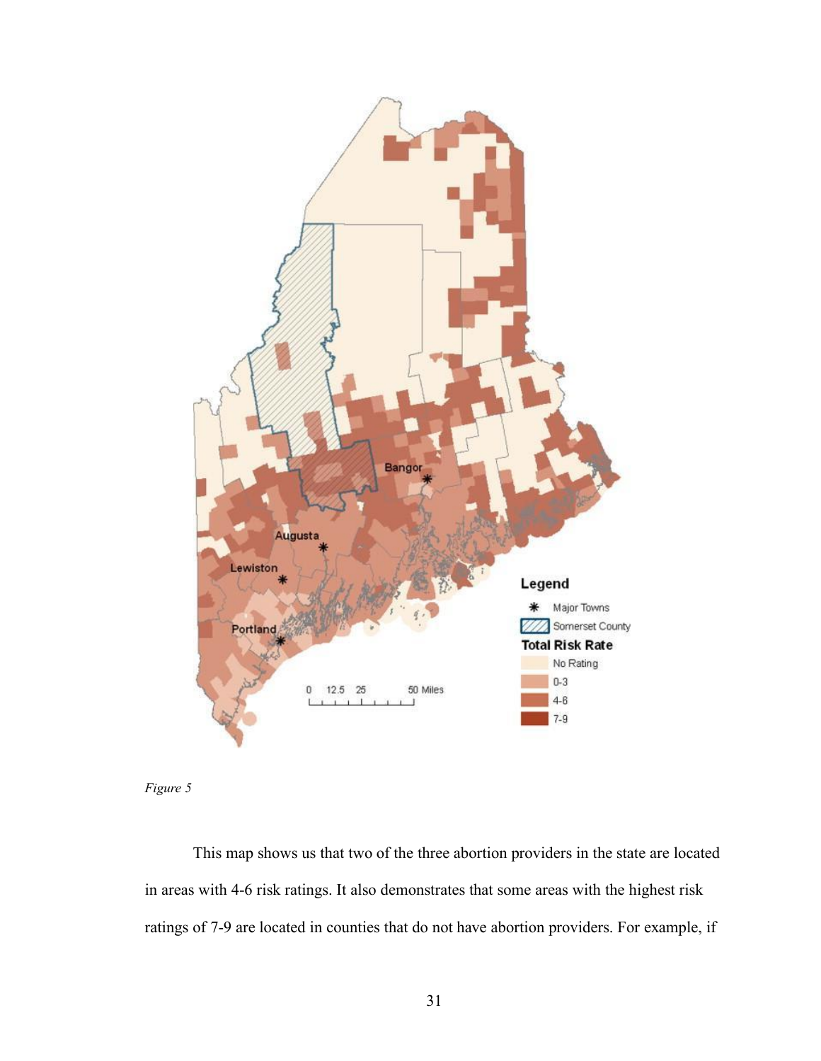*Figure 5*

This map shows us that two of the three abortion providers in the state are located in areas with 4-6 risk ratings. It also demonstrates that some areas with the highest risk ratings of 7-9 are located in counties that do not have abortion providers. For example, if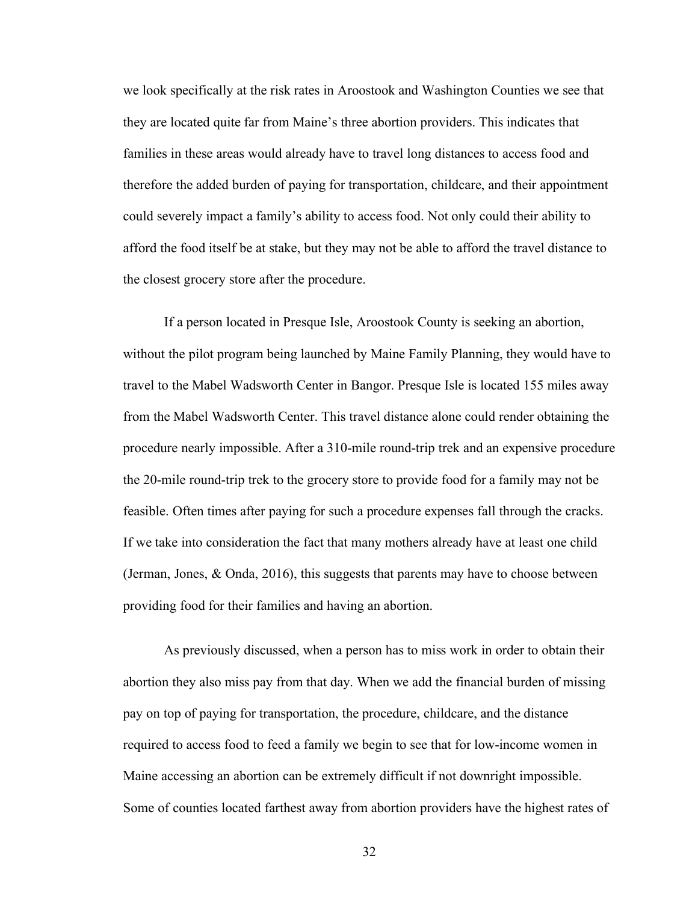we look specifically at the risk rates in Aroostook and Washington Counties we see that they are located quite far from Maine's three abortion providers. This indicates that families in these areas would already have to travel long distances to access food and therefore the added burden of paying for transportation, childcare, and their appointment could severely impact a family's ability to access food. Not only could their ability to afford the food itself be at stake, but they may not be able to afford the travel distance to the closest grocery store after the procedure.

If a person located in Presque Isle, Aroostook County is seeking an abortion, without the pilot program being launched by Maine Family Planning, they would have to travel to the Mabel Wadsworth Center in Bangor. Presque Isle is located 155 miles away from the Mabel Wadsworth Center. This travel distance alone could render obtaining the procedure nearly impossible. After a 310-mile round-trip trek and an expensive procedure the 20-mile round-trip trek to the grocery store to provide food for a family may not be feasible. Often times after paying for such a procedure expenses fall through the cracks. If we take into consideration the fact that many mothers already have at least one child (Jerman, Jones, & Onda, 2016), this suggests that parents may have to choose between providing food for their families and having an abortion.

As previously discussed, when a person has to miss work in order to obtain their abortion they also miss pay from that day. When we add the financial burden of missing pay on top of paying for transportation, the procedure, childcare, and the distance required to access food to feed a family we begin to see that for low-income women in Maine accessing an abortion can be extremely difficult if not downright impossible. Some of counties located farthest away from abortion providers have the highest rates of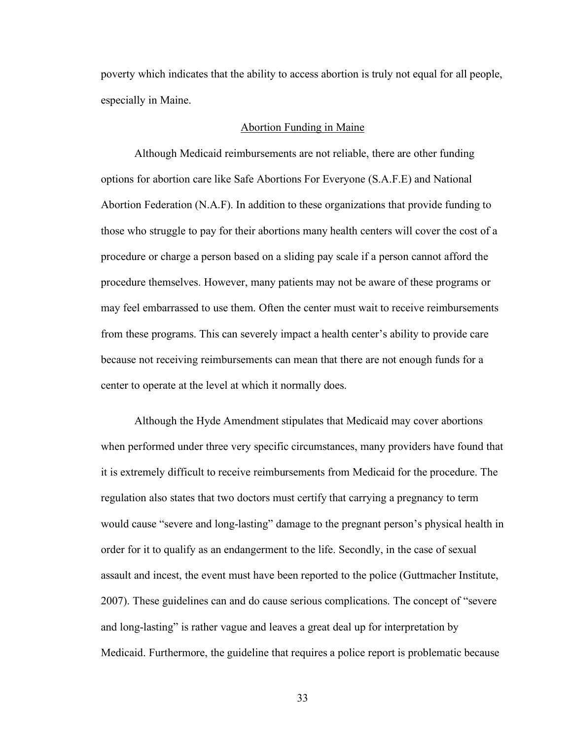poverty which indicates that the ability to access abortion is truly not equal for all people, especially in Maine.

## Abortion Funding in Maine

Although Medicaid reimbursements are not reliable, there are other funding options for abortion care like Safe Abortions For Everyone (S.A.F.E) and National Abortion Federation (N.A.F). In addition to these organizations that provide funding to those who struggle to pay for their abortions many health centers will cover the cost of a procedure or charge a person based on a sliding pay scale if a person cannot afford the procedure themselves. However, many patients may not be aware of these programs or may feel embarrassed to use them. Often the center must wait to receive reimbursements from these programs. This can severely impact a health center's ability to provide care because not receiving reimbursements can mean that there are not enough funds for a center to operate at the level at which it normally does.

Although the Hyde Amendment stipulates that Medicaid may cover abortions when performed under three very specific circumstances, many providers have found that it is extremely difficult to receive reimbursements from Medicaid for the procedure. The regulation also states that two doctors must certify that carrying a pregnancy to term would cause "severe and long-lasting" damage to the pregnant person's physical health in order for it to qualify as an endangerment to the life. Secondly, in the case of sexual assault and incest, the event must have been reported to the police (Guttmacher Institute, 2007). These guidelines can and do cause serious complications. The concept of "severe and long-lasting" is rather vague and leaves a great deal up for interpretation by Medicaid. Furthermore, the guideline that requires a police report is problematic because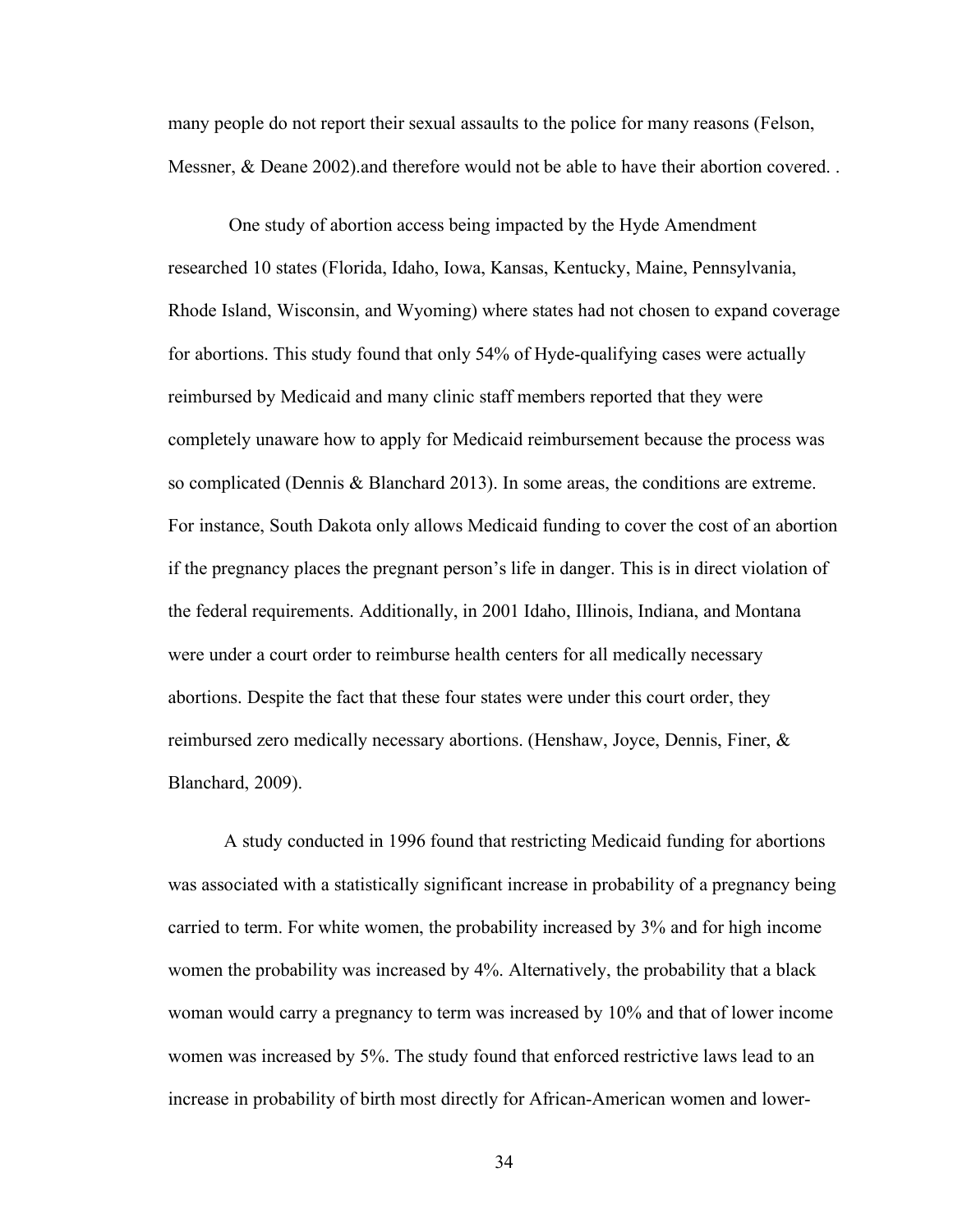many people do not report their sexual assaults to the police for many reasons (Felson, Messner, & Deane 2002).and therefore would not be able to have their abortion covered. .

One study of abortion access being impacted by the Hyde Amendment researched 10 states (Florida, Idaho, Iowa, Kansas, Kentucky, Maine, Pennsylvania, Rhode Island, Wisconsin, and Wyoming) where states had not chosen to expand coverage for abortions. This study found that only 54% of Hyde-qualifying cases were actually reimbursed by Medicaid and many clinic staff members reported that they were completely unaware how to apply for Medicaid reimbursement because the process was so complicated (Dennis & Blanchard 2013). In some areas, the conditions are extreme. For instance, South Dakota only allows Medicaid funding to cover the cost of an abortion if the pregnancy places the pregnant person's life in danger. This is in direct violation of the federal requirements. Additionally, in 2001 Idaho, Illinois, Indiana, and Montana were under a court order to reimburse health centers for all medically necessary abortions. Despite the fact that these four states were under this court order, they reimbursed zero medically necessary abortions. (Henshaw, Joyce, Dennis, Finer, & Blanchard, 2009).

A study conducted in 1996 found that restricting Medicaid funding for abortions was associated with a statistically significant increase in probability of a pregnancy being carried to term. For white women, the probability increased by 3% and for high income women the probability was increased by 4%. Alternatively, the probability that a black woman would carry a pregnancy to term was increased by 10% and that of lower income women was increased by 5%. The study found that enforced restrictive laws lead to an increase in probability of birth most directly for African-American women and lower-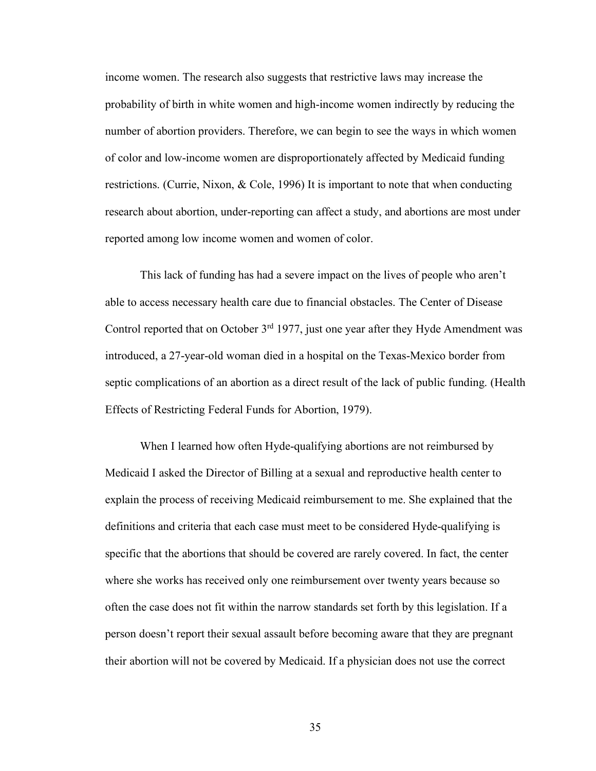income women. The research also suggests that restrictive laws may increase the probability of birth in white women and high-income women indirectly by reducing the number of abortion providers. Therefore, we can begin to see the ways in which women of color and low-income women are disproportionately affected by Medicaid funding restrictions. (Currie, Nixon, & Cole, 1996) It is important to note that when conducting research about abortion, under-reporting can affect a study, and abortions are most under reported among low income women and women of color.

This lack of funding has had a severe impact on the lives of people who aren't able to access necessary health care due to financial obstacles. The Center of Disease Control reported that on October 3rd 1977, just one year after they Hyde Amendment was introduced, a 27-year-old woman died in a hospital on the Texas-Mexico border from septic complications of an abortion as a direct result of the lack of public funding. (Health Effects of Restricting Federal Funds for Abortion, 1979).

When I learned how often Hyde-qualifying abortions are not reimbursed by Medicaid I asked the Director of Billing at a sexual and reproductive health center to explain the process of receiving Medicaid reimbursement to me. She explained that the definitions and criteria that each case must meet to be considered Hyde-qualifying is specific that the abortions that should be covered are rarely covered. In fact, the center where she works has received only one reimbursement over twenty years because so often the case does not fit within the narrow standards set forth by this legislation. If a person doesn't report their sexual assault before becoming aware that they are pregnant their abortion will not be covered by Medicaid. If a physician does not use the correct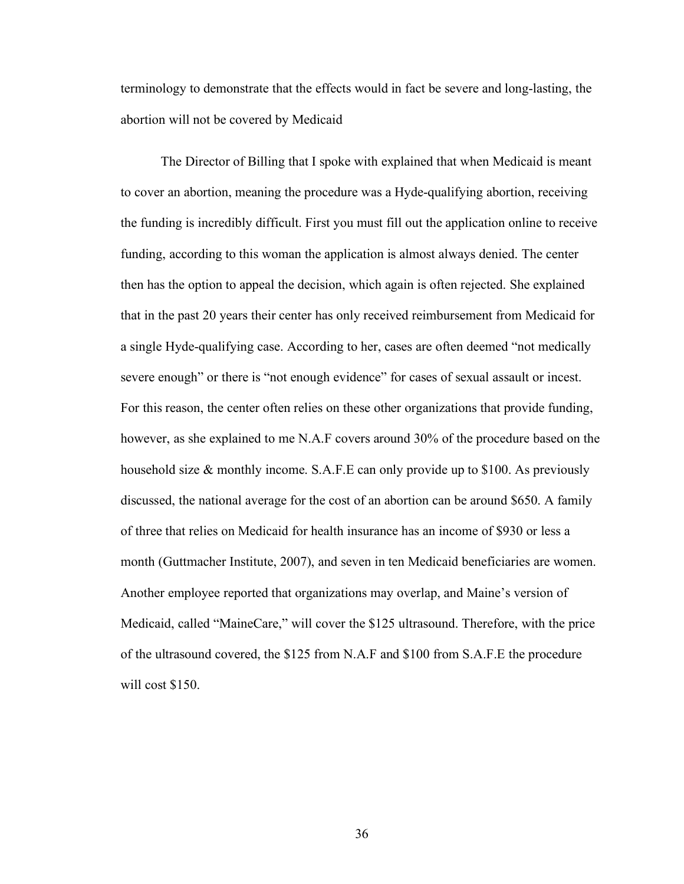terminology to demonstrate that the effects would in fact be severe and long-lasting, the abortion will not be covered by Medicaid

The Director of Billing that I spoke with explained that when Medicaid is meant to cover an abortion, meaning the procedure was a Hyde-qualifying abortion, receiving the funding is incredibly difficult. First you must fill out the application online to receive funding, according to this woman the application is almost always denied. The center then has the option to appeal the decision, which again is often rejected. She explained that in the past 20 years their center has only received reimbursement from Medicaid for a single Hyde-qualifying case. According to her, cases are often deemed "not medically severe enough" or there is "not enough evidence" for cases of sexual assault or incest. For this reason, the center often relies on these other organizations that provide funding, however, as she explained to me N.A.F covers around 30% of the procedure based on the household size & monthly income. S.A.F.E can only provide up to $100. As previously discussed, the national average for the cost of an abortion can be around $650. A family of three that relies on Medicaid for health insurance has an income of $930 or less a month (Guttmacher Institute, 2007), and seven in ten Medicaid beneficiaries are women. Another employee reported that organizations may overlap, and Maine's version of Medicaid, called "MaineCare," will cover the $125 ultrasound. Therefore, with the price of the ultrasound covered, the $125 from N.A.F and $100 from S.A.F.E the procedure will cost $150.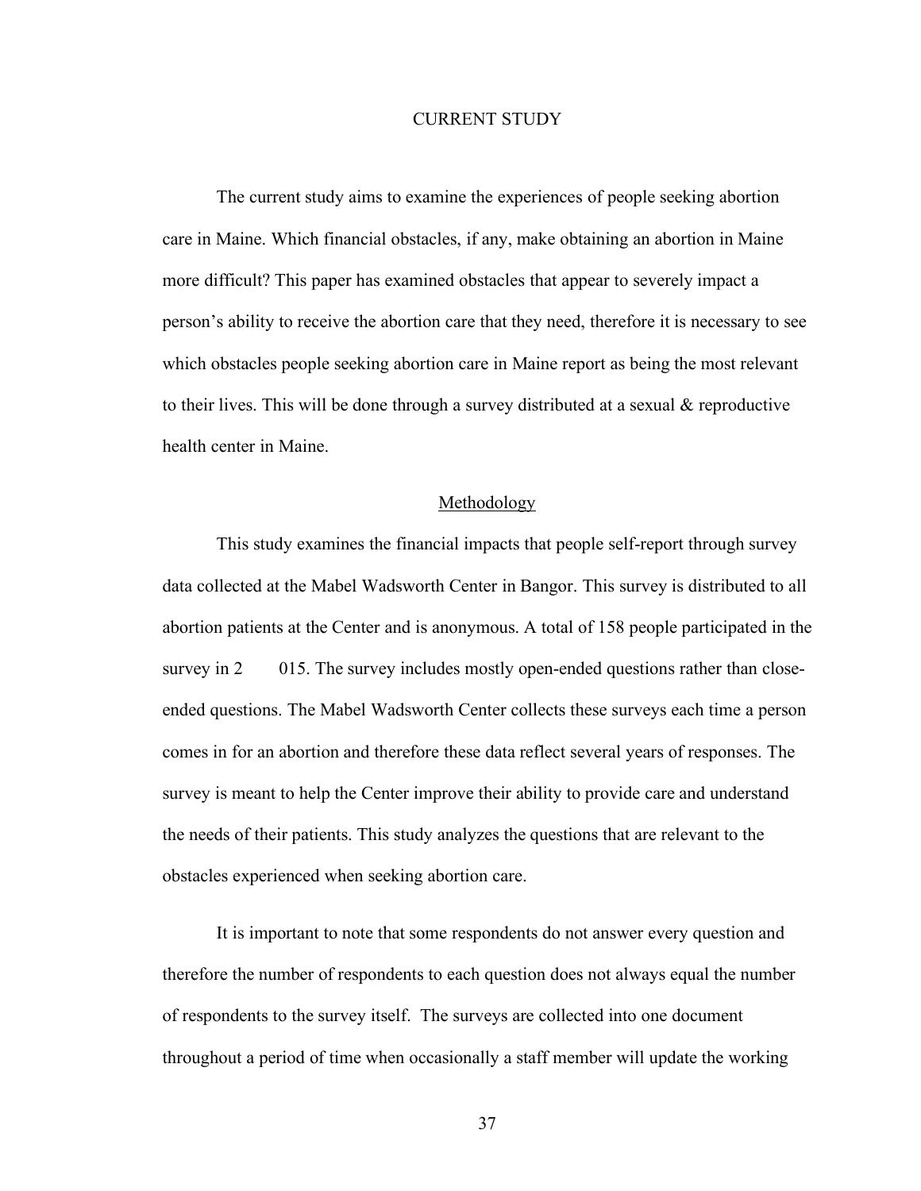# CURRENT STUDY

The current study aims to examine the experiences of people seeking abortion care in Maine. Which financial obstacles, if any, make obtaining an abortion in Maine more difficult? This paper has examined obstacles that appear to severely impact a person's ability to receive the abortion care that they need, therefore it is necessary to see which obstacles people seeking abortion care in Maine report as being the most relevant to their lives. This will be done through a survey distributed at a sexual & reproductive health center in Maine.

## Methodology

This study examines the financial impacts that people self-report through survey data collected at the Mabel Wadsworth Center in Bangor. This survey is distributed to all abortion patients at the Center and is anonymous. A total of 158 people participated in the survey in 2 015. The survey includes mostly open-ended questions rather than close-ended questions. The Mabel Wadsworth Center collects these surveys each time a person comes in for an abortion and therefore these data reflect several years of responses. The survey is meant to help the Center improve their ability to provide care and understand the needs of their patients. This study analyzes the questions that are relevant to the obstacles experienced when seeking abortion care.

It is important to note that some respondents do not answer every question and therefore the number of respondents to each question does not always equal the number of respondents to the survey itself. The surveys are collected into one document throughout a period of time when occasionally a staff member will update the working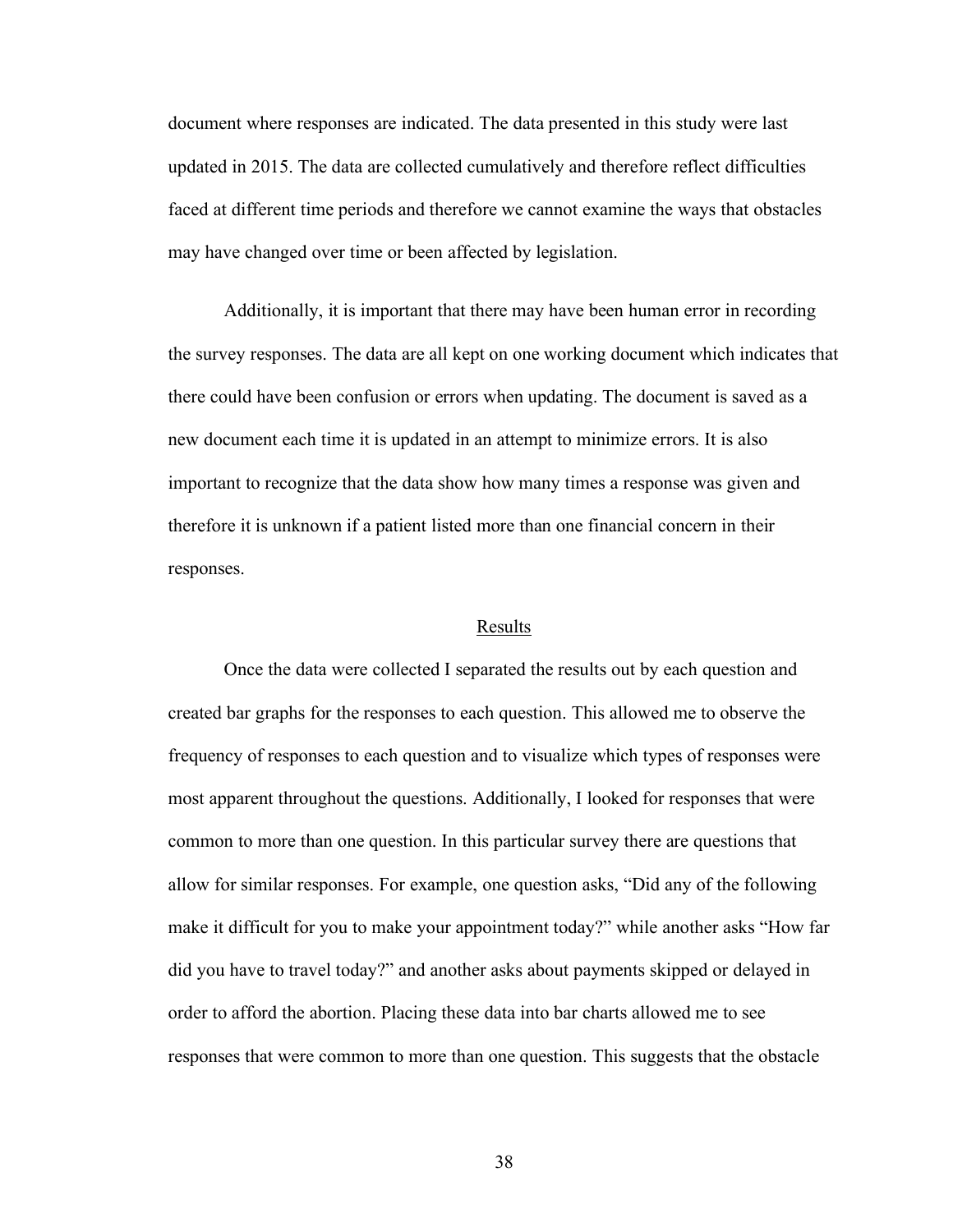document where responses are indicated. The data presented in this study were last updated in 2015. The data are collected cumulatively and therefore reflect difficulties faced at different time periods and therefore we cannot examine the ways that obstacles may have changed over time or been affected by legislation.

Additionally, it is important that there may have been human error in recording the survey responses. The data are all kept on one working document which indicates that there could have been confusion or errors when updating. The document is saved as a new document each time it is updated in an attempt to minimize errors. It is also important to recognize that the data show how many times a response was given and therefore it is unknown if a patient listed more than one financial concern in their responses.

## Results

Once the data were collected I separated the results out by each question and created bar graphs for the responses to each question. This allowed me to observe the frequency of responses to each question and to visualize which types of responses were most apparent throughout the questions. Additionally, I looked for responses that were common to more than one question. In this particular survey there are questions that allow for similar responses. For example, one question asks, "Did any of the following make it difficult for you to make your appointment today?" while another asks "How far did you have to travel today?" and another asks about payments skipped or delayed in order to afford the abortion. Placing these data into bar charts allowed me to see responses that were common to more than one question. This suggests that the obstacle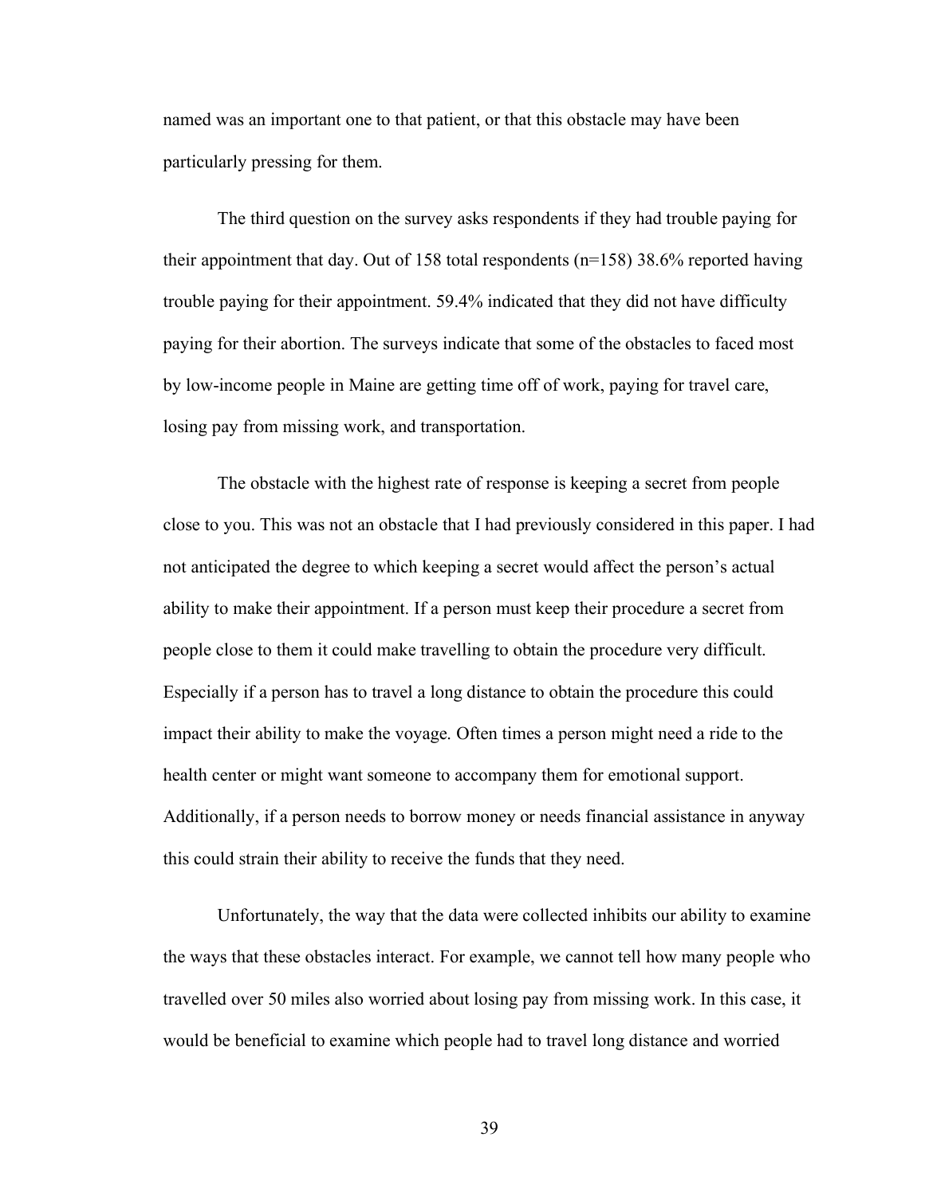named was an important one to that patient, or that this obstacle may have been particularly pressing for them.

The third question on the survey asks respondents if they had trouble paying for their appointment that day. Out of 158 total respondents (n=158) 38.6% reported having trouble paying for their appointment. 59.4% indicated that they did not have difficulty paying for their abortion. The surveys indicate that some of the obstacles to faced most by low-income people in Maine are getting time off of work, paying for travel care, losing pay from missing work, and transportation.

The obstacle with the highest rate of response is keeping a secret from people close to you. This was not an obstacle that I had previously considered in this paper. I had not anticipated the degree to which keeping a secret would affect the person's actual ability to make their appointment. If a person must keep their procedure a secret from people close to them it could make travelling to obtain the procedure very difficult. Especially if a person has to travel a long distance to obtain the procedure this could impact their ability to make the voyage. Often times a person might need a ride to the health center or might want someone to accompany them for emotional support. Additionally, if a person needs to borrow money or needs financial assistance in anyway this could strain their ability to receive the funds that they need.

Unfortunately, the way that the data were collected inhibits our ability to examine the ways that these obstacles interact. For example, we cannot tell how many people who travelled over 50 miles also worried about losing pay from missing work. In this case, it would be beneficial to examine which people had to travel long distance and worried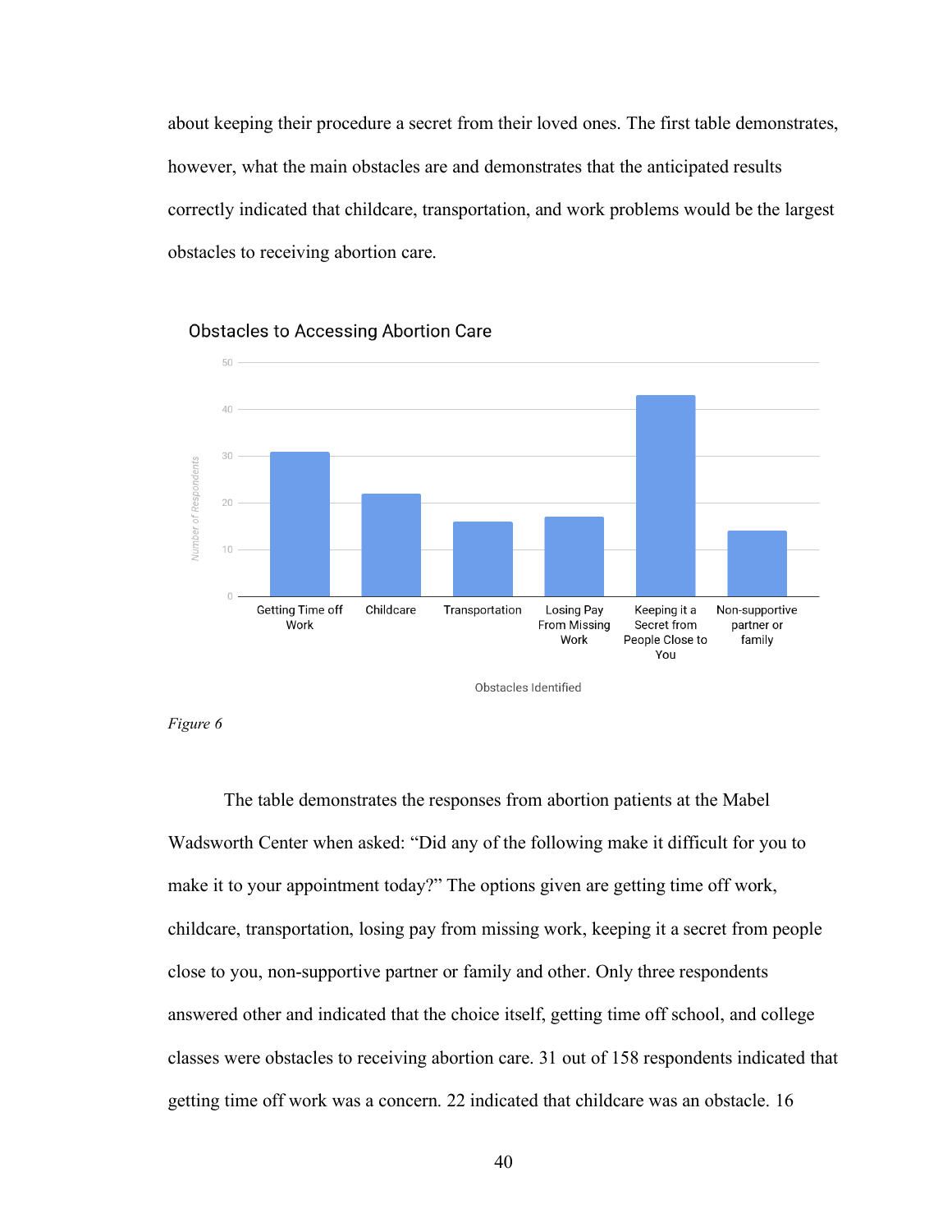about keeping their procedure a secret from their loved ones. The first table demonstrates, however, what the main obstacles are and demonstrates that the anticipated results correctly indicated that childcare, transportation, and work problems would be the largest obstacles to receiving abortion care.

*Figure 6*

The table demonstrates the responses from abortion patients at the Mabel Wadsworth Center when asked: "Did any of the following make it difficult for you to make it to your appointment today?" The options given are getting time off work, childcare, transportation, losing pay from missing work, keeping it a secret from people close to you, non-supportive partner or family and other. Only three respondents answered other and indicated that the choice itself, getting time off school, and college classes were obstacles to receiving abortion care. 31 out of 158 respondents indicated that getting time off work was a concern. 22 indicated that childcare was an obstacle. 16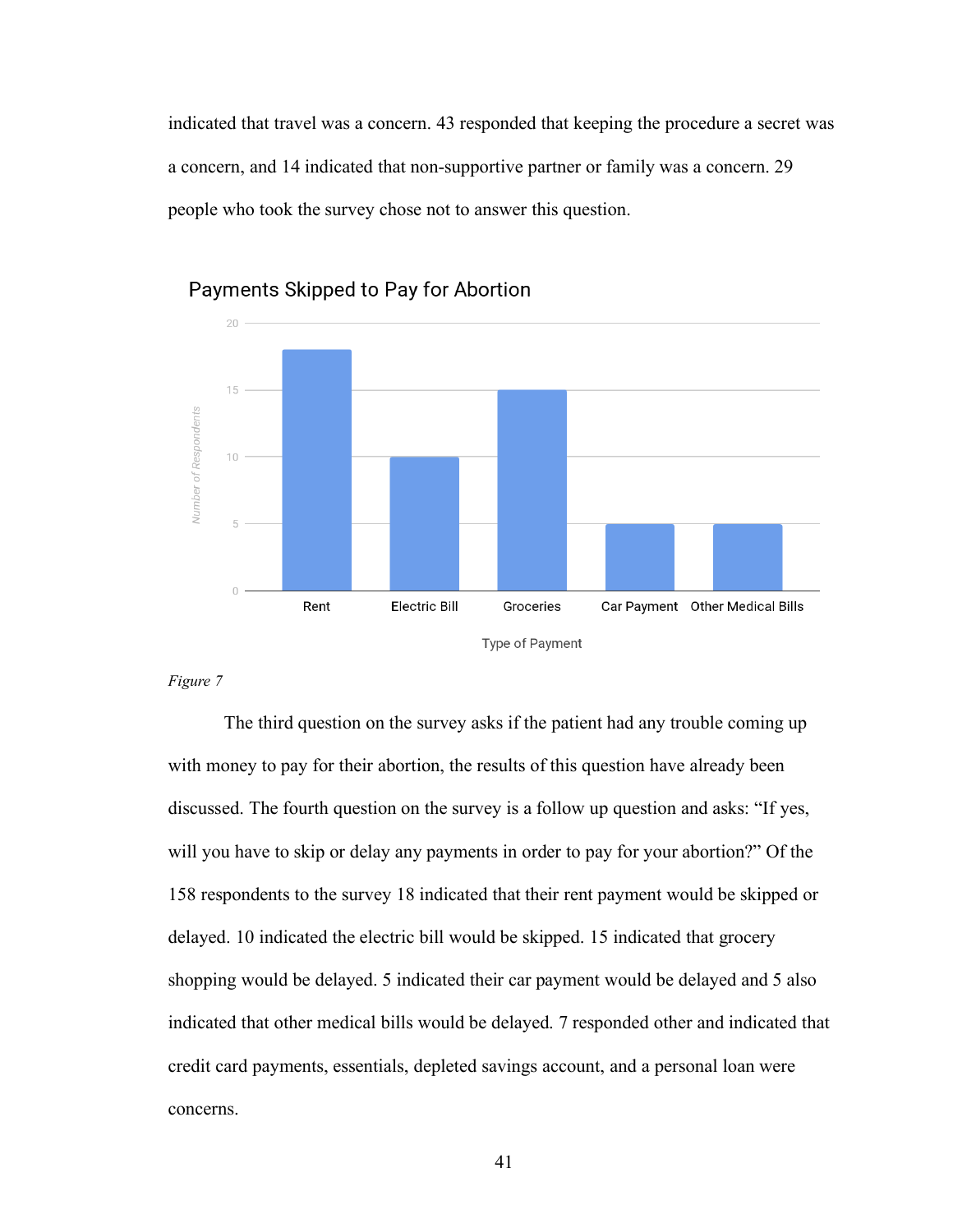indicated that travel was a concern. 43 responded that keeping the procedure a secret was a concern, and 14 indicated that non-supportive partner or family was a concern. 29 people who took the survey chose not to answer this question.

*Figure 7*

The third question on the survey asks if the patient had any trouble coming up with money to pay for their abortion, the results of this question have already been discussed. The fourth question on the survey is a follow up question and asks: "If yes, will you have to skip or delay any payments in order to pay for your abortion?" Of the 158 respondents to the survey 18 indicated that their rent payment would be skipped or delayed. 10 indicated the electric bill would be skipped. 15 indicated that grocery shopping would be delayed. 5 indicated their car payment would be delayed and 5 also indicated that other medical bills would be delayed. 7 responded other and indicated that credit card payments, essentials, depleted savings account, and a personal loan were concerns.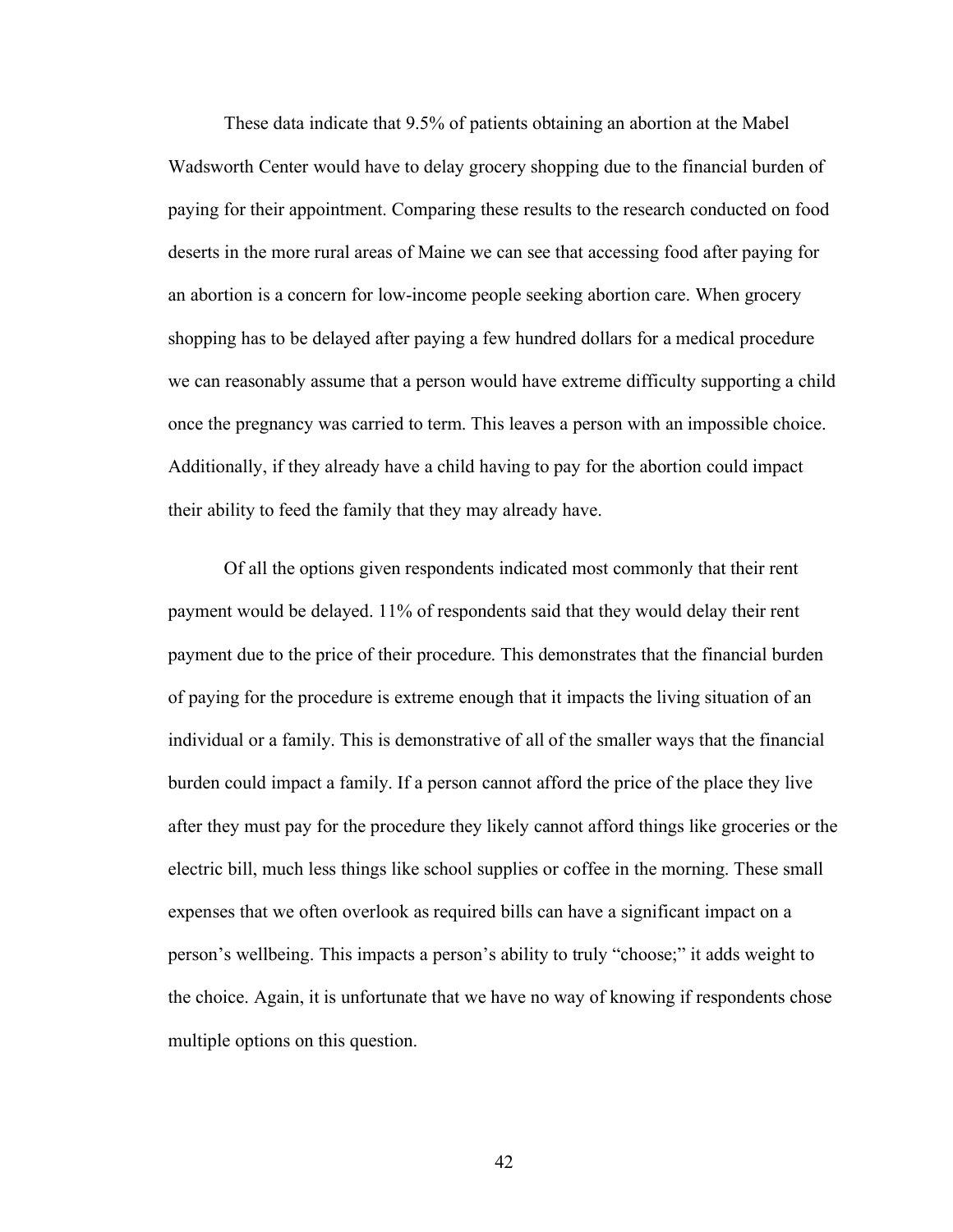These data indicate that 9.5% of patients obtaining an abortion at the Mabel Wadsworth Center would have to delay grocery shopping due to the financial burden of paying for their appointment. Comparing these results to the research conducted on food deserts in the more rural areas of Maine we can see that accessing food after paying for an abortion is a concern for low-income people seeking abortion care. When grocery shopping has to be delayed after paying a few hundred dollars for a medical procedure we can reasonably assume that a person would have extreme difficulty supporting a child once the pregnancy was carried to term. This leaves a person with an impossible choice. Additionally, if they already have a child having to pay for the abortion could impact their ability to feed the family that they may already have.

Of all the options given respondents indicated most commonly that their rent payment would be delayed. 11% of respondents said that they would delay their rent payment due to the price of their procedure. This demonstrates that the financial burden of paying for the procedure is extreme enough that it impacts the living situation of an individual or a family. This is demonstrative of all of the smaller ways that the financial burden could impact a family. If a person cannot afford the price of the place they live after they must pay for the procedure they likely cannot afford things like groceries or the electric bill, much less things like school supplies or coffee in the morning. These small expenses that we often overlook as required bills can have a significant impact on a person's wellbeing. This impacts a person's ability to truly "choose;" it adds weight to the choice. Again, it is unfortunate that we have no way of knowing if respondents chose multiple options on this question.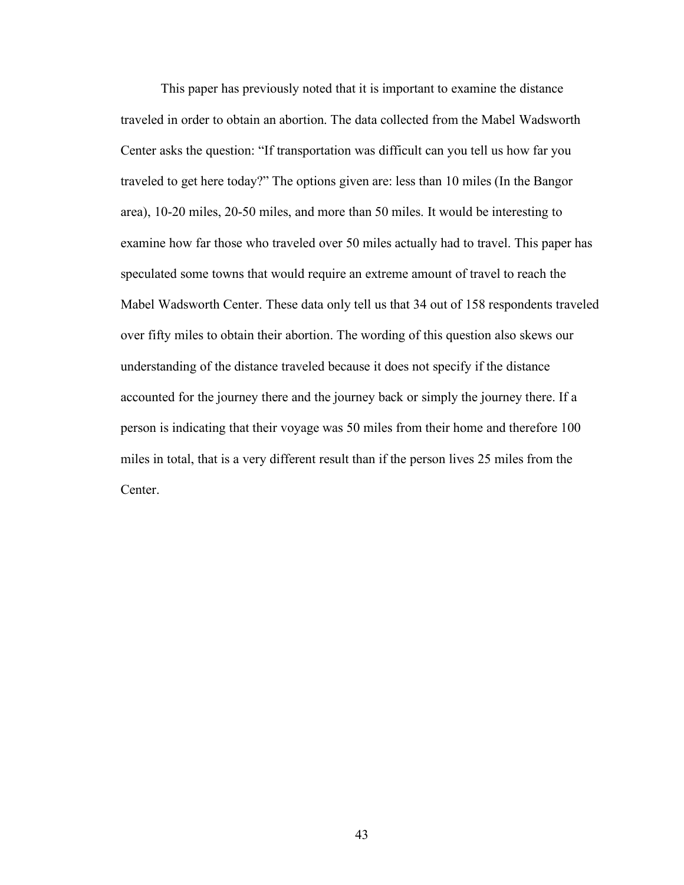This paper has previously noted that it is important to examine the distance traveled in order to obtain an abortion. The data collected from the Mabel Wadsworth Center asks the question: “If transportation was difficult can you tell us how far you traveled to get here today?” The options given are: less than 10 miles (In the Bangor area), 10-20 miles, 20-50 miles, and more than 50 miles. It would be interesting to examine how far those who traveled over 50 miles actually had to travel. This paper has speculated some towns that would require an extreme amount of travel to reach the Mabel Wadsworth Center. These data only tell us that 34 out of 158 respondents traveled over fifty miles to obtain their abortion. The wording of this question also skews our understanding of the distance traveled because it does not specify if the distance accounted for the journey there and the journey back or simply the journey there. If a person is indicating that their voyage was 50 miles from their home and therefore 100 miles in total, that is a very different result than if the person lives 25 miles from the Center.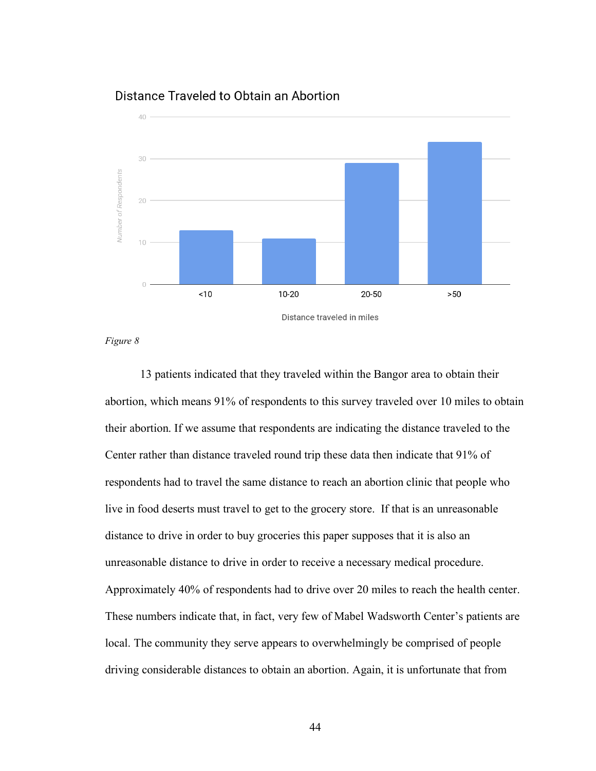Distance Traveled to Obtain an Abortion

| Distance traveled in miles | Number of Respondents |
| --- | --- |
| <10 | 13 |
| 10-20 | 11 |
| 20-50 | 29 |
| >50 | 34 |

*Figure 8*

13 patients indicated that they traveled within the Bangor area to obtain their abortion, which means 91% of respondents to this survey traveled over 10 miles to obtain their abortion. If we assume that respondents are indicating the distance traveled to the Center rather than distance traveled round trip these data then indicate that 91% of respondents had to travel the same distance to reach an abortion clinic that people who live in food deserts must travel to get to the grocery store. If that is an unreasonable distance to drive in order to buy groceries this paper supposes that it is also an unreasonable distance to drive in order to receive a necessary medical procedure. Approximately 40% of respondents had to drive over 20 miles to reach the health center. These numbers indicate that, in fact, very few of Mabel Wadsworth Center's patients are local. The community they serve appears to overwhelmingly be comprised of people driving considerable distances to obtain an abortion. Again, it is unfortunate that from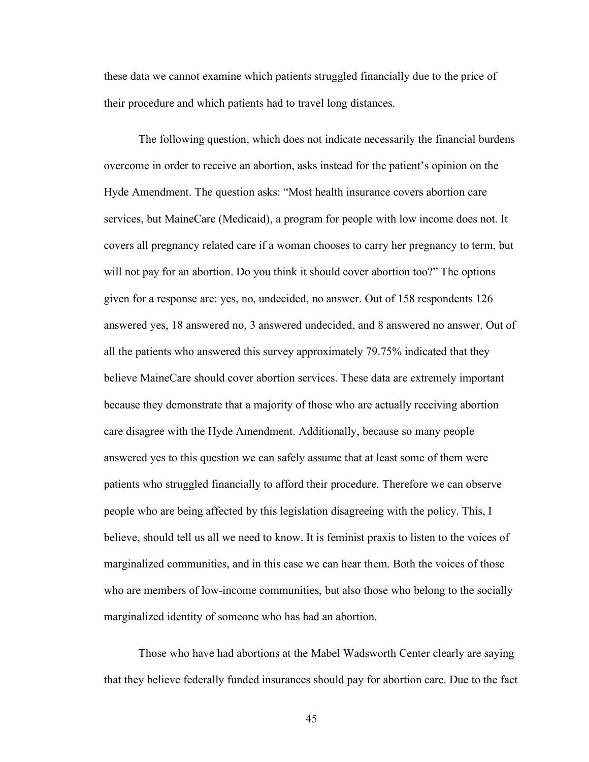these data we cannot examine which patients struggled financially due to the price of their procedure and which patients had to travel long distances.

The following question, which does not indicate necessarily the financial burdens overcome in order to receive an abortion, asks instead for the patient's opinion on the Hyde Amendment. The question asks: "Most health insurance covers abortion care services, but MaineCare (Medicaid), a program for people with low income does not. It covers all pregnancy related care if a woman chooses to carry her pregnancy to term, but will not pay for an abortion. Do you think it should cover abortion too?" The options given for a response are: yes, no, undecided, no answer. Out of 158 respondents 126 answered yes, 18 answered no, 3 answered undecided, and 8 answered no answer. Out of all the patients who answered this survey approximately 79.75% indicated that they believe MaineCare should cover abortion services. These data are extremely important because they demonstrate that a majority of those who are actually receiving abortion care disagree with the Hyde Amendment. Additionally, because so many people answered yes to this question we can safely assume that at least some of them were patients who struggled financially to afford their procedure. Therefore we can observe people who are being affected by this legislation disagreeing with the policy. This, I believe, should tell us all we need to know. It is feminist praxis to listen to the voices of marginalized communities, and in this case we can hear them. Both the voices of those who are members of low-income communities, but also those who belong to the socially marginalized identity of someone who has had an abortion.

Those who have had abortions at the Mabel Wadsworth Center clearly are saying that they believe federally funded insurances should pay for abortion care. Due to the fact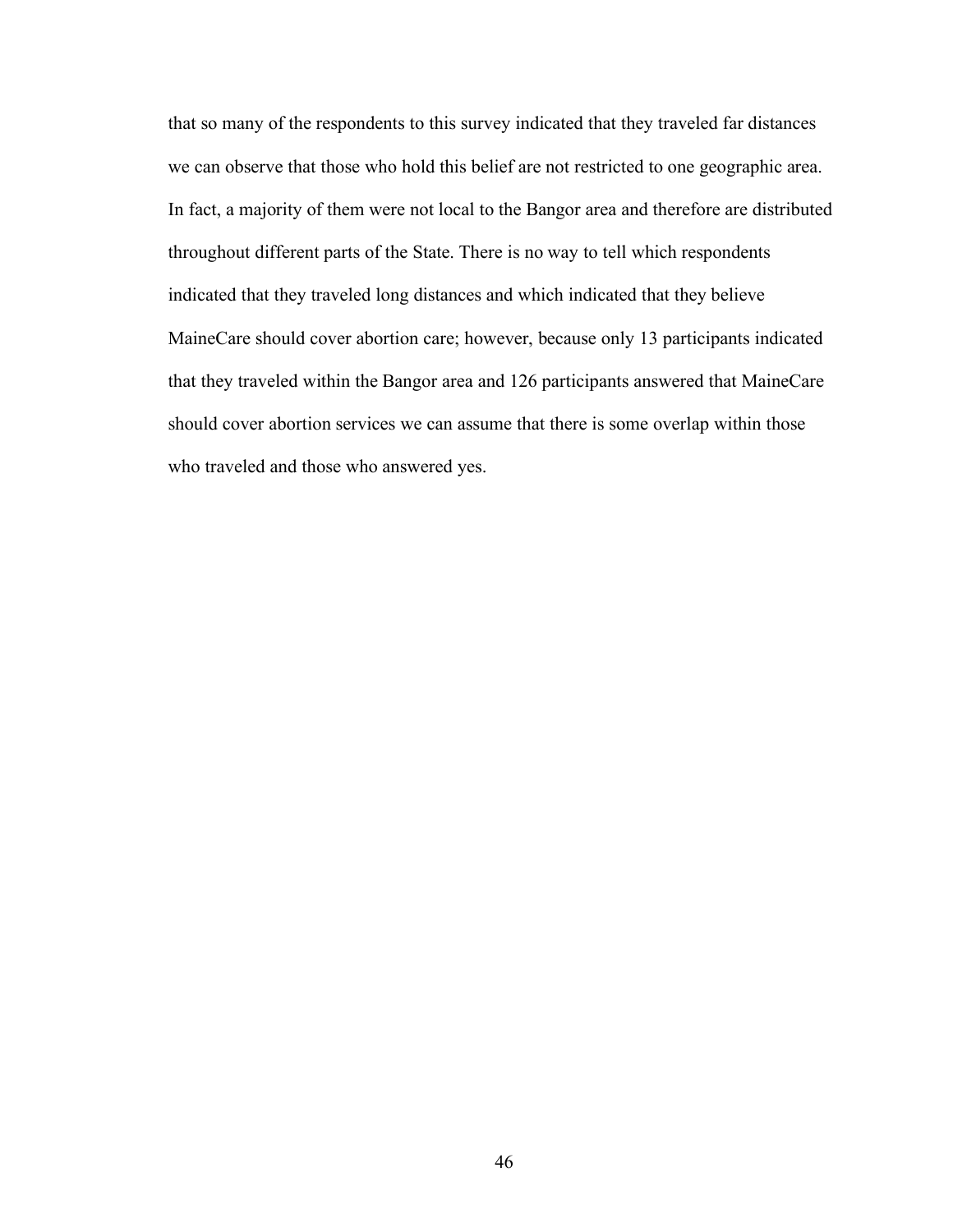that so many of the respondents to this survey indicated that they traveled far distances we can observe that those who hold this belief are not restricted to one geographic area. In fact, a majority of them were not local to the Bangor area and therefore are distributed throughout different parts of the State. There is no way to tell which respondents indicated that they traveled long distances and which indicated that they believe MaineCare should cover abortion care; however, because only 13 participants indicated that they traveled within the Bangor area and 126 participants answered that MaineCare should cover abortion services we can assume that there is some overlap within those who traveled and those who answered yes.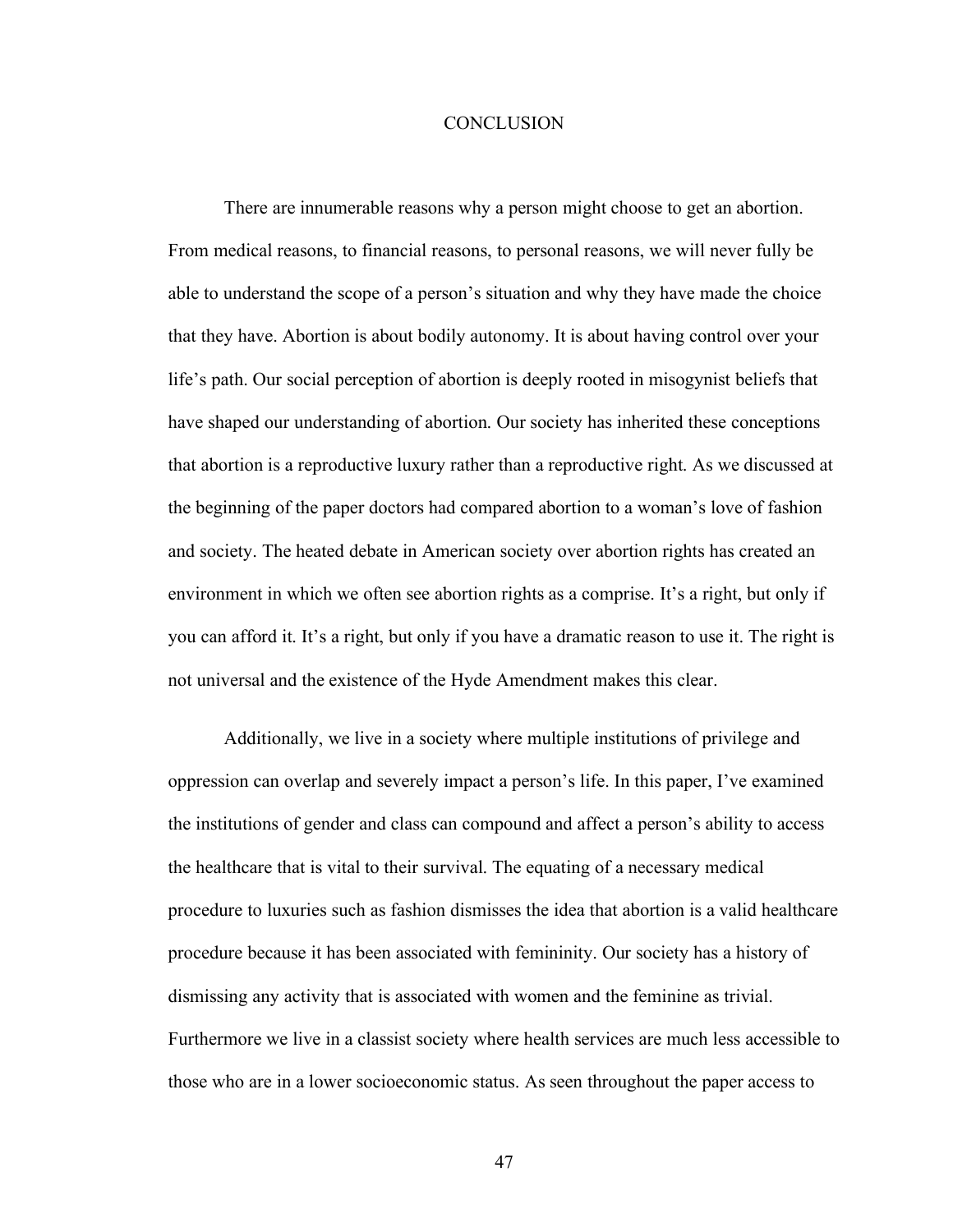# CONCLUSION

There are innumerable reasons why a person might choose to get an abortion. From medical reasons, to financial reasons, to personal reasons, we will never fully be able to understand the scope of a person's situation and why they have made the choice that they have. Abortion is about bodily autonomy. It is about having control over your life's path. Our social perception of abortion is deeply rooted in misogynist beliefs that have shaped our understanding of abortion. Our society has inherited these conceptions that abortion is a reproductive luxury rather than a reproductive right. As we discussed at the beginning of the paper doctors had compared abortion to a woman's love of fashion and society. The heated debate in American society over abortion rights has created an environment in which we often see abortion rights as a comprise. It's a right, but only if you can afford it. It's a right, but only if you have a dramatic reason to use it. The right is not universal and the existence of the Hyde Amendment makes this clear.

Additionally, we live in a society where multiple institutions of privilege and oppression can overlap and severely impact a person's life. In this paper, I've examined the institutions of gender and class can compound and affect a person's ability to access the healthcare that is vital to their survival. The equating of a necessary medical procedure to luxuries such as fashion dismisses the idea that abortion is a valid healthcare procedure because it has been associated with femininity. Our society has a history of dismissing any activity that is associated with women and the feminine as trivial. Furthermore we live in a classist society where health services are much less accessible to those who are in a lower socioeconomic status. As seen throughout the paper access to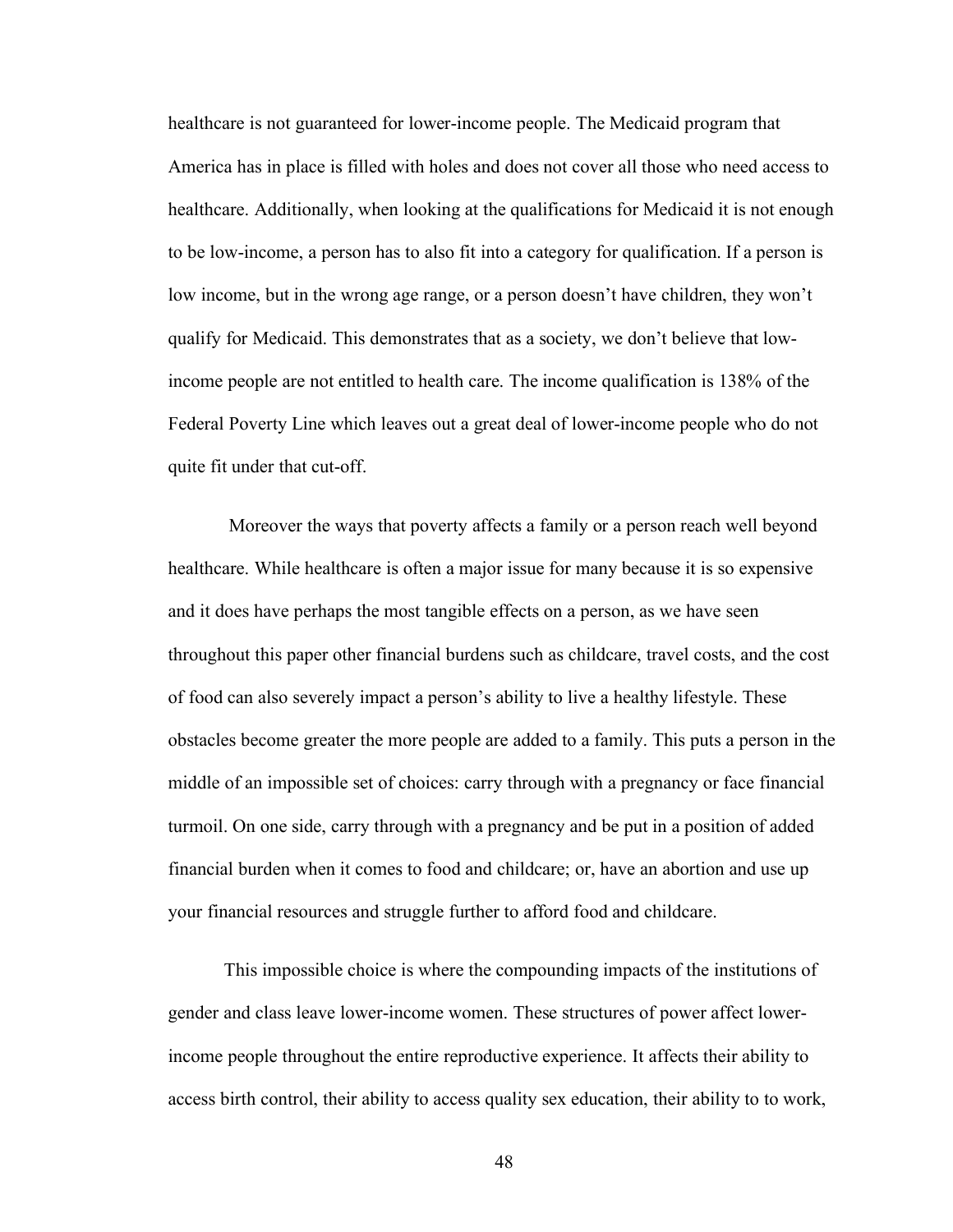healthcare is not guaranteed for lower-income people. The Medicaid program that America has in place is filled with holes and does not cover all those who need access to healthcare. Additionally, when looking at the qualifications for Medicaid it is not enough to be low-income, a person has to also fit into a category for qualification. If a person is low income, but in the wrong age range, or a person doesn't have children, they won't qualify for Medicaid. This demonstrates that as a society, we don't believe that low-income people are not entitled to health care. The income qualification is 138% of the Federal Poverty Line which leaves out a great deal of lower-income people who do not quite fit under that cut-off.

Moreover the ways that poverty affects a family or a person reach well beyond healthcare. While healthcare is often a major issue for many because it is so expensive and it does have perhaps the most tangible effects on a person, as we have seen throughout this paper other financial burdens such as childcare, travel costs, and the cost of food can also severely impact a person's ability to live a healthy lifestyle. These obstacles become greater the more people are added to a family. This puts a person in the middle of an impossible set of choices: carry through with a pregnancy or face financial turmoil. On one side, carry through with a pregnancy and be put in a position of added financial burden when it comes to food and childcare; or, have an abortion and use up your financial resources and struggle further to afford food and childcare.

This impossible choice is where the compounding impacts of the institutions of gender and class leave lower-income women. These structures of power affect lower-income people throughout the entire reproductive experience. It affects their ability to access birth control, their ability to access quality sex education, their ability to to work,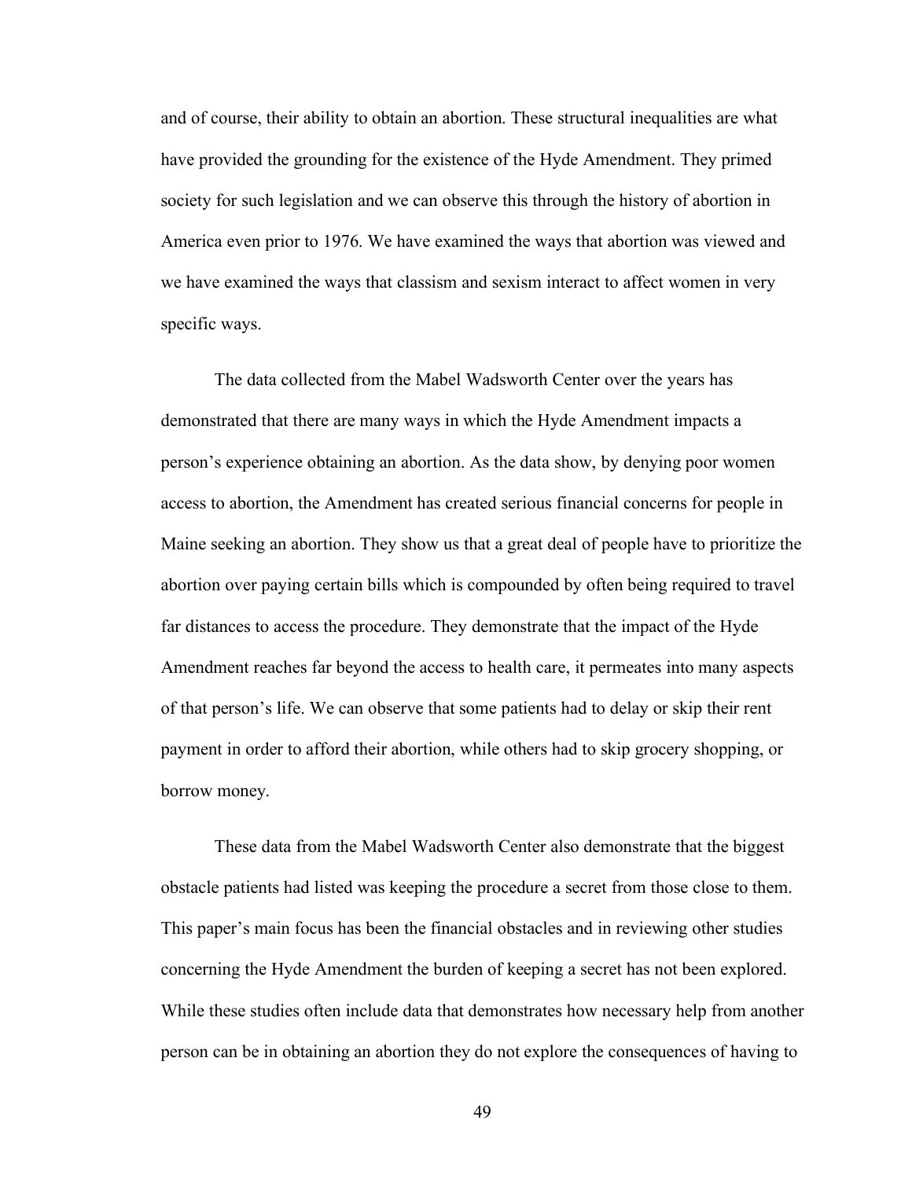and of course, their ability to obtain an abortion. These structural inequalities are what have provided the grounding for the existence of the Hyde Amendment. They primed society for such legislation and we can observe this through the history of abortion in America even prior to 1976. We have examined the ways that abortion was viewed and we have examined the ways that classism and sexism interact to affect women in very specific ways.

The data collected from the Mabel Wadsworth Center over the years has demonstrated that there are many ways in which the Hyde Amendment impacts a person's experience obtaining an abortion. As the data show, by denying poor women access to abortion, the Amendment has created serious financial concerns for people in Maine seeking an abortion. They show us that a great deal of people have to prioritize the abortion over paying certain bills which is compounded by often being required to travel far distances to access the procedure. They demonstrate that the impact of the Hyde Amendment reaches far beyond the access to health care, it permeates into many aspects of that person's life. We can observe that some patients had to delay or skip their rent payment in order to afford their abortion, while others had to skip grocery shopping, or borrow money.

These data from the Mabel Wadsworth Center also demonstrate that the biggest obstacle patients had listed was keeping the procedure a secret from those close to them. This paper's main focus has been the financial obstacles and in reviewing other studies concerning the Hyde Amendment the burden of keeping a secret has not been explored. While these studies often include data that demonstrates how necessary help from another person can be in obtaining an abortion they do not explore the consequences of having to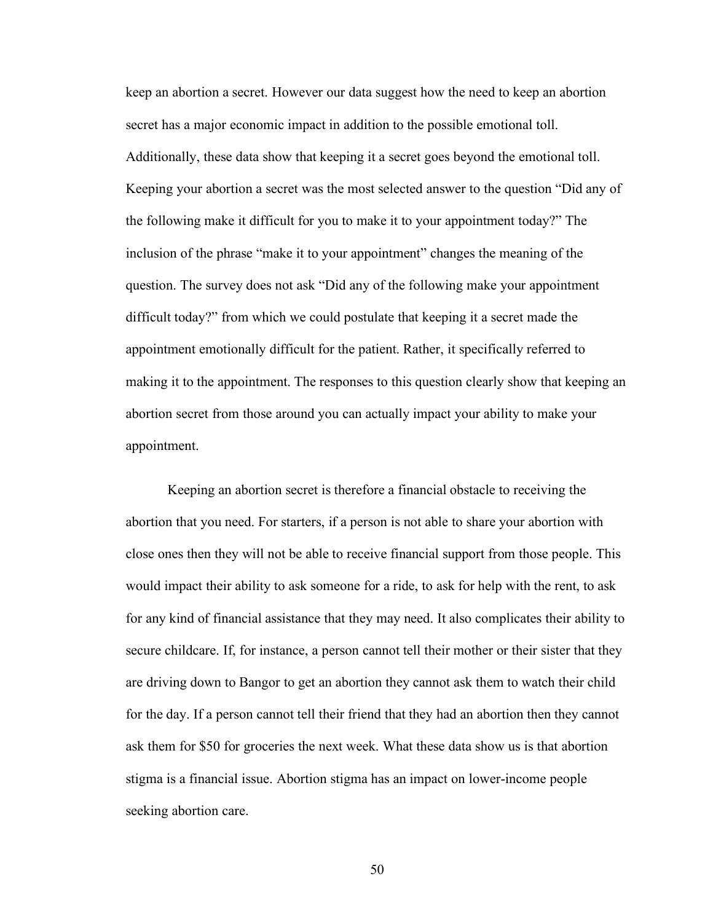keep an abortion a secret. However our data suggest how the need to keep an abortion secret has a major economic impact in addition to the possible emotional toll. Additionally, these data show that keeping it a secret goes beyond the emotional toll. Keeping your abortion a secret was the most selected answer to the question "Did any of the following make it difficult for you to make it to your appointment today?" The inclusion of the phrase "make it to your appointment" changes the meaning of the question. The survey does not ask "Did any of the following make your appointment difficult today?" from which we could postulate that keeping it a secret made the appointment emotionally difficult for the patient. Rather, it specifically referred to making it to the appointment. The responses to this question clearly show that keeping an abortion secret from those around you can actually impact your ability to make your appointment.

Keeping an abortion secret is therefore a financial obstacle to receiving the abortion that you need. For starters, if a person is not able to share your abortion with close ones then they will not be able to receive financial support from those people. This would impact their ability to ask someone for a ride, to ask for help with the rent, to ask for any kind of financial assistance that they may need. It also complicates their ability to secure childcare. If, for instance, a person cannot tell their mother or their sister that they are driving down to Bangor to get an abortion they cannot ask them to watch their child for the day. If a person cannot tell their friend that they had an abortion then they cannot ask them for $50 for groceries the next week. What these data show us is that abortion stigma is a financial issue. Abortion stigma has an impact on lower-income people seeking abortion care.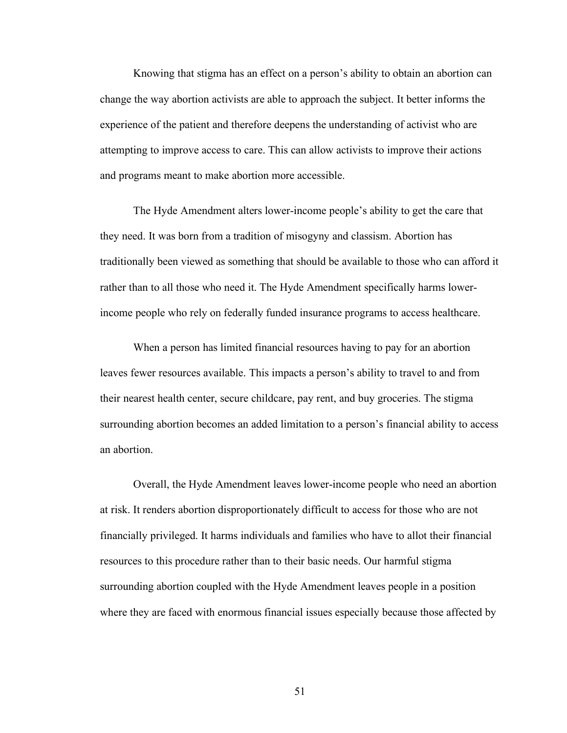Knowing that stigma has an effect on a person's ability to obtain an abortion can change the way abortion activists are able to approach the subject. It better informs the experience of the patient and therefore deepens the understanding of activist who are attempting to improve access to care. This can allow activists to improve their actions and programs meant to make abortion more accessible.

The Hyde Amendment alters lower-income people's ability to get the care that they need. It was born from a tradition of misogyny and classism. Abortion has traditionally been viewed as something that should be available to those who can afford it rather than to all those who need it. The Hyde Amendment specifically harms lower-income people who rely on federally funded insurance programs to access healthcare.

When a person has limited financial resources having to pay for an abortion leaves fewer resources available. This impacts a person's ability to travel to and from their nearest health center, secure childcare, pay rent, and buy groceries. The stigma surrounding abortion becomes an added limitation to a person's financial ability to access an abortion.

Overall, the Hyde Amendment leaves lower-income people who need an abortion at risk. It renders abortion disproportionately difficult to access for those who are not financially privileged. It harms individuals and families who have to allot their financial resources to this procedure rather than to their basic needs. Our harmful stigma surrounding abortion coupled with the Hyde Amendment leaves people in a position where they are faced with enormous financial issues especially because those affected by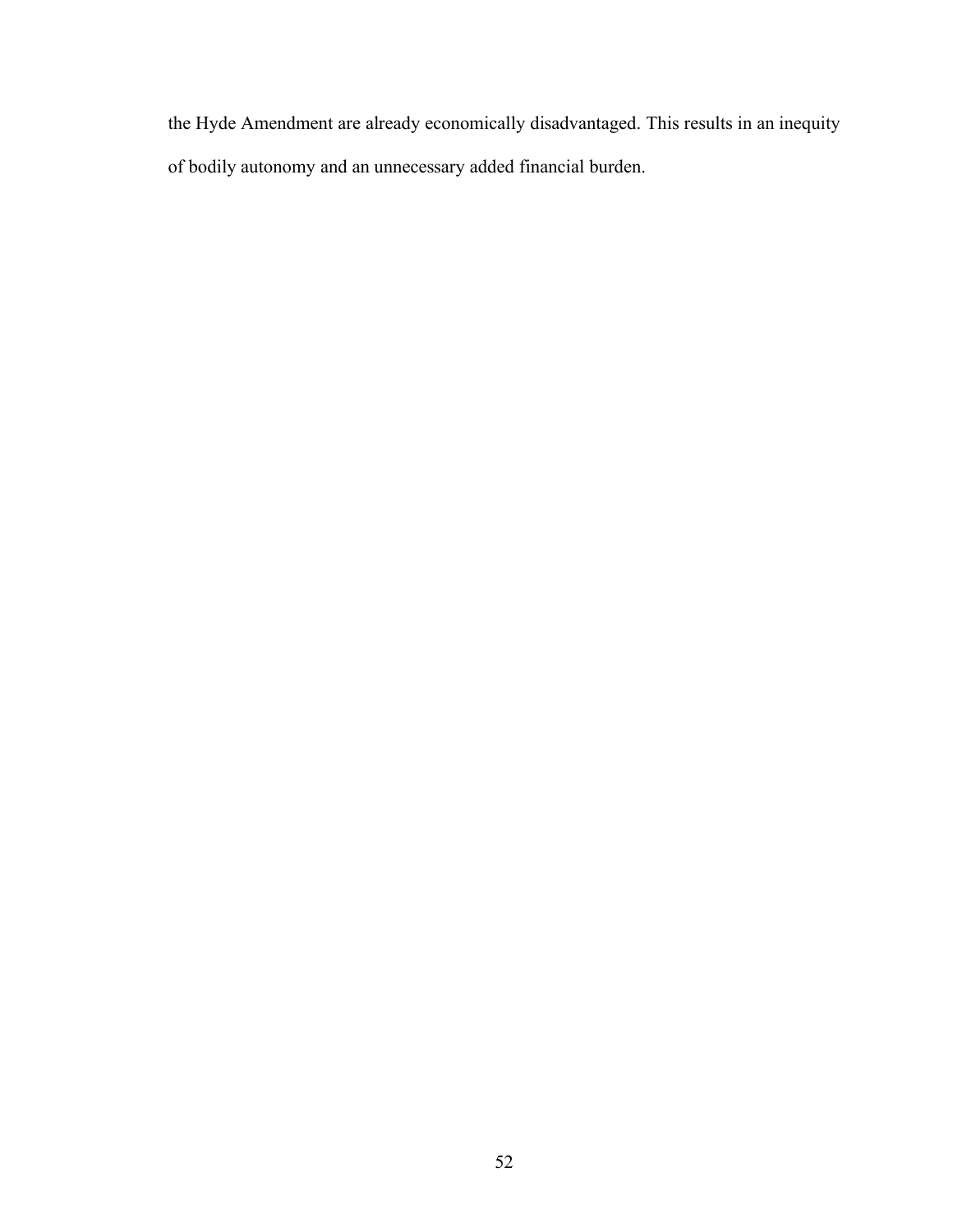the Hyde Amendment are already economically disadvantaged. This results in an inequity of bodily autonomy and an unnecessary added financial burden.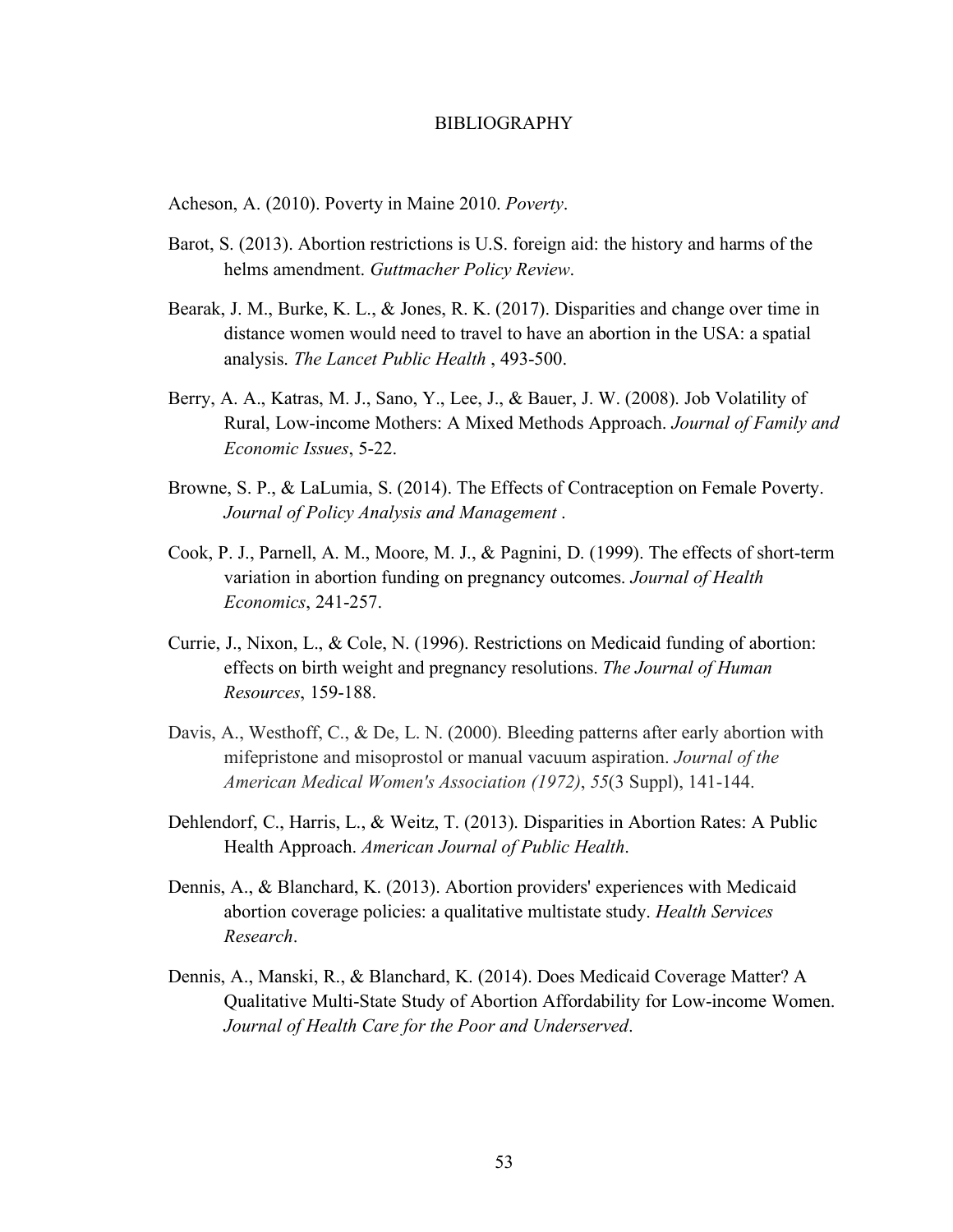# BIBLIOGRAPHY

Acheson, A. (2010). Poverty in Maine 2010. *Poverty*.

Barot, S. (2013). Abortion restrictions is U.S. foreign aid: the history and harms of the helms amendment. *Guttmacher Policy Review*.

Bearak, J. M., Burke, K. L., & Jones, R. K. (2017). Disparities and change over time in distance women would need to travel to have an abortion in the USA: a spatial analysis. *The Lancet Public Health* , 493-500.

Berry, A. A., Katras, M. J., Sano, Y., Lee, J., & Bauer, J. W. (2008). Job Volatility of Rural, Low-income Mothers: A Mixed Methods Approach. *Journal of Family and Economic Issues*, 5-22.

Browne, S. P., & LaLumia, S. (2014). The Effects of Contraception on Female Poverty. *Journal of Policy Analysis and Management* .

Cook, P. J., Parnell, A. M., Moore, M. J., & Pagnini, D. (1999). The effects of short-term variation in abortion funding on pregnancy outcomes. *Journal of Health Economics*, 241-257.

Currie, J., Nixon, L., & Cole, N. (1996). Restrictions on Medicaid funding of abortion: effects on birth weight and pregnancy resolutions. *The Journal of Human Resources*, 159-188.

Davis, A., Westhoff, C., & De, L. N. (2000). Bleeding patterns after early abortion with mifepristone and misoprostol or manual vacuum aspiration. *Journal of the American Medical Women's Association (1972)*, *55*(3 Suppl), 141-144.

Dehlendorf, C., Harris, L., & Weitz, T. (2013). Disparities in Abortion Rates: A Public Health Approach. *American Journal of Public Health*.

Dennis, A., & Blanchard, K. (2013). Abortion providers' experiences with Medicaid abortion coverage policies: a qualitative multistate study. *Health Services Research*.

Dennis, A., Manski, R., & Blanchard, K. (2014). Does Medicaid Coverage Matter? A Qualitative Multi-State Study of Abortion Affordability for Low-income Women. *Journal of Health Care for the Poor and Underserved*.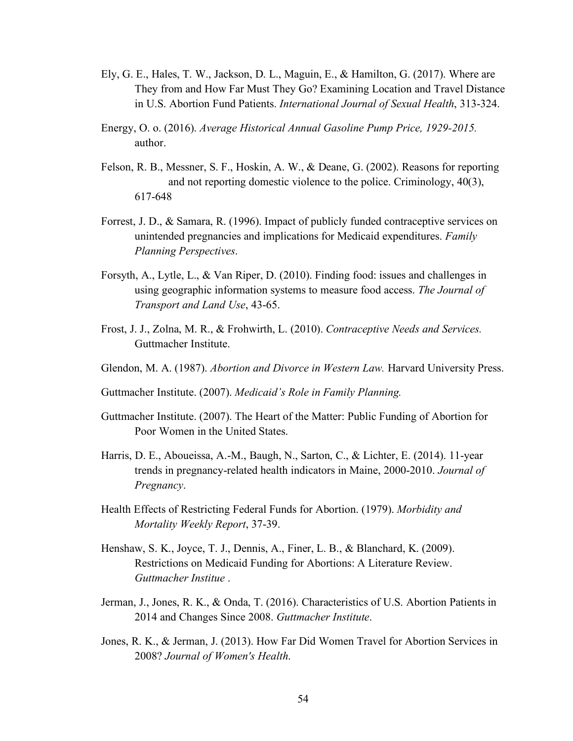Ely, G. E., Hales, T. W., Jackson, D. L., Maguin, E., & Hamilton, G. (2017). Where are They from and How Far Must They Go? Examining Location and Travel Distance in U.S. Abortion Fund Patients. *International Journal of Sexual Health*, 313-324.

Energy, O. o. (2016). *Average Historical Annual Gasoline Pump Price, 1929-2015.* author.

Felson, R. B., Messner, S. F., Hoskin, A. W., & Deane, G. (2002). Reasons for reporting and not reporting domestic violence to the police. Criminology, 40(3), 617-648

Forrest, J. D., & Samara, R. (1996). Impact of publicly funded contraceptive services on unintended pregnancies and implications for Medicaid expenditures. *Family Planning Perspectives*.

Forsyth, A., Lytle, L., & Van Riper, D. (2010). Finding food: issues and challenges in using geographic information systems to measure food access. *The Journal of Transport and Land Use*, 43-65.

Frost, J. J., Zolna, M. R., & Frohwirth, L. (2010). *Contraceptive Needs and Services.* Guttmacher Institute.

Glendon, M. A. (1987). *Abortion and Divorce in Western Law.* Harvard University Press.

Guttmacher Institute. (2007). *Medicaid's Role in Family Planning.*

Guttmacher Institute. (2007). The Heart of the Matter: Public Funding of Abortion for Poor Women in the United States.

Harris, D. E., Aboueissa, A.-M., Baugh, N., Sarton, C., & Lichter, E. (2014). 11-year trends in pregnancy-related health indicators in Maine, 2000-2010. *Journal of Pregnancy*.

Health Effects of Restricting Federal Funds for Abortion. (1979). *Morbidity and Mortality Weekly Report*, 37-39.

Henshaw, S. K., Joyce, T. J., Dennis, A., Finer, L. B., & Blanchard, K. (2009). Restrictions on Medicaid Funding for Abortions: A Literature Review. *Guttmacher Institue* .

Jerman, J., Jones, R. K., & Onda, T. (2016). Characteristics of U.S. Abortion Patients in 2014 and Changes Since 2008. *Guttmacher Institute*.

Jones, R. K., & Jerman, J. (2013). How Far Did Women Travel for Abortion Services in 2008? *Journal of Women's Health*.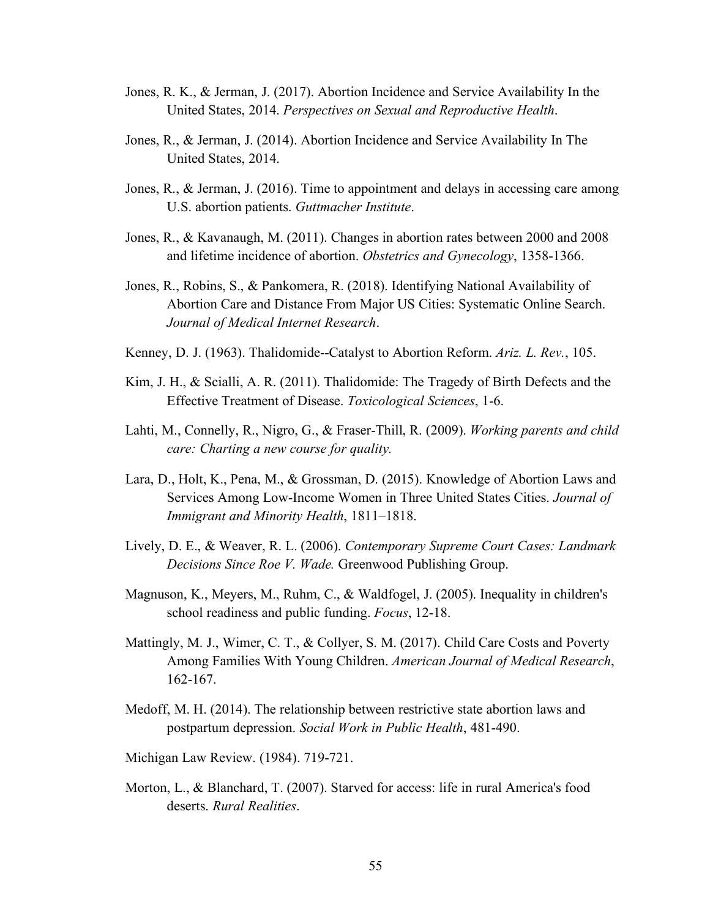Jones, R. K., & Jerman, J. (2017). Abortion Incidence and Service Availability In the United States, 2014. *Perspectives on Sexual and Reproductive Health*.

Jones, R., & Jerman, J. (2014). Abortion Incidence and Service Availability In The United States, 2014.

Jones, R., & Jerman, J. (2016). Time to appointment and delays in accessing care among U.S. abortion patients. *Guttmacher Institute*.

Jones, R., & Kavanaugh, M. (2011). Changes in abortion rates between 2000 and 2008 and lifetime incidence of abortion. *Obstetrics and Gynecology*, 1358-1366.

Jones, R., Robins, S., & Pankomera, R. (2018). Identifying National Availability of Abortion Care and Distance From Major US Cities: Systematic Online Search. *Journal of Medical Internet Research*.

Kenney, D. J. (1963). Thalidomide--Catalyst to Abortion Reform. *Ariz. L. Rev.*, 105.

Kim, J. H., & Scialli, A. R. (2011). Thalidomide: The Tragedy of Birth Defects and the Effective Treatment of Disease. *Toxicological Sciences*, 1-6.

Lahti, M., Connelly, R., Nigro, G., & Fraser-Thill, R. (2009). *Working parents and child care: Charting a new course for quality.*

Lara, D., Holt, K., Pena, M., & Grossman, D. (2015). Knowledge of Abortion Laws and Services Among Low-Income Women in Three United States Cities. *Journal of Immigrant and Minority Health*, 1811–1818.

Lively, D. E., & Weaver, R. L. (2006). *Contemporary Supreme Court Cases: Landmark Decisions Since Roe V. Wade.* Greenwood Publishing Group.

Magnuson, K., Meyers, M., Ruhm, C., & Waldfogel, J. (2005). Inequality in children's school readiness and public funding. *Focus*, 12-18.

Mattingly, M. J., Wimer, C. T., & Collyer, S. M. (2017). Child Care Costs and Poverty Among Families With Young Children. *American Journal of Medical Research*, 162-167.

Medoff, M. H. (2014). The relationship between restrictive state abortion laws and postpartum depression. *Social Work in Public Health*, 481-490.

Michigan Law Review. (1984). 719-721.

Morton, L., & Blanchard, T. (2007). Starved for access: life in rural America's food deserts. *Rural Realities*.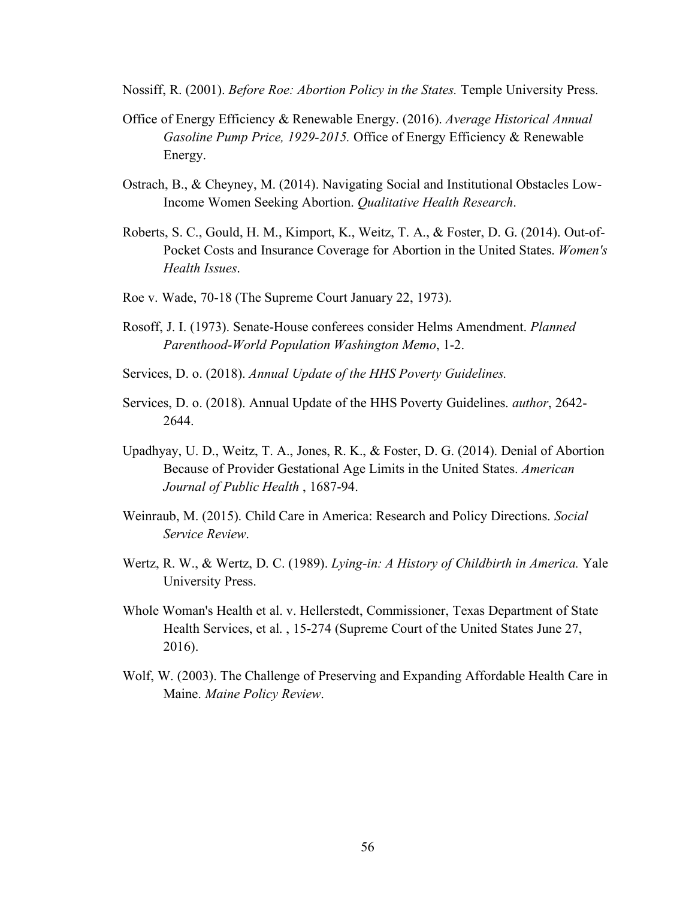Nossiff, R. (2001). *Before Roe: Abortion Policy in the States.* Temple University Press.

Office of Energy Efficiency & Renewable Energy. (2016). *Average Historical Annual Gasoline Pump Price, 1929-2015.* Office of Energy Efficiency & Renewable Energy.

Ostrach, B., & Cheyney, M. (2014). Navigating Social and Institutional Obstacles Low-Income Women Seeking Abortion. *Qualitative Health Research*.

Roberts, S. C., Gould, H. M., Kimport, K., Weitz, T. A., & Foster, D. G. (2014). Out-of-Pocket Costs and Insurance Coverage for Abortion in the United States. *Women's Health Issues*.

Roe v. Wade, 70-18 (The Supreme Court January 22, 1973).

Rosoff, J. I. (1973). Senate-House conferees consider Helms Amendment. *Planned Parenthood-World Population Washington Memo*, 1-2.

Services, D. o. (2018). *Annual Update of the HHS Poverty Guidelines.*

Services, D. o. (2018). Annual Update of the HHS Poverty Guidelines. *author*, 2642-2644.

Upadhyay, U. D., Weitz, T. A., Jones, R. K., & Foster, D. G. (2014). Denial of Abortion Because of Provider Gestational Age Limits in the United States. *American Journal of Public Health* , 1687-94.

Weinraub, M. (2015). Child Care in America: Research and Policy Directions. *Social Service Review*.

Wertz, R. W., & Wertz, D. C. (1989). *Lying-in: A History of Childbirth in America.* Yale University Press.

Whole Woman's Health et al. v. Hellerstedt, Commissioner, Texas Department of State Health Services, et al. , 15-274 (Supreme Court of the United States June 27, 2016).

Wolf, W. (2003). The Challenge of Preserving and Expanding Affordable Health Care in Maine. *Maine Policy Review*.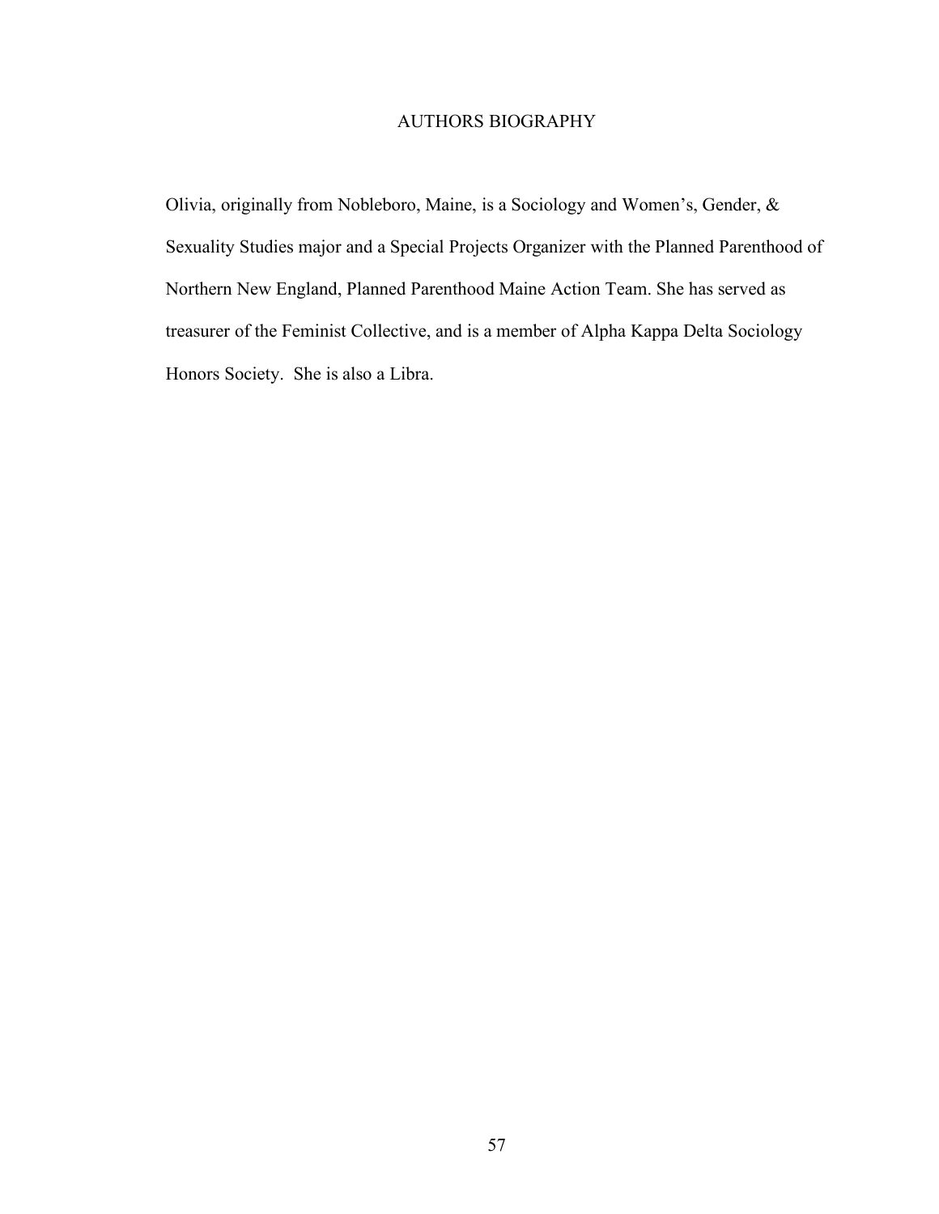# AUTHORS BIOGRAPHY

Olivia, originally from Nobleboro, Maine, is a Sociology and Women's, Gender, & Sexuality Studies major and a Special Projects Organizer with the Planned Parenthood of Northern New England, Planned Parenthood Maine Action Team. She has served as treasurer of the Feminist Collective, and is a member of Alpha Kappa Delta Sociology Honors Society. She is also a Libra.